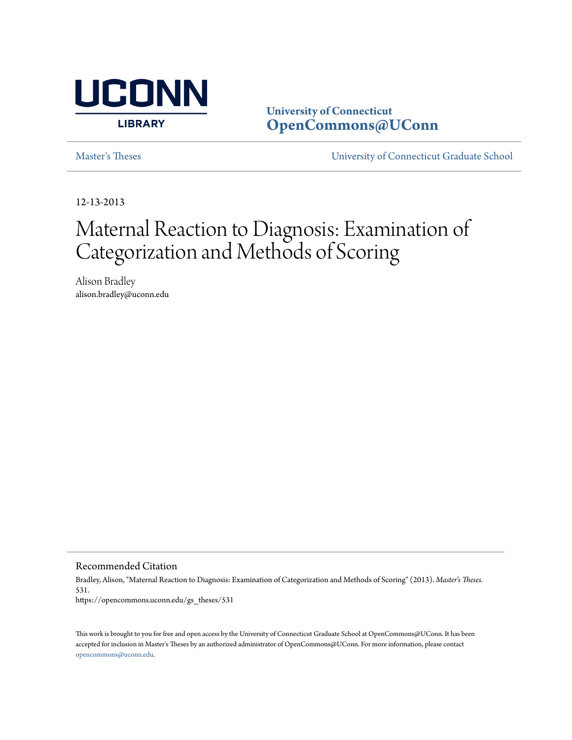UCONN LIBRARY

**University of Connecticut**
**OpenCommons@UConn**

Master's Theses | University of Connecticut Graduate School

12-13-2013

# Maternal Reaction to Diagnosis: Examination of Categorization and Methods of Scoring

Alison Bradley
alison.bradley@uconn.edu

## Recommended Citation

Bradley, Alison, "Maternal Reaction to Diagnosis: Examination of Categorization and Methods of Scoring" (2013). *Master's Theses*. 531.
https://opencommons.uconn.edu/gs_theses/531

This work is brought to you for free and open access by the University of Connecticut Graduate School at OpenCommons@UConn. It has been accepted for inclusion in Master's Theses by an authorized administrator of OpenCommons@UConn. For more information, please contact opencommons@uconn.edu.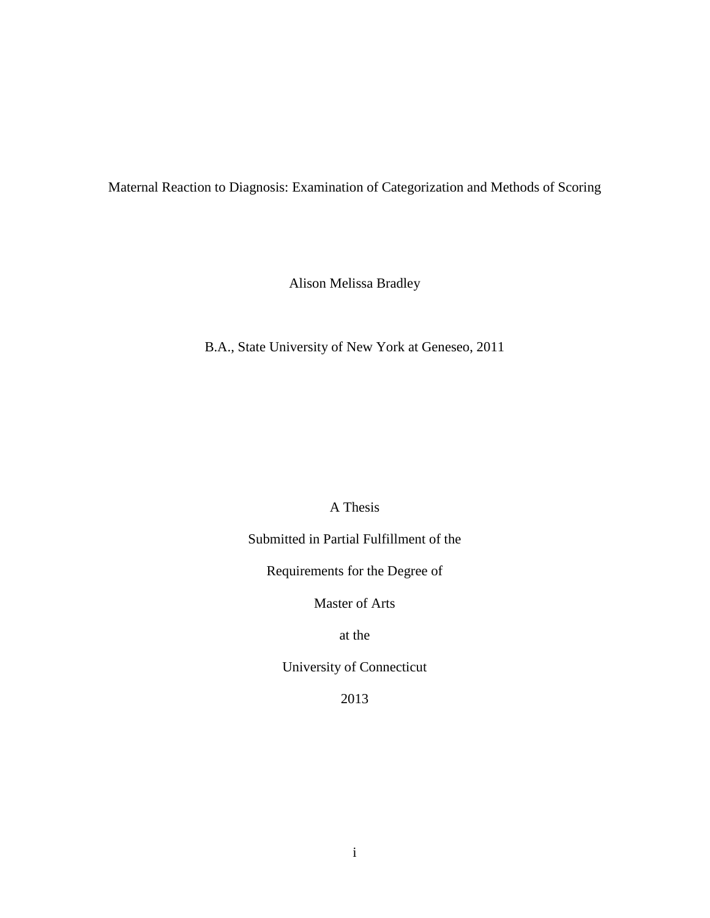# Maternal Reaction to Diagnosis: Examination of Categorization and Methods of Scoring

Alison Melissa Bradley

B.A., State University of New York at Geneseo, 2011

A Thesis

Submitted in Partial Fulfillment of the

Requirements for the Degree of

Master of Arts

at the

University of Connecticut

2013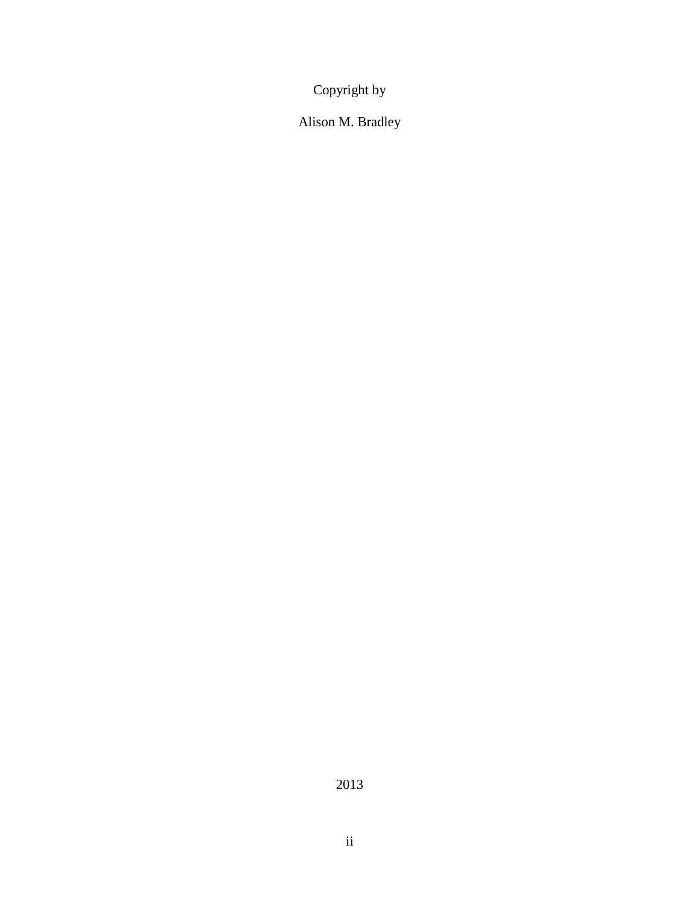Copyright by

Alison M. Bradley

2013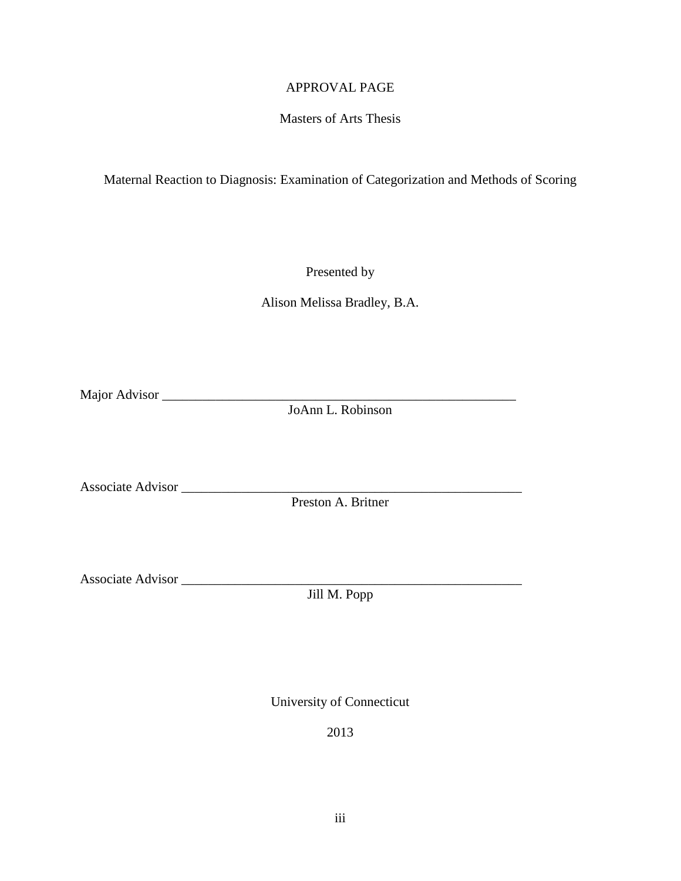APPROVAL PAGE

Masters of Arts Thesis

Maternal Reaction to Diagnosis: Examination of Categorization and Methods of Scoring

Presented by

Alison Melissa Bradley, B.A.

Major Advisor ________________________________________________________
JoAnn L. Robinson

Associate Advisor ______________________________________________________
Preston A. Britner

Associate Advisor ______________________________________________________
Jill M. Popp

University of Connecticut

2013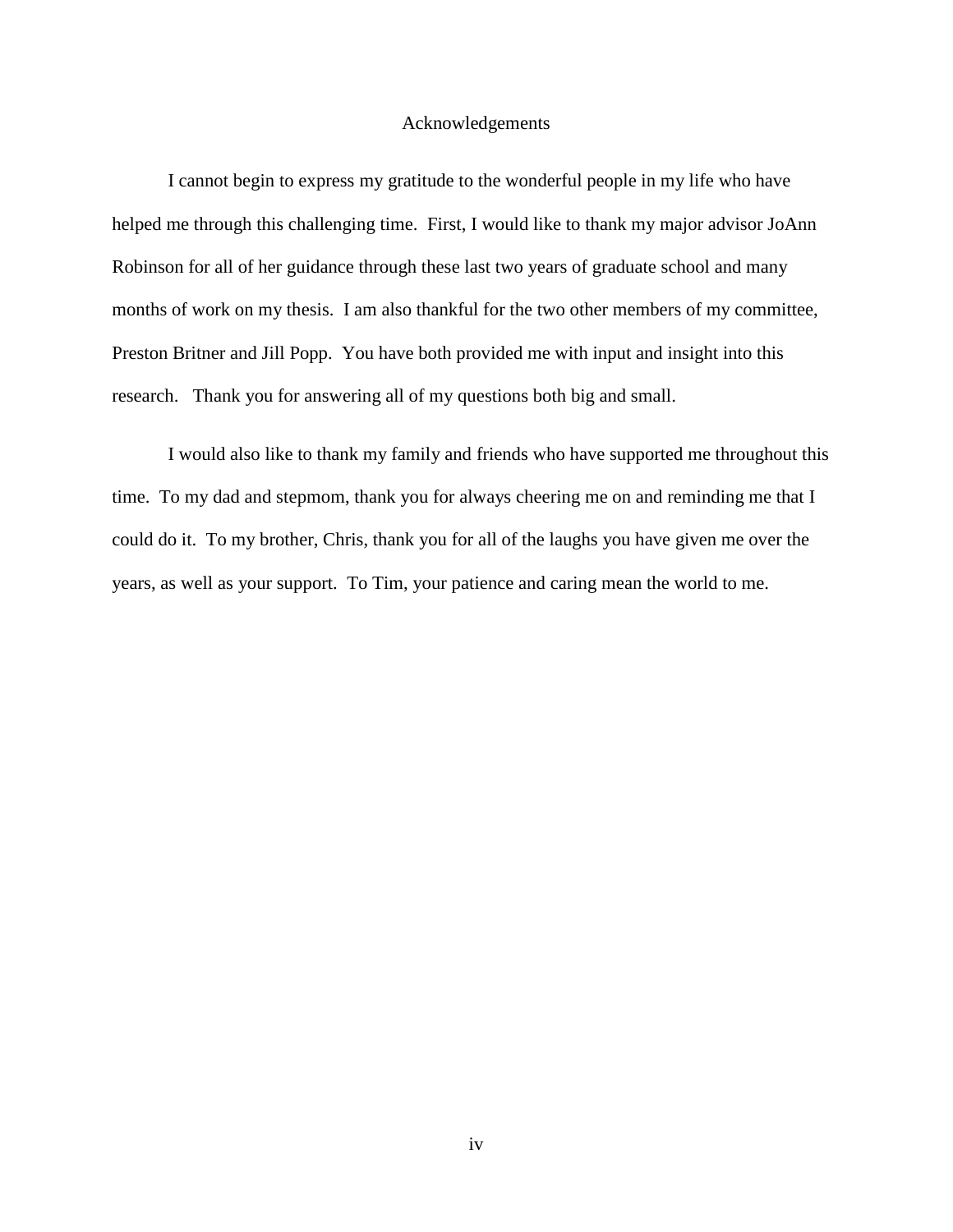# Acknowledgements

I cannot begin to express my gratitude to the wonderful people in my life who have helped me through this challenging time. First, I would like to thank my major advisor JoAnn Robinson for all of her guidance through these last two years of graduate school and many months of work on my thesis. I am also thankful for the two other members of my committee, Preston Britner and Jill Popp. You have both provided me with input and insight into this research. Thank you for answering all of my questions both big and small.

I would also like to thank my family and friends who have supported me throughout this time. To my dad and stepmom, thank you for always cheering me on and reminding me that I could do it. To my brother, Chris, thank you for all of the laughs you have given me over the years, as well as your support. To Tim, your patience and caring mean the world to me.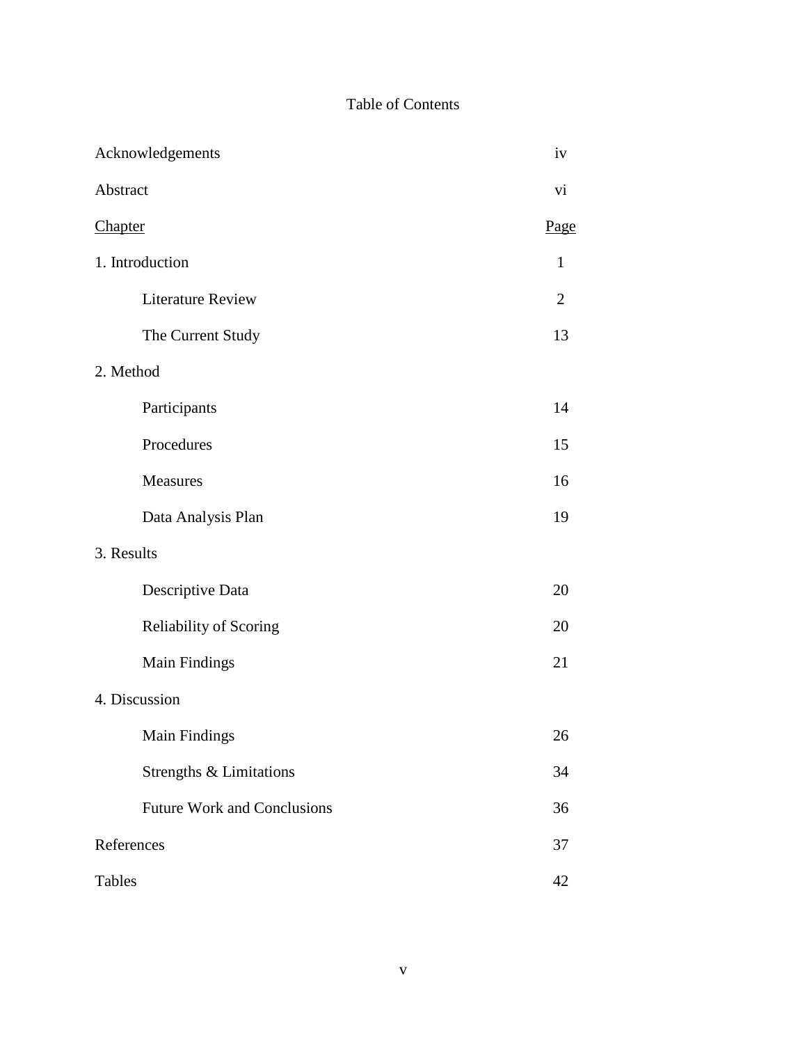# Table of Contents

| | |
|---|---|
| Acknowledgements | iv |
| Abstract | vi |
| Chapter | Page |
| 1. Introduction | 1 |
| Literature Review | 2 |
| The Current Study | 13 |
| 2. Method | |
| Participants | 14 |
| Procedures | 15 |
| Measures | 16 |
| Data Analysis Plan | 19 |
| 3. Results | |
| Descriptive Data | 20 |
| Reliability of Scoring | 20 |
| Main Findings | 21 |
| 4. Discussion | |
| Main Findings | 26 |
| Strengths & Limitations | 34 |
| Future Work and Conclusions | 36 |
| References | 37 |
| Tables | 42 |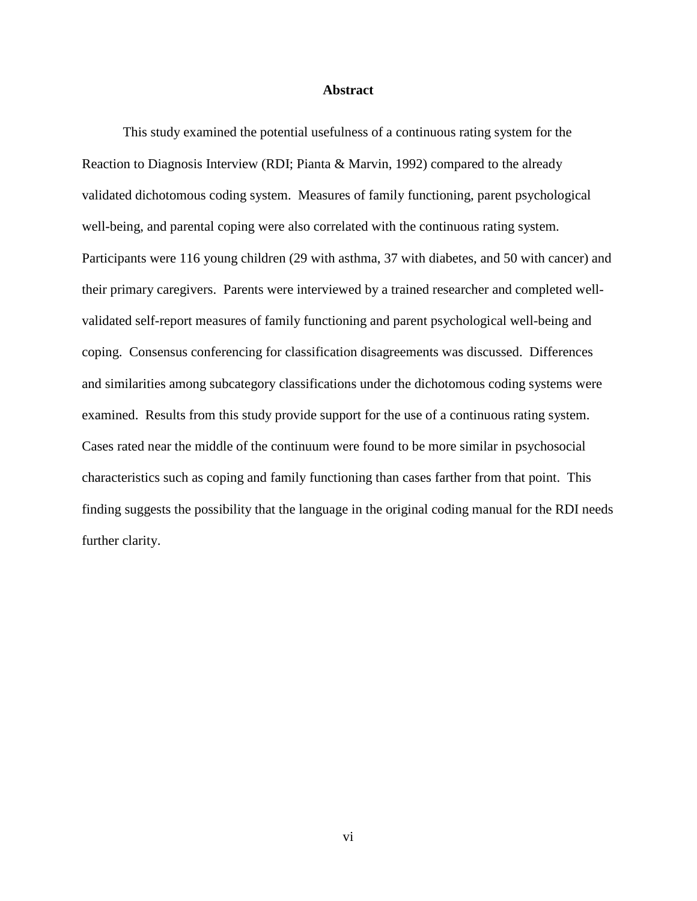# Abstract

This study examined the potential usefulness of a continuous rating system for the Reaction to Diagnosis Interview (RDI; Pianta & Marvin, 1992) compared to the already validated dichotomous coding system. Measures of family functioning, parent psychological well-being, and parental coping were also correlated with the continuous rating system. Participants were 116 young children (29 with asthma, 37 with diabetes, and 50 with cancer) and their primary caregivers. Parents were interviewed by a trained researcher and completed well-validated self-report measures of family functioning and parent psychological well-being and coping. Consensus conferencing for classification disagreements was discussed. Differences and similarities among subcategory classifications under the dichotomous coding systems were examined. Results from this study provide support for the use of a continuous rating system. Cases rated near the middle of the continuum were found to be more similar in psychosocial characteristics such as coping and family functioning than cases farther from that point. This finding suggests the possibility that the language in the original coding manual for the RDI needs further clarity.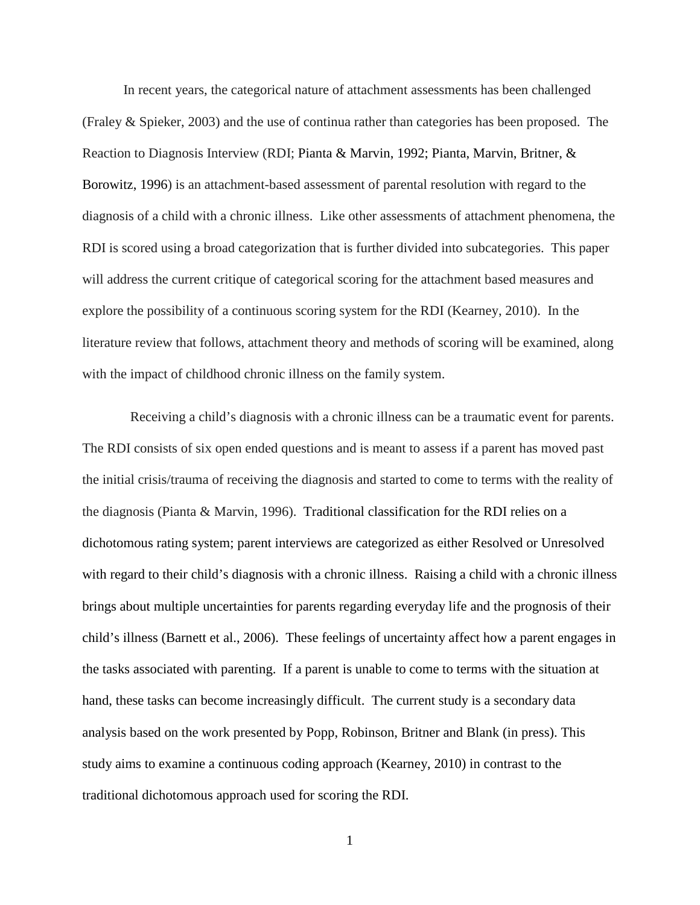In recent years, the categorical nature of attachment assessments has been challenged (Fraley & Spieker, 2003) and the use of continua rather than categories has been proposed. The Reaction to Diagnosis Interview (RDI; Pianta & Marvin, 1992; Pianta, Marvin, Britner, & Borowitz, 1996) is an attachment-based assessment of parental resolution with regard to the diagnosis of a child with a chronic illness. Like other assessments of attachment phenomena, the RDI is scored using a broad categorization that is further divided into subcategories. This paper will address the current critique of categorical scoring for the attachment based measures and explore the possibility of a continuous scoring system for the RDI (Kearney, 2010). In the literature review that follows, attachment theory and methods of scoring will be examined, along with the impact of childhood chronic illness on the family system.

Receiving a child's diagnosis with a chronic illness can be a traumatic event for parents. The RDI consists of six open ended questions and is meant to assess if a parent has moved past the initial crisis/trauma of receiving the diagnosis and started to come to terms with the reality of the diagnosis (Pianta & Marvin, 1996). Traditional classification for the RDI relies on a dichotomous rating system; parent interviews are categorized as either Resolved or Unresolved with regard to their child's diagnosis with a chronic illness. Raising a child with a chronic illness brings about multiple uncertainties for parents regarding everyday life and the prognosis of their child's illness (Barnett et al., 2006). These feelings of uncertainty affect how a parent engages in the tasks associated with parenting. If a parent is unable to come to terms with the situation at hand, these tasks can become increasingly difficult. The current study is a secondary data analysis based on the work presented by Popp, Robinson, Britner and Blank (in press). This study aims to examine a continuous coding approach (Kearney, 2010) in contrast to the traditional dichotomous approach used for scoring the RDI.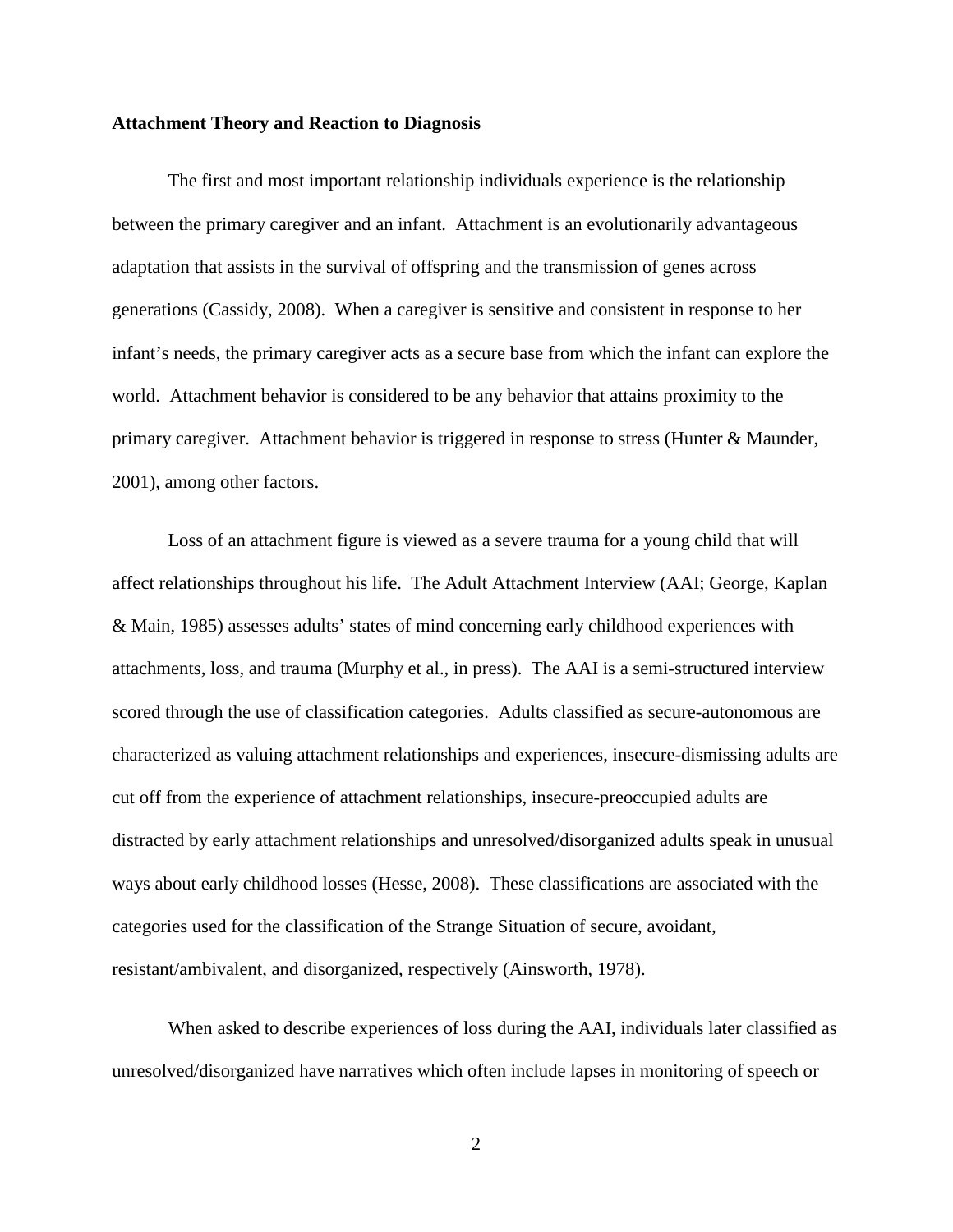**Attachment Theory and Reaction to Diagnosis**

The first and most important relationship individuals experience is the relationship between the primary caregiver and an infant. Attachment is an evolutionarily advantageous adaptation that assists in the survival of offspring and the transmission of genes across generations (Cassidy, 2008). When a caregiver is sensitive and consistent in response to her infant's needs, the primary caregiver acts as a secure base from which the infant can explore the world. Attachment behavior is considered to be any behavior that attains proximity to the primary caregiver. Attachment behavior is triggered in response to stress (Hunter & Maunder, 2001), among other factors.

Loss of an attachment figure is viewed as a severe trauma for a young child that will affect relationships throughout his life. The Adult Attachment Interview (AAI; George, Kaplan & Main, 1985) assesses adults' states of mind concerning early childhood experiences with attachments, loss, and trauma (Murphy et al., in press). The AAI is a semi-structured interview scored through the use of classification categories. Adults classified as secure-autonomous are characterized as valuing attachment relationships and experiences, insecure-dismissing adults are cut off from the experience of attachment relationships, insecure-preoccupied adults are distracted by early attachment relationships and unresolved/disorganized adults speak in unusual ways about early childhood losses (Hesse, 2008). These classifications are associated with the categories used for the classification of the Strange Situation of secure, avoidant, resistant/ambivalent, and disorganized, respectively (Ainsworth, 1978).

When asked to describe experiences of loss during the AAI, individuals later classified as unresolved/disorganized have narratives which often include lapses in monitoring of speech or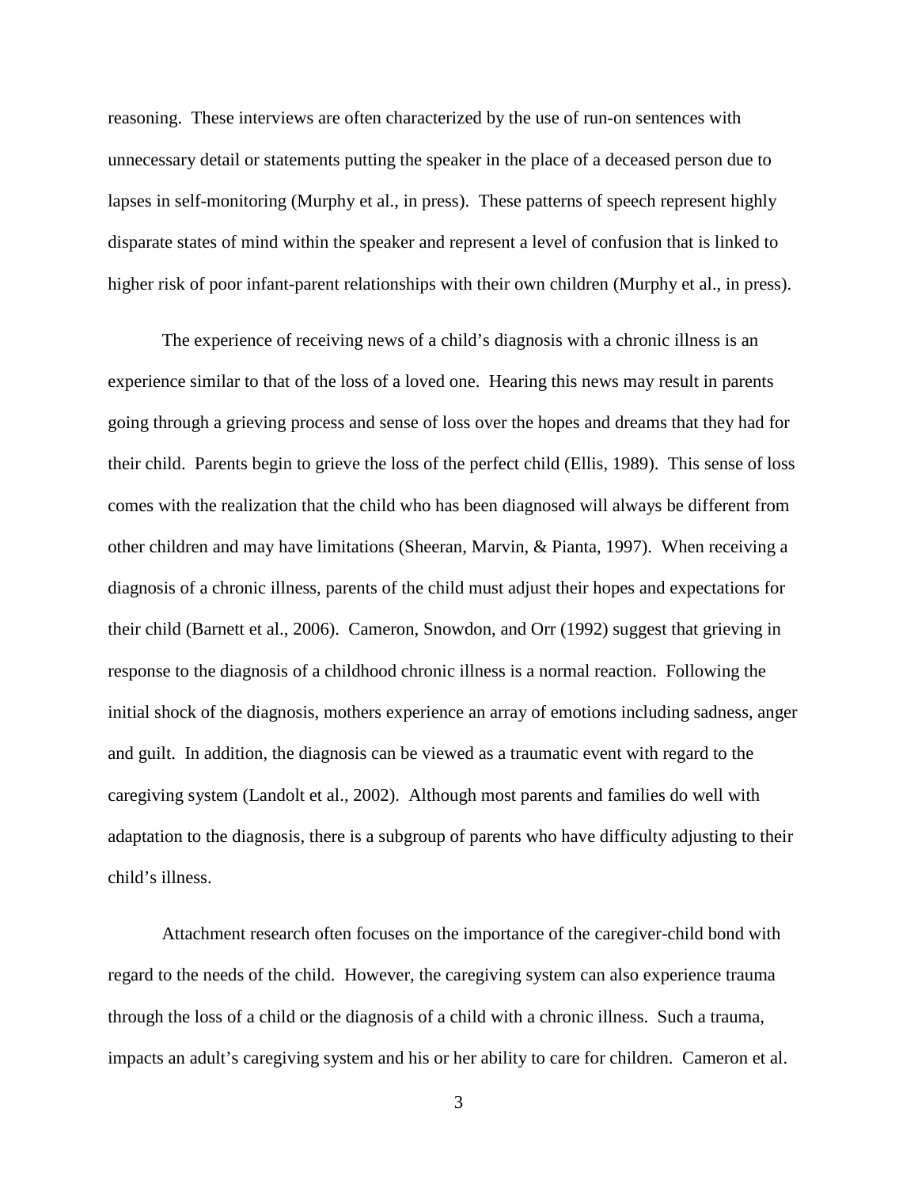reasoning. These interviews are often characterized by the use of run-on sentences with unnecessary detail or statements putting the speaker in the place of a deceased person due to lapses in self-monitoring (Murphy et al., in press). These patterns of speech represent highly disparate states of mind within the speaker and represent a level of confusion that is linked to higher risk of poor infant-parent relationships with their own children (Murphy et al., in press).

The experience of receiving news of a child's diagnosis with a chronic illness is an experience similar to that of the loss of a loved one. Hearing this news may result in parents going through a grieving process and sense of loss over the hopes and dreams that they had for their child. Parents begin to grieve the loss of the perfect child (Ellis, 1989). This sense of loss comes with the realization that the child who has been diagnosed will always be different from other children and may have limitations (Sheeran, Marvin, & Pianta, 1997). When receiving a diagnosis of a chronic illness, parents of the child must adjust their hopes and expectations for their child (Barnett et al., 2006). Cameron, Snowdon, and Orr (1992) suggest that grieving in response to the diagnosis of a childhood chronic illness is a normal reaction. Following the initial shock of the diagnosis, mothers experience an array of emotions including sadness, anger and guilt. In addition, the diagnosis can be viewed as a traumatic event with regard to the caregiving system (Landolt et al., 2002). Although most parents and families do well with adaptation to the diagnosis, there is a subgroup of parents who have difficulty adjusting to their child's illness.

Attachment research often focuses on the importance of the caregiver-child bond with regard to the needs of the child. However, the caregiving system can also experience trauma through the loss of a child or the diagnosis of a child with a chronic illness. Such a trauma, impacts an adult's caregiving system and his or her ability to care for children. Cameron et al.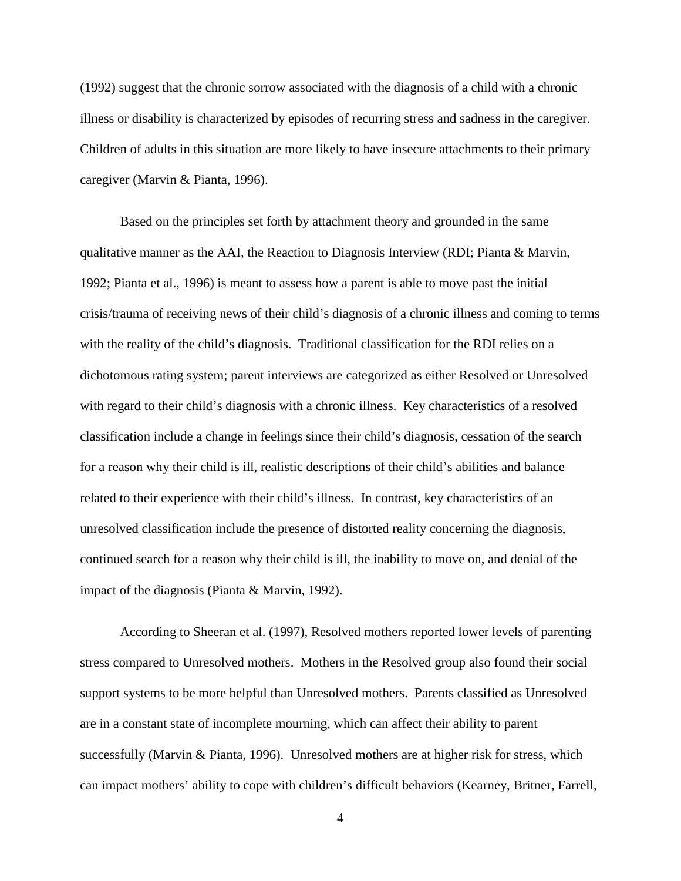(1992) suggest that the chronic sorrow associated with the diagnosis of a child with a chronic illness or disability is characterized by episodes of recurring stress and sadness in the caregiver. Children of adults in this situation are more likely to have insecure attachments to their primary caregiver (Marvin & Pianta, 1996).

Based on the principles set forth by attachment theory and grounded in the same qualitative manner as the AAI, the Reaction to Diagnosis Interview (RDI; Pianta & Marvin, 1992; Pianta et al., 1996) is meant to assess how a parent is able to move past the initial crisis/trauma of receiving news of their child's diagnosis of a chronic illness and coming to terms with the reality of the child's diagnosis. Traditional classification for the RDI relies on a dichotomous rating system; parent interviews are categorized as either Resolved or Unresolved with regard to their child's diagnosis with a chronic illness. Key characteristics of a resolved classification include a change in feelings since their child's diagnosis, cessation of the search for a reason why their child is ill, realistic descriptions of their child's abilities and balance related to their experience with their child's illness. In contrast, key characteristics of an unresolved classification include the presence of distorted reality concerning the diagnosis, continued search for a reason why their child is ill, the inability to move on, and denial of the impact of the diagnosis (Pianta & Marvin, 1992).

According to Sheeran et al. (1997), Resolved mothers reported lower levels of parenting stress compared to Unresolved mothers. Mothers in the Resolved group also found their social support systems to be more helpful than Unresolved mothers. Parents classified as Unresolved are in a constant state of incomplete mourning, which can affect their ability to parent successfully (Marvin & Pianta, 1996). Unresolved mothers are at higher risk for stress, which can impact mothers' ability to cope with children's difficult behaviors (Kearney, Britner, Farrell,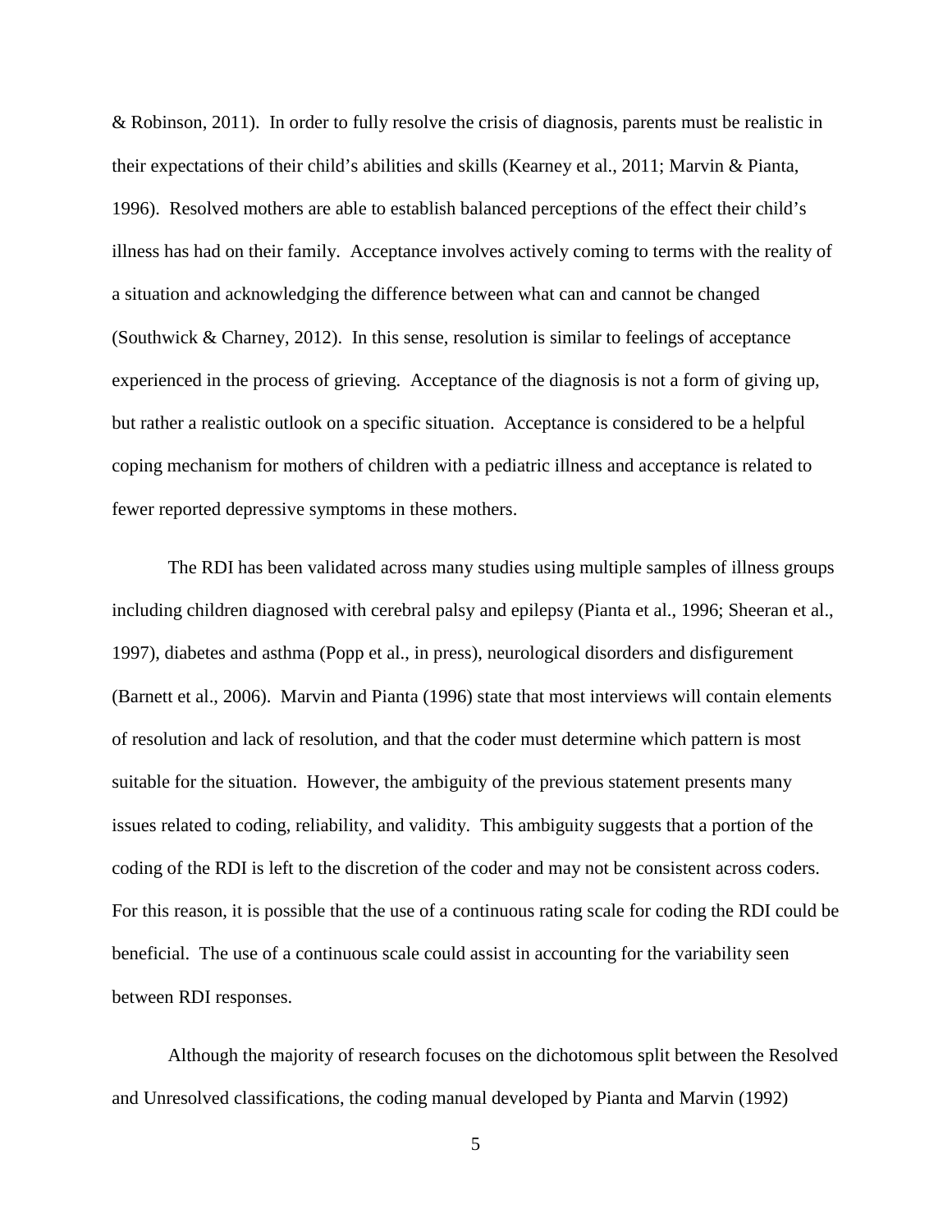& Robinson, 2011). In order to fully resolve the crisis of diagnosis, parents must be realistic in their expectations of their child's abilities and skills (Kearney et al., 2011; Marvin & Pianta, 1996). Resolved mothers are able to establish balanced perceptions of the effect their child's illness has had on their family. Acceptance involves actively coming to terms with the reality of a situation and acknowledging the difference between what can and cannot be changed (Southwick & Charney, 2012). In this sense, resolution is similar to feelings of acceptance experienced in the process of grieving. Acceptance of the diagnosis is not a form of giving up, but rather a realistic outlook on a specific situation. Acceptance is considered to be a helpful coping mechanism for mothers of children with a pediatric illness and acceptance is related to fewer reported depressive symptoms in these mothers.

The RDI has been validated across many studies using multiple samples of illness groups including children diagnosed with cerebral palsy and epilepsy (Pianta et al., 1996; Sheeran et al., 1997), diabetes and asthma (Popp et al., in press), neurological disorders and disfigurement (Barnett et al., 2006). Marvin and Pianta (1996) state that most interviews will contain elements of resolution and lack of resolution, and that the coder must determine which pattern is most suitable for the situation. However, the ambiguity of the previous statement presents many issues related to coding, reliability, and validity. This ambiguity suggests that a portion of the coding of the RDI is left to the discretion of the coder and may not be consistent across coders. For this reason, it is possible that the use of a continuous rating scale for coding the RDI could be beneficial. The use of a continuous scale could assist in accounting for the variability seen between RDI responses.

Although the majority of research focuses on the dichotomous split between the Resolved and Unresolved classifications, the coding manual developed by Pianta and Marvin (1992)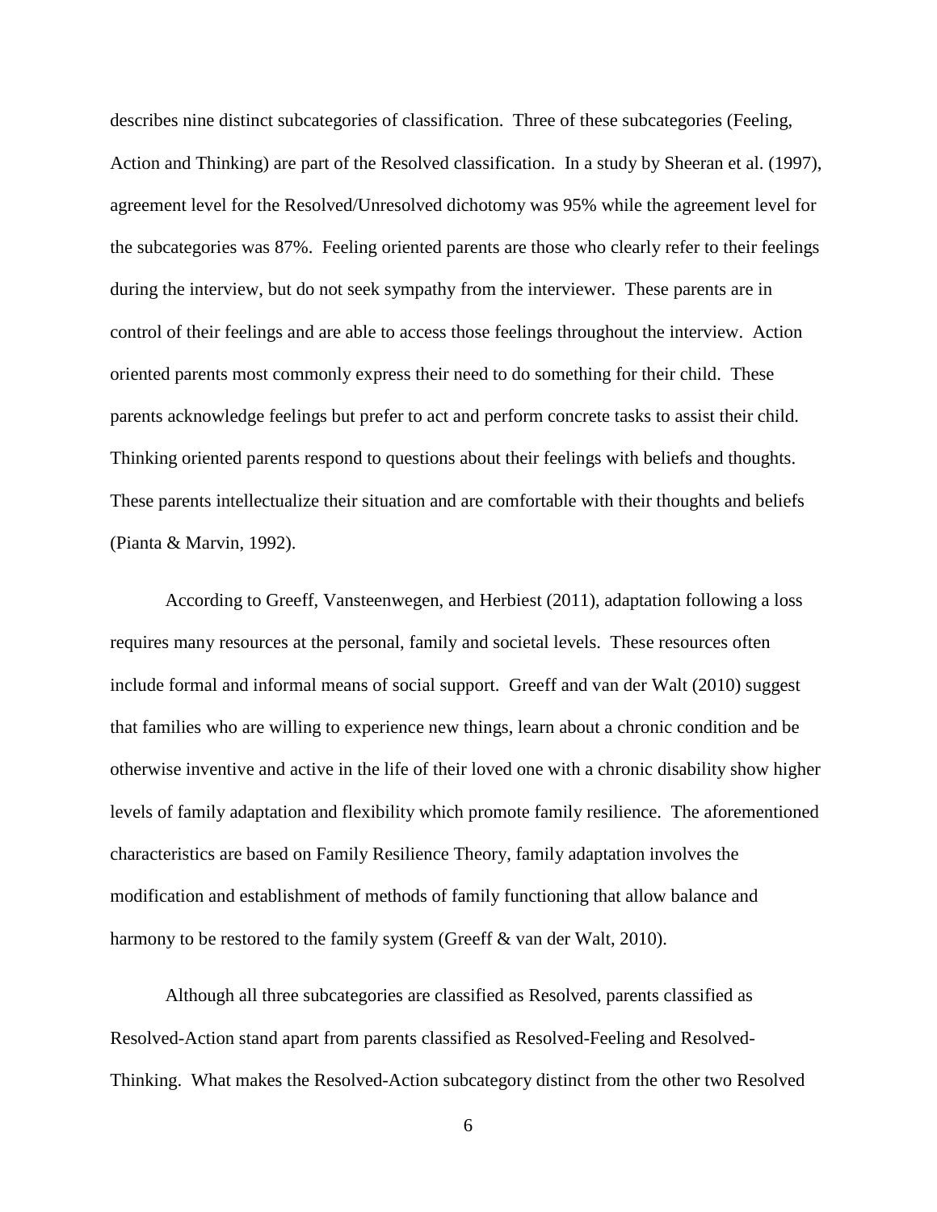describes nine distinct subcategories of classification. Three of these subcategories (Feeling, Action and Thinking) are part of the Resolved classification. In a study by Sheeran et al. (1997), agreement level for the Resolved/Unresolved dichotomy was 95% while the agreement level for the subcategories was 87%. Feeling oriented parents are those who clearly refer to their feelings during the interview, but do not seek sympathy from the interviewer. These parents are in control of their feelings and are able to access those feelings throughout the interview. Action oriented parents most commonly express their need to do something for their child. These parents acknowledge feelings but prefer to act and perform concrete tasks to assist their child. Thinking oriented parents respond to questions about their feelings with beliefs and thoughts. These parents intellectualize their situation and are comfortable with their thoughts and beliefs (Pianta & Marvin, 1992).

According to Greeff, Vansteenwegen, and Herbiest (2011), adaptation following a loss requires many resources at the personal, family and societal levels. These resources often include formal and informal means of social support. Greeff and van der Walt (2010) suggest that families who are willing to experience new things, learn about a chronic condition and be otherwise inventive and active in the life of their loved one with a chronic disability show higher levels of family adaptation and flexibility which promote family resilience. The aforementioned characteristics are based on Family Resilience Theory, family adaptation involves the modification and establishment of methods of family functioning that allow balance and harmony to be restored to the family system (Greeff & van der Walt, 2010).

Although all three subcategories are classified as Resolved, parents classified as Resolved-Action stand apart from parents classified as Resolved-Feeling and Resolved-Thinking. What makes the Resolved-Action subcategory distinct from the other two Resolved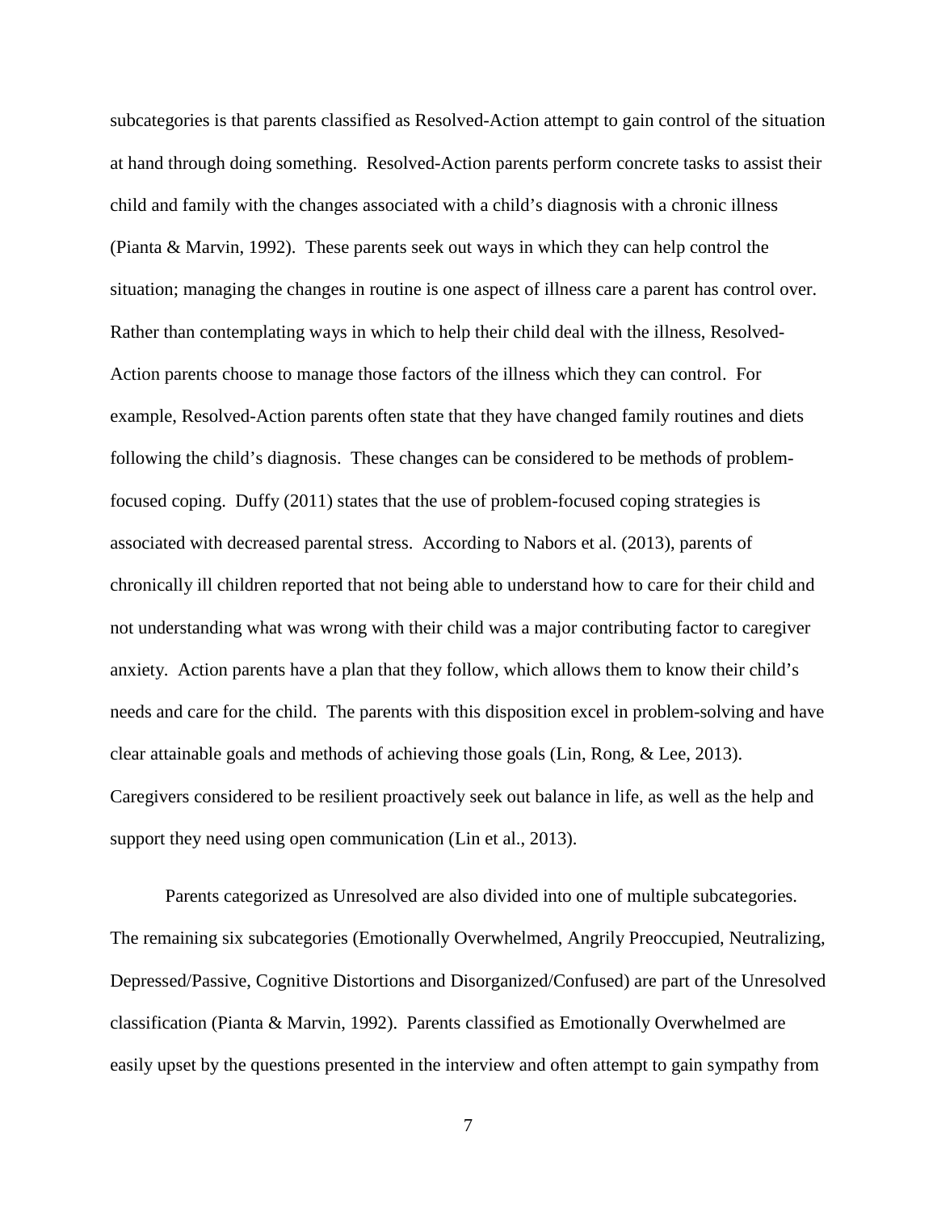subcategories is that parents classified as Resolved-Action attempt to gain control of the situation at hand through doing something. Resolved-Action parents perform concrete tasks to assist their child and family with the changes associated with a child's diagnosis with a chronic illness (Pianta & Marvin, 1992). These parents seek out ways in which they can help control the situation; managing the changes in routine is one aspect of illness care a parent has control over. Rather than contemplating ways in which to help their child deal with the illness, Resolved-Action parents choose to manage those factors of the illness which they can control. For example, Resolved-Action parents often state that they have changed family routines and diets following the child's diagnosis. These changes can be considered to be methods of problem-focused coping. Duffy (2011) states that the use of problem-focused coping strategies is associated with decreased parental stress. According to Nabors et al. (2013), parents of chronically ill children reported that not being able to understand how to care for their child and not understanding what was wrong with their child was a major contributing factor to caregiver anxiety. Action parents have a plan that they follow, which allows them to know their child's needs and care for the child. The parents with this disposition excel in problem-solving and have clear attainable goals and methods of achieving those goals (Lin, Rong, & Lee, 2013). Caregivers considered to be resilient proactively seek out balance in life, as well as the help and support they need using open communication (Lin et al., 2013).

Parents categorized as Unresolved are also divided into one of multiple subcategories. The remaining six subcategories (Emotionally Overwhelmed, Angrily Preoccupied, Neutralizing, Depressed/Passive, Cognitive Distortions and Disorganized/Confused) are part of the Unresolved classification (Pianta & Marvin, 1992). Parents classified as Emotionally Overwhelmed are easily upset by the questions presented in the interview and often attempt to gain sympathy from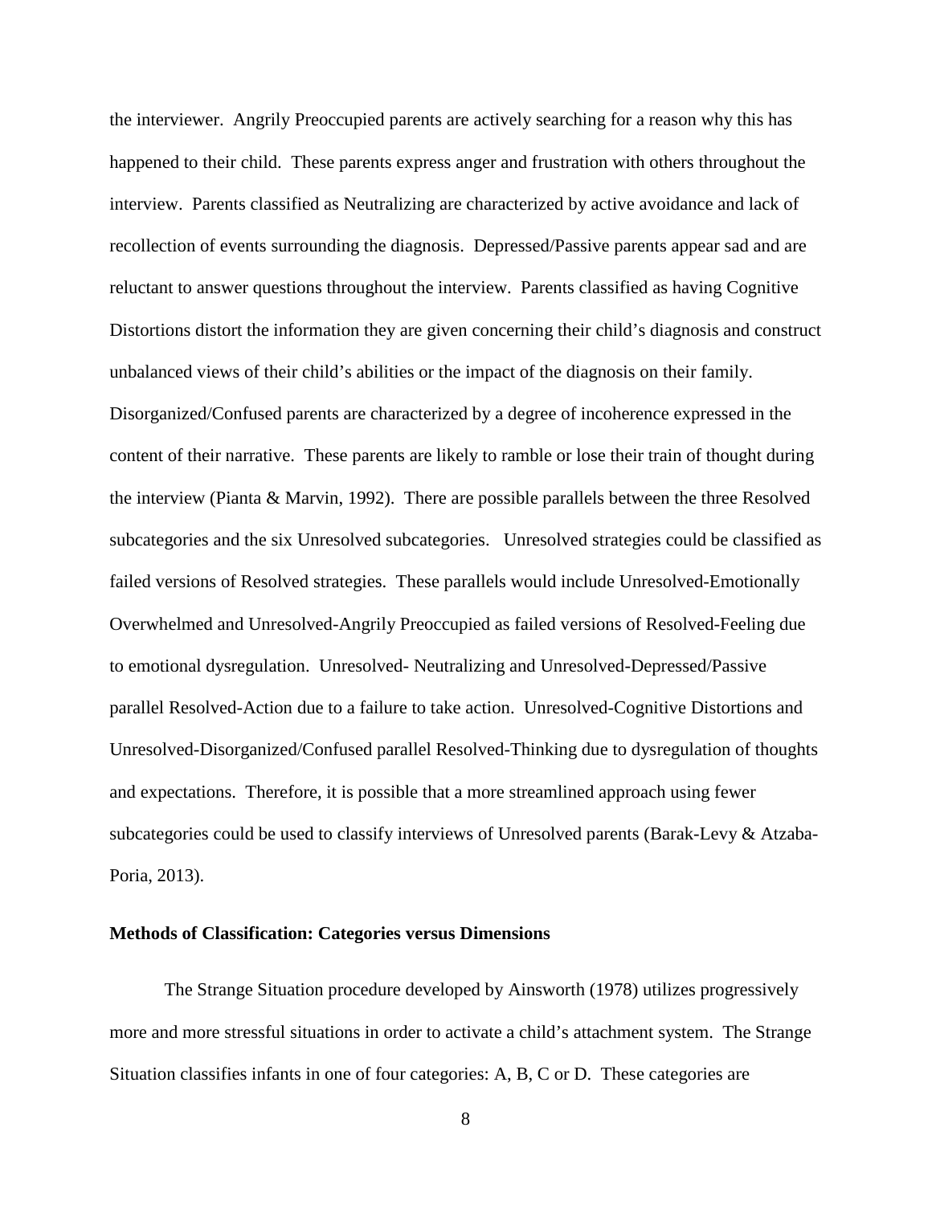the interviewer. Angrily Preoccupied parents are actively searching for a reason why this has happened to their child. These parents express anger and frustration with others throughout the interview. Parents classified as Neutralizing are characterized by active avoidance and lack of recollection of events surrounding the diagnosis. Depressed/Passive parents appear sad and are reluctant to answer questions throughout the interview. Parents classified as having Cognitive Distortions distort the information they are given concerning their child's diagnosis and construct unbalanced views of their child's abilities or the impact of the diagnosis on their family. Disorganized/Confused parents are characterized by a degree of incoherence expressed in the content of their narrative. These parents are likely to ramble or lose their train of thought during the interview (Pianta & Marvin, 1992). There are possible parallels between the three Resolved subcategories and the six Unresolved subcategories. Unresolved strategies could be classified as failed versions of Resolved strategies. These parallels would include Unresolved-Emotionally Overwhelmed and Unresolved-Angrily Preoccupied as failed versions of Resolved-Feeling due to emotional dysregulation. Unresolved- Neutralizing and Unresolved-Depressed/Passive parallel Resolved-Action due to a failure to take action. Unresolved-Cognitive Distortions and Unresolved-Disorganized/Confused parallel Resolved-Thinking due to dysregulation of thoughts and expectations. Therefore, it is possible that a more streamlined approach using fewer subcategories could be used to classify interviews of Unresolved parents (Barak-Levy & Atzaba-Poria, 2013).

**Methods of Classification: Categories versus Dimensions**

The Strange Situation procedure developed by Ainsworth (1978) utilizes progressively more and more stressful situations in order to activate a child's attachment system. The Strange Situation classifies infants in one of four categories: A, B, C or D. These categories are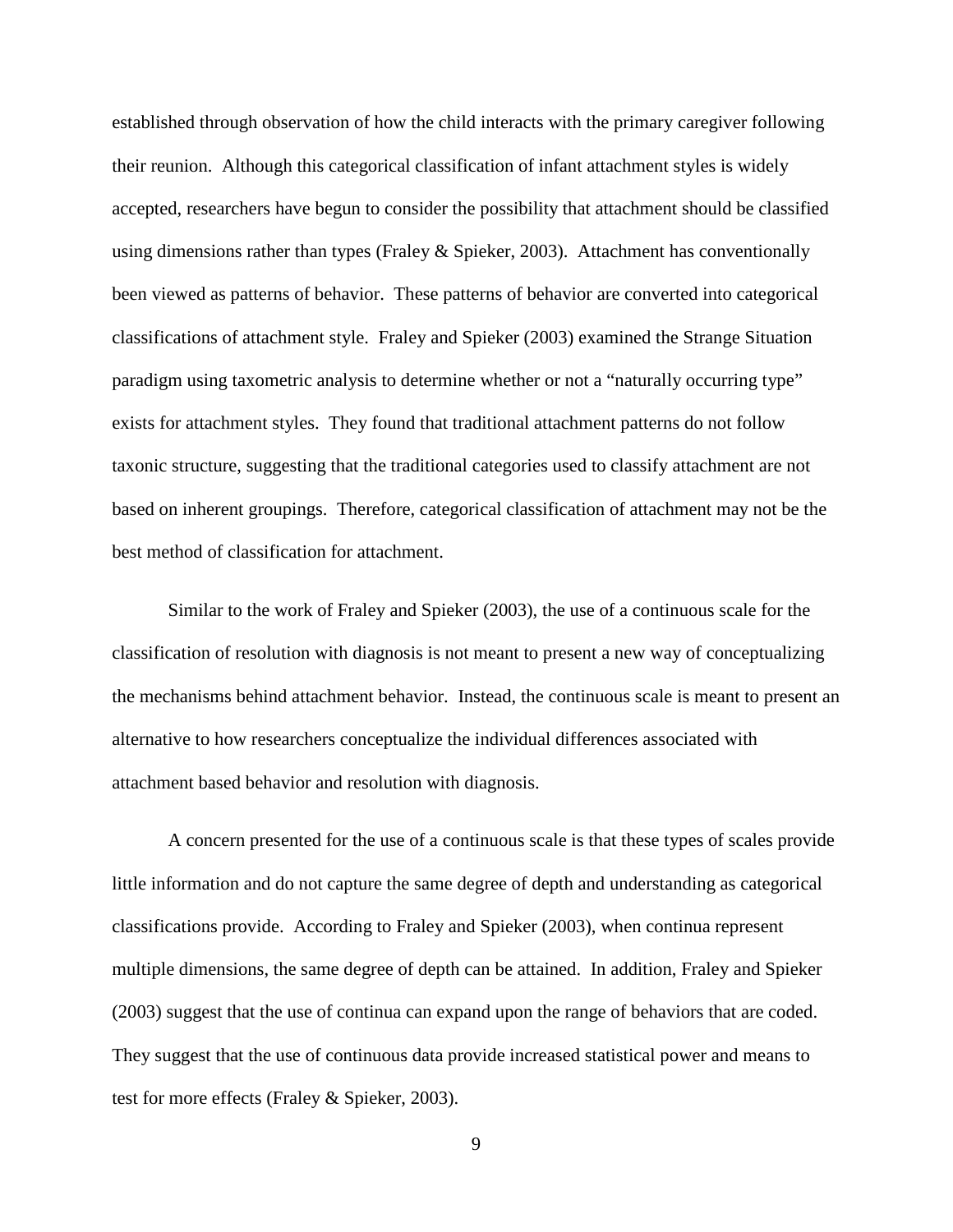established through observation of how the child interacts with the primary caregiver following their reunion. Although this categorical classification of infant attachment styles is widely accepted, researchers have begun to consider the possibility that attachment should be classified using dimensions rather than types (Fraley & Spieker, 2003). Attachment has conventionally been viewed as patterns of behavior. These patterns of behavior are converted into categorical classifications of attachment style. Fraley and Spieker (2003) examined the Strange Situation paradigm using taxometric analysis to determine whether or not a "naturally occurring type" exists for attachment styles. They found that traditional attachment patterns do not follow taxonic structure, suggesting that the traditional categories used to classify attachment are not based on inherent groupings. Therefore, categorical classification of attachment may not be the best method of classification for attachment.

Similar to the work of Fraley and Spieker (2003), the use of a continuous scale for the classification of resolution with diagnosis is not meant to present a new way of conceptualizing the mechanisms behind attachment behavior. Instead, the continuous scale is meant to present an alternative to how researchers conceptualize the individual differences associated with attachment based behavior and resolution with diagnosis.

A concern presented for the use of a continuous scale is that these types of scales provide little information and do not capture the same degree of depth and understanding as categorical classifications provide. According to Fraley and Spieker (2003), when continua represent multiple dimensions, the same degree of depth can be attained. In addition, Fraley and Spieker (2003) suggest that the use of continua can expand upon the range of behaviors that are coded. They suggest that the use of continuous data provide increased statistical power and means to test for more effects (Fraley & Spieker, 2003).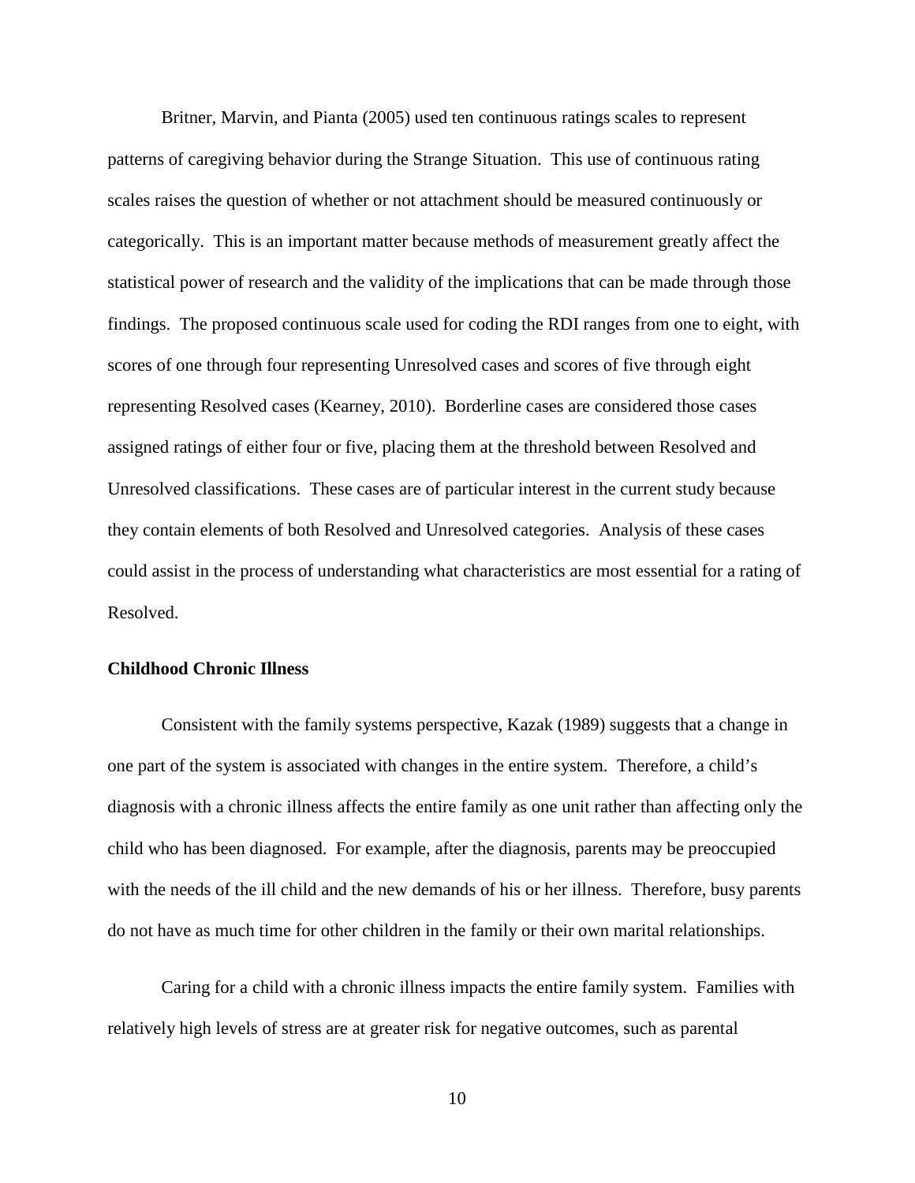Britner, Marvin, and Pianta (2005) used ten continuous ratings scales to represent patterns of caregiving behavior during the Strange Situation. This use of continuous rating scales raises the question of whether or not attachment should be measured continuously or categorically. This is an important matter because methods of measurement greatly affect the statistical power of research and the validity of the implications that can be made through those findings. The proposed continuous scale used for coding the RDI ranges from one to eight, with scores of one through four representing Unresolved cases and scores of five through eight representing Resolved cases (Kearney, 2010). Borderline cases are considered those cases assigned ratings of either four or five, placing them at the threshold between Resolved and Unresolved classifications. These cases are of particular interest in the current study because they contain elements of both Resolved and Unresolved categories. Analysis of these cases could assist in the process of understanding what characteristics are most essential for a rating of Resolved.

## Childhood Chronic Illness

Consistent with the family systems perspective, Kazak (1989) suggests that a change in one part of the system is associated with changes in the entire system. Therefore, a child's diagnosis with a chronic illness affects the entire family as one unit rather than affecting only the child who has been diagnosed. For example, after the diagnosis, parents may be preoccupied with the needs of the ill child and the new demands of his or her illness. Therefore, busy parents do not have as much time for other children in the family or their own marital relationships.

Caring for a child with a chronic illness impacts the entire family system. Families with relatively high levels of stress are at greater risk for negative outcomes, such as parental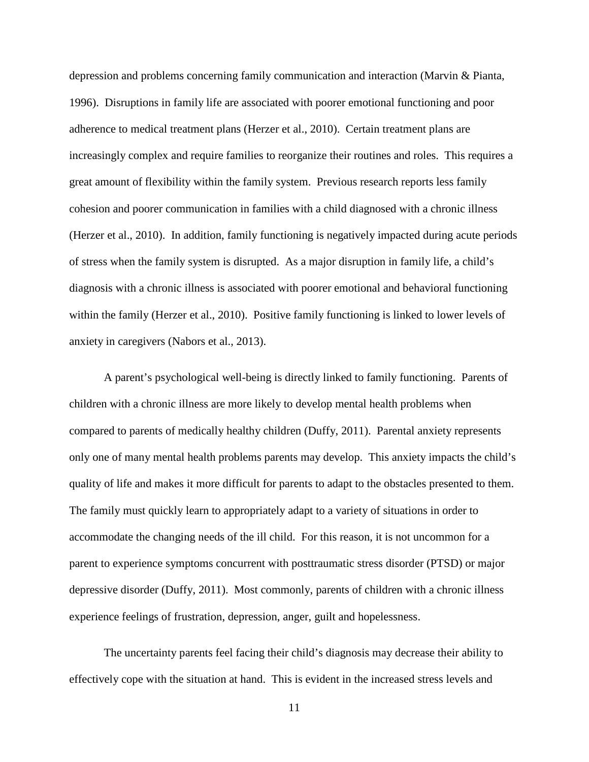depression and problems concerning family communication and interaction (Marvin & Pianta, 1996). Disruptions in family life are associated with poorer emotional functioning and poor adherence to medical treatment plans (Herzer et al., 2010). Certain treatment plans are increasingly complex and require families to reorganize their routines and roles. This requires a great amount of flexibility within the family system. Previous research reports less family cohesion and poorer communication in families with a child diagnosed with a chronic illness (Herzer et al., 2010). In addition, family functioning is negatively impacted during acute periods of stress when the family system is disrupted. As a major disruption in family life, a child's diagnosis with a chronic illness is associated with poorer emotional and behavioral functioning within the family (Herzer et al., 2010). Positive family functioning is linked to lower levels of anxiety in caregivers (Nabors et al., 2013).

A parent's psychological well-being is directly linked to family functioning. Parents of children with a chronic illness are more likely to develop mental health problems when compared to parents of medically healthy children (Duffy, 2011). Parental anxiety represents only one of many mental health problems parents may develop. This anxiety impacts the child's quality of life and makes it more difficult for parents to adapt to the obstacles presented to them. The family must quickly learn to appropriately adapt to a variety of situations in order to accommodate the changing needs of the ill child. For this reason, it is not uncommon for a parent to experience symptoms concurrent with posttraumatic stress disorder (PTSD) or major depressive disorder (Duffy, 2011). Most commonly, parents of children with a chronic illness experience feelings of frustration, depression, anger, guilt and hopelessness.

The uncertainty parents feel facing their child's diagnosis may decrease their ability to effectively cope with the situation at hand. This is evident in the increased stress levels and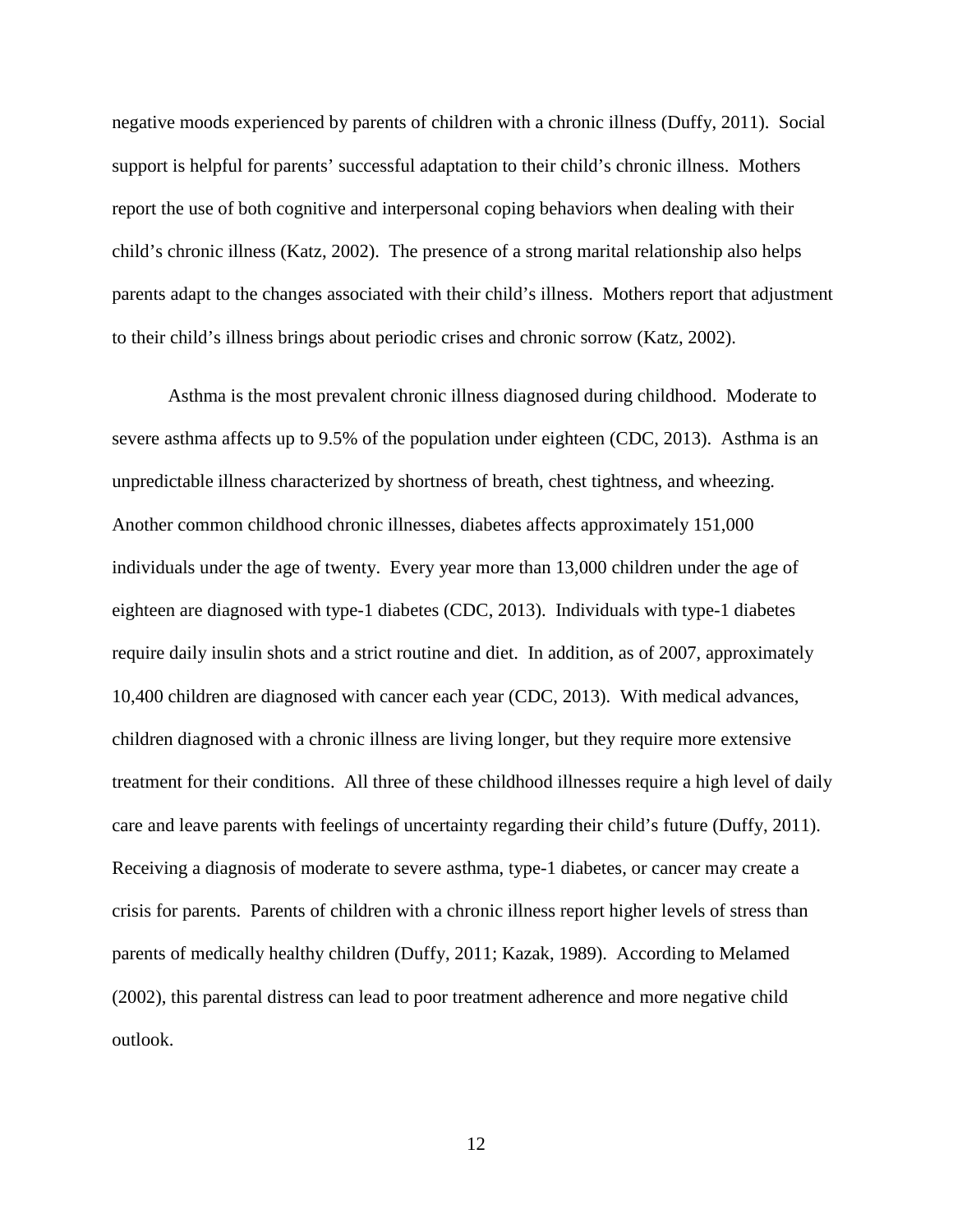negative moods experienced by parents of children with a chronic illness (Duffy, 2011). Social support is helpful for parents' successful adaptation to their child's chronic illness. Mothers report the use of both cognitive and interpersonal coping behaviors when dealing with their child's chronic illness (Katz, 2002). The presence of a strong marital relationship also helps parents adapt to the changes associated with their child's illness. Mothers report that adjustment to their child's illness brings about periodic crises and chronic sorrow (Katz, 2002).

Asthma is the most prevalent chronic illness diagnosed during childhood. Moderate to severe asthma affects up to 9.5% of the population under eighteen (CDC, 2013). Asthma is an unpredictable illness characterized by shortness of breath, chest tightness, and wheezing. Another common childhood chronic illnesses, diabetes affects approximately 151,000 individuals under the age of twenty. Every year more than 13,000 children under the age of eighteen are diagnosed with type-1 diabetes (CDC, 2013). Individuals with type-1 diabetes require daily insulin shots and a strict routine and diet. In addition, as of 2007, approximately 10,400 children are diagnosed with cancer each year (CDC, 2013). With medical advances, children diagnosed with a chronic illness are living longer, but they require more extensive treatment for their conditions. All three of these childhood illnesses require a high level of daily care and leave parents with feelings of uncertainty regarding their child's future (Duffy, 2011). Receiving a diagnosis of moderate to severe asthma, type-1 diabetes, or cancer may create a crisis for parents. Parents of children with a chronic illness report higher levels of stress than parents of medically healthy children (Duffy, 2011; Kazak, 1989). According to Melamed (2002), this parental distress can lead to poor treatment adherence and more negative child outlook.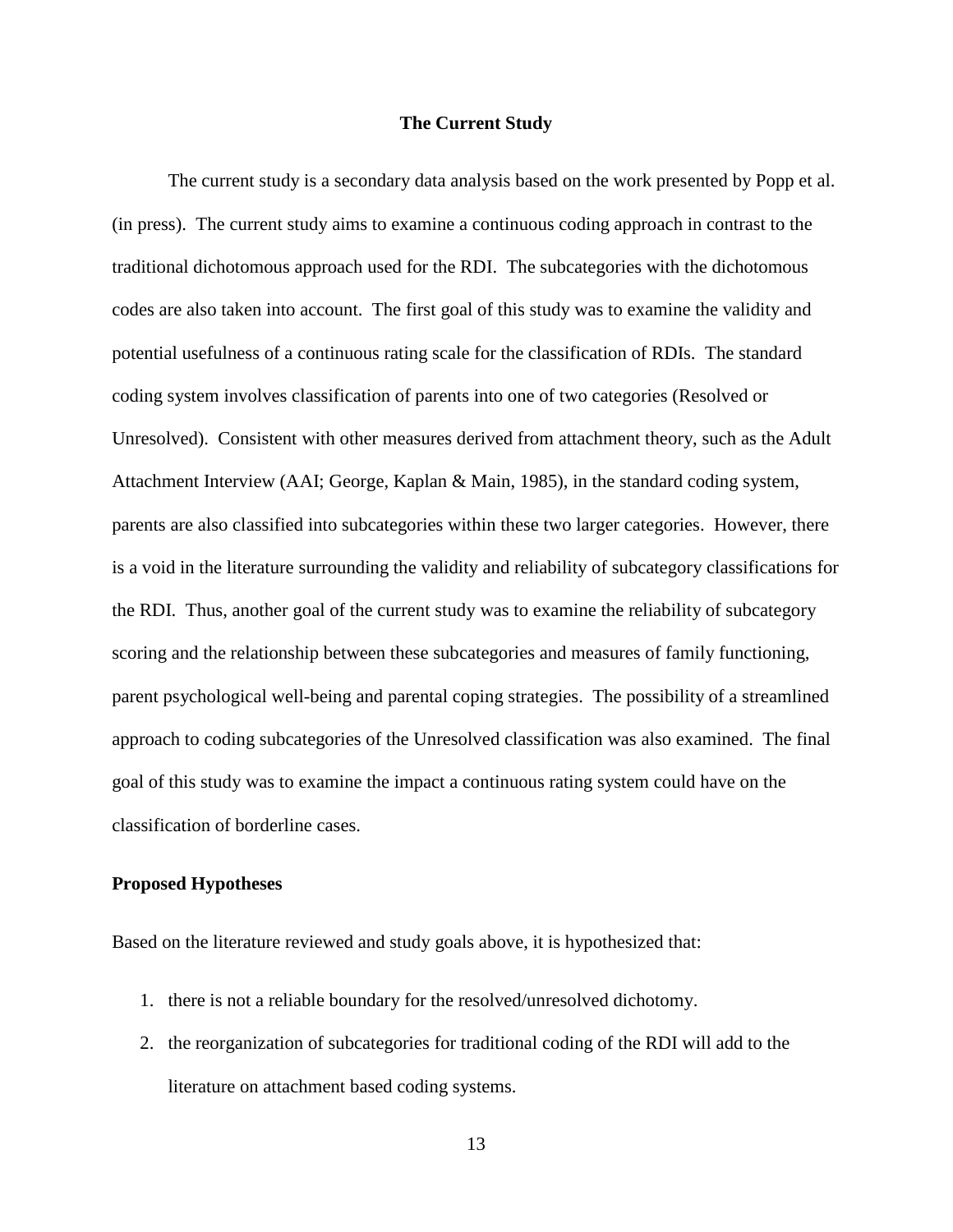## The Current Study

The current study is a secondary data analysis based on the work presented by Popp et al. (in press). The current study aims to examine a continuous coding approach in contrast to the traditional dichotomous approach used for the RDI. The subcategories with the dichotomous codes are also taken into account. The first goal of this study was to examine the validity and potential usefulness of a continuous rating scale for the classification of RDIs. The standard coding system involves classification of parents into one of two categories (Resolved or Unresolved). Consistent with other measures derived from attachment theory, such as the Adult Attachment Interview (AAI; George, Kaplan & Main, 1985), in the standard coding system, parents are also classified into subcategories within these two larger categories. However, there is a void in the literature surrounding the validity and reliability of subcategory classifications for the RDI. Thus, another goal of the current study was to examine the reliability of subcategory scoring and the relationship between these subcategories and measures of family functioning, parent psychological well-being and parental coping strategies. The possibility of a streamlined approach to coding subcategories of the Unresolved classification was also examined. The final goal of this study was to examine the impact a continuous rating system could have on the classification of borderline cases.

### Proposed Hypotheses

Based on the literature reviewed and study goals above, it is hypothesized that:

1. there is not a reliable boundary for the resolved/unresolved dichotomy.
2. the reorganization of subcategories for traditional coding of the RDI will add to the literature on attachment based coding systems.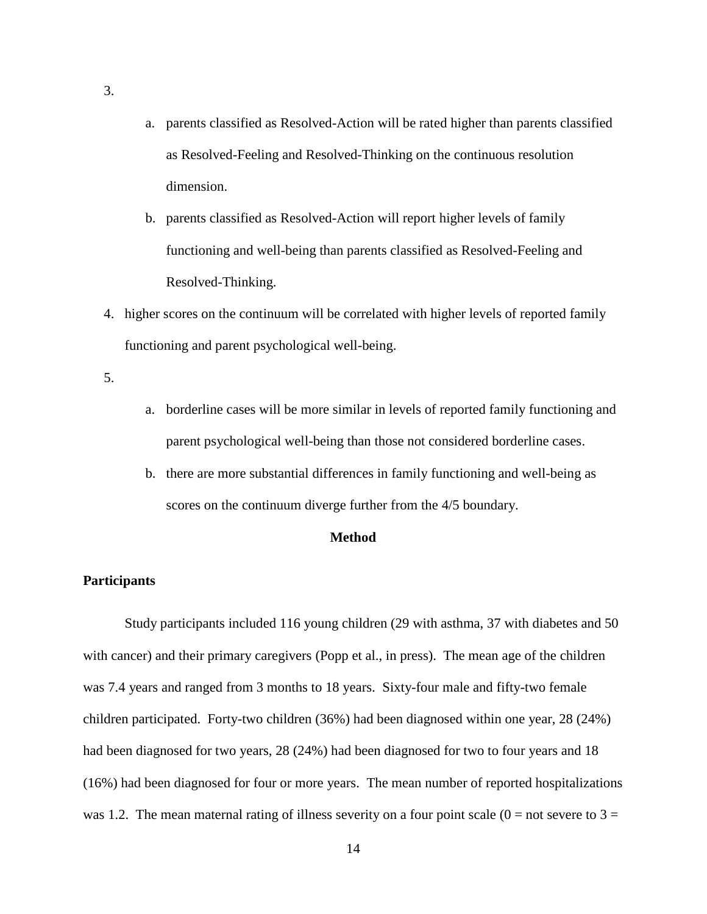3.

   a. parents classified as Resolved-Action will be rated higher than parents classified as Resolved-Feeling and Resolved-Thinking on the continuous resolution dimension.

   b. parents classified as Resolved-Action will report higher levels of family functioning and well-being than parents classified as Resolved-Feeling and Resolved-Thinking.

4. higher scores on the continuum will be correlated with higher levels of reported family functioning and parent psychological well-being.

5.

   a. borderline cases will be more similar in levels of reported family functioning and parent psychological well-being than those not considered borderline cases.

   b. there are more substantial differences in family functioning and well-being as scores on the continuum diverge further from the 4/5 boundary.

## Method

### Participants

Study participants included 116 young children (29 with asthma, 37 with diabetes and 50 with cancer) and their primary caregivers (Popp et al., in press). The mean age of the children was 7.4 years and ranged from 3 months to 18 years. Sixty-four male and fifty-two female children participated. Forty-two children (36%) had been diagnosed within one year, 28 (24%) had been diagnosed for two years, 28 (24%) had been diagnosed for two to four years and 18 (16%) had been diagnosed for four or more years. The mean number of reported hospitalizations was 1.2. The mean maternal rating of illness severity on a four point scale (0 = not severe to 3 =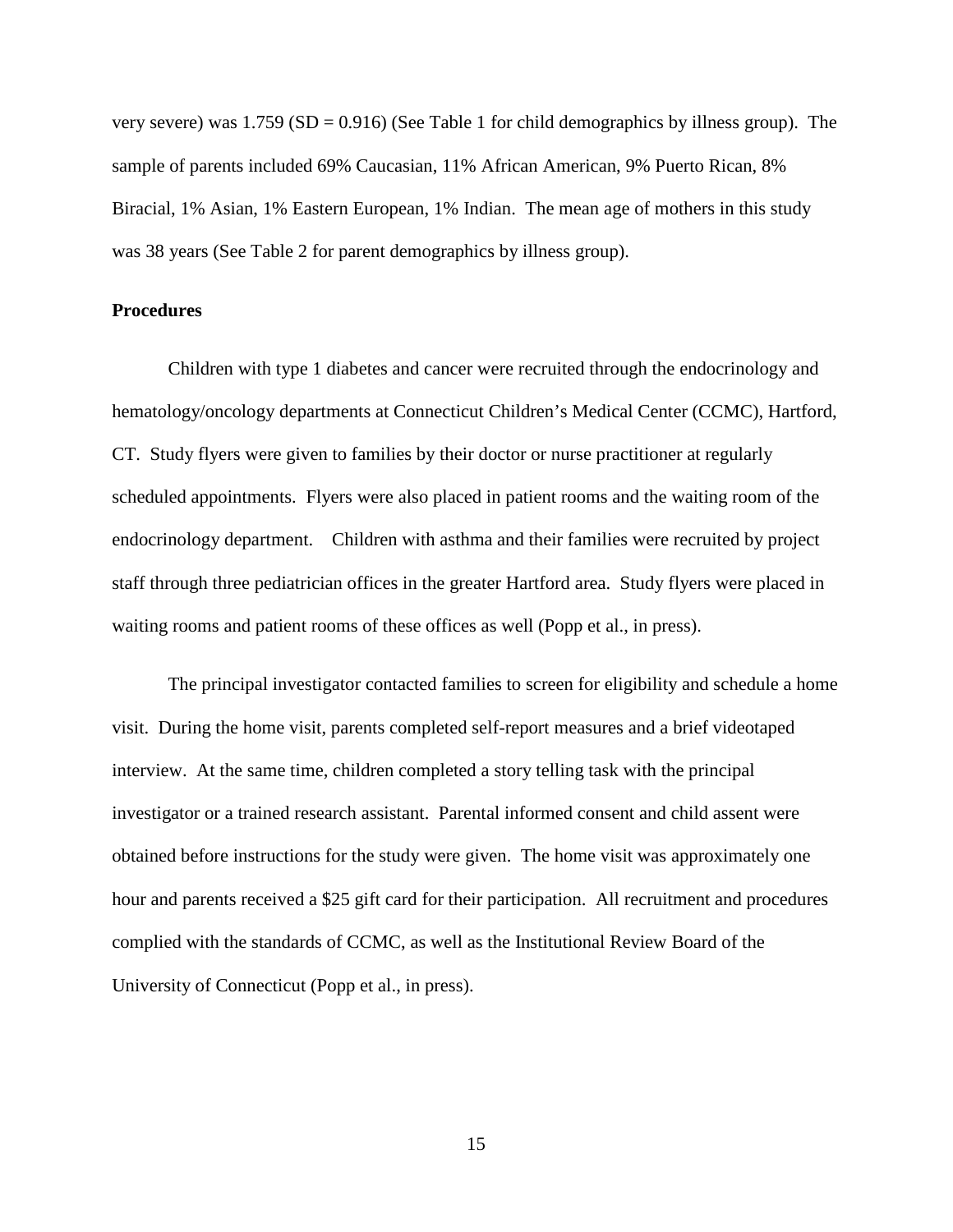very severe) was 1.759 (SD = 0.916) (See Table 1 for child demographics by illness group). The sample of parents included 69% Caucasian, 11% African American, 9% Puerto Rican, 8% Biracial, 1% Asian, 1% Eastern European, 1% Indian. The mean age of mothers in this study was 38 years (See Table 2 for parent demographics by illness group).

**Procedures**

Children with type 1 diabetes and cancer were recruited through the endocrinology and hematology/oncology departments at Connecticut Children's Medical Center (CCMC), Hartford, CT. Study flyers were given to families by their doctor or nurse practitioner at regularly scheduled appointments. Flyers were also placed in patient rooms and the waiting room of the endocrinology department. Children with asthma and their families were recruited by project staff through three pediatrician offices in the greater Hartford area. Study flyers were placed in waiting rooms and patient rooms of these offices as well (Popp et al., in press).

The principal investigator contacted families to screen for eligibility and schedule a home visit. During the home visit, parents completed self-report measures and a brief videotaped interview. At the same time, children completed a story telling task with the principal investigator or a trained research assistant. Parental informed consent and child assent were obtained before instructions for the study were given. The home visit was approximately one hour and parents received a $25 gift card for their participation. All recruitment and procedures complied with the standards of CCMC, as well as the Institutional Review Board of the University of Connecticut (Popp et al., in press).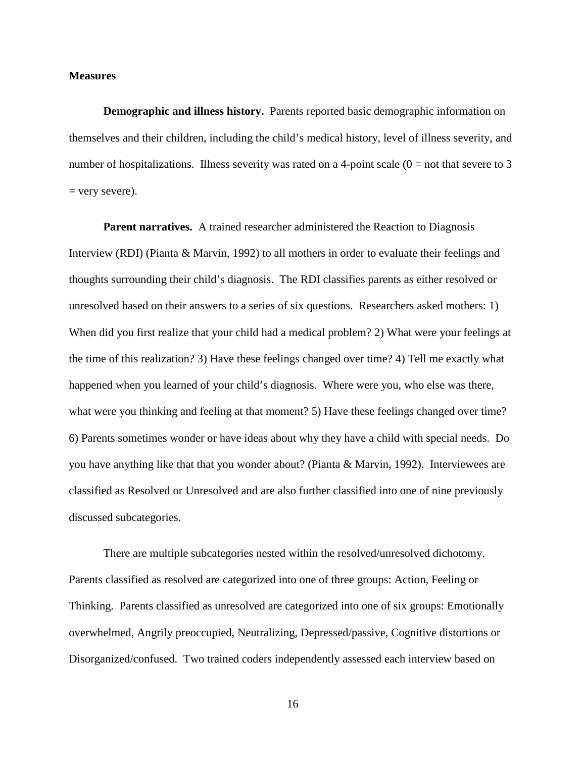**Measures**

**Demographic and illness history.** Parents reported basic demographic information on themselves and their children, including the child's medical history, level of illness severity, and number of hospitalizations. Illness severity was rated on a 4-point scale (0 = not that severe to 3 = very severe).

**Parent narratives.** A trained researcher administered the Reaction to Diagnosis Interview (RDI) (Pianta & Marvin, 1992) to all mothers in order to evaluate their feelings and thoughts surrounding their child's diagnosis. The RDI classifies parents as either resolved or unresolved based on their answers to a series of six questions. Researchers asked mothers: 1) When did you first realize that your child had a medical problem? 2) What were your feelings at the time of this realization? 3) Have these feelings changed over time? 4) Tell me exactly what happened when you learned of your child's diagnosis. Where were you, who else was there, what were you thinking and feeling at that moment? 5) Have these feelings changed over time? 6) Parents sometimes wonder or have ideas about why they have a child with special needs. Do you have anything like that that you wonder about? (Pianta & Marvin, 1992). Interviewees are classified as Resolved or Unresolved and are also further classified into one of nine previously discussed subcategories.

There are multiple subcategories nested within the resolved/unresolved dichotomy. Parents classified as resolved are categorized into one of three groups: Action, Feeling or Thinking. Parents classified as unresolved are categorized into one of six groups: Emotionally overwhelmed, Angrily preoccupied, Neutralizing, Depressed/passive, Cognitive distortions or Disorganized/confused. Two trained coders independently assessed each interview based on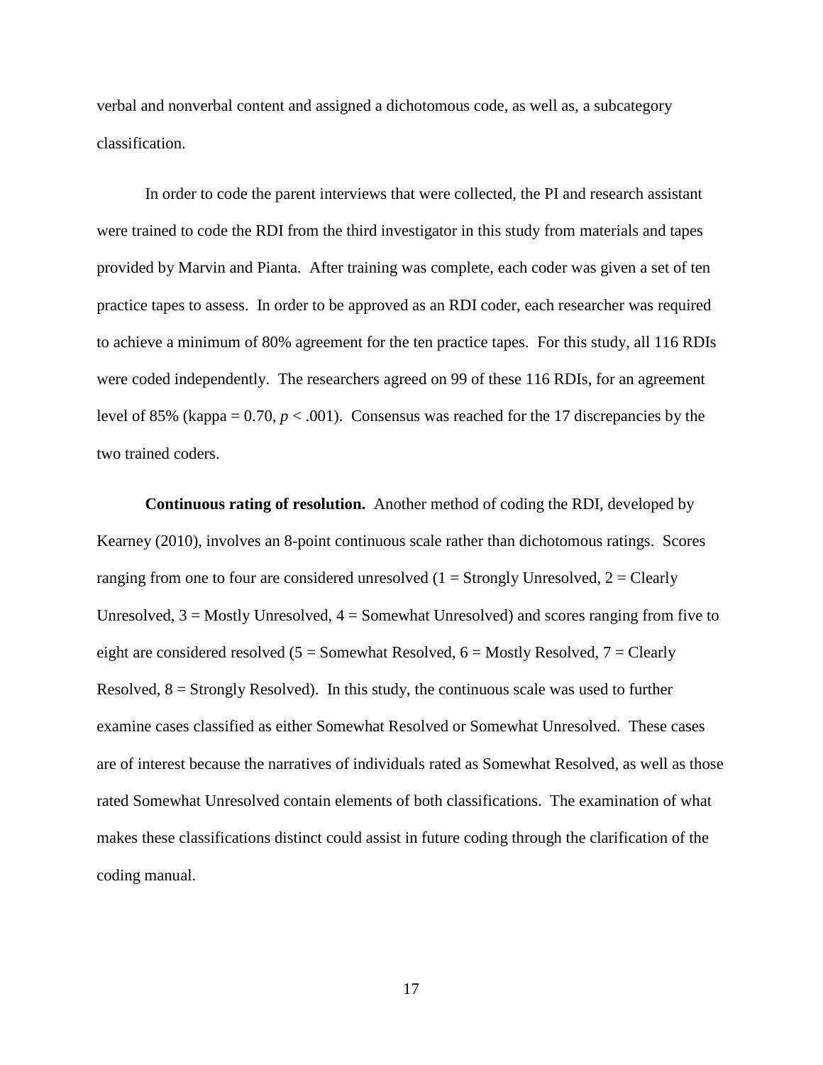verbal and nonverbal content and assigned a dichotomous code, as well as, a subcategory classification.

In order to code the parent interviews that were collected, the PI and research assistant were trained to code the RDI from the third investigator in this study from materials and tapes provided by Marvin and Pianta. After training was complete, each coder was given a set of ten practice tapes to assess. In order to be approved as an RDI coder, each researcher was required to achieve a minimum of 80% agreement for the ten practice tapes. For this study, all 116 RDIs were coded independently. The researchers agreed on 99 of these 116 RDIs, for an agreement level of 85% (kappa = 0.70, $p < .001$). Consensus was reached for the 17 discrepancies by the two trained coders.

**Continuous rating of resolution.** Another method of coding the RDI, developed by Kearney (2010), involves an 8-point continuous scale rather than dichotomous ratings. Scores ranging from one to four are considered unresolved (1 = Strongly Unresolved, 2 = Clearly Unresolved, 3 = Mostly Unresolved, 4 = Somewhat Unresolved) and scores ranging from five to eight are considered resolved (5 = Somewhat Resolved, 6 = Mostly Resolved, 7 = Clearly Resolved, 8 = Strongly Resolved). In this study, the continuous scale was used to further examine cases classified as either Somewhat Resolved or Somewhat Unresolved. These cases are of interest because the narratives of individuals rated as Somewhat Resolved, as well as those rated Somewhat Unresolved contain elements of both classifications. The examination of what makes these classifications distinct could assist in future coding through the clarification of the coding manual.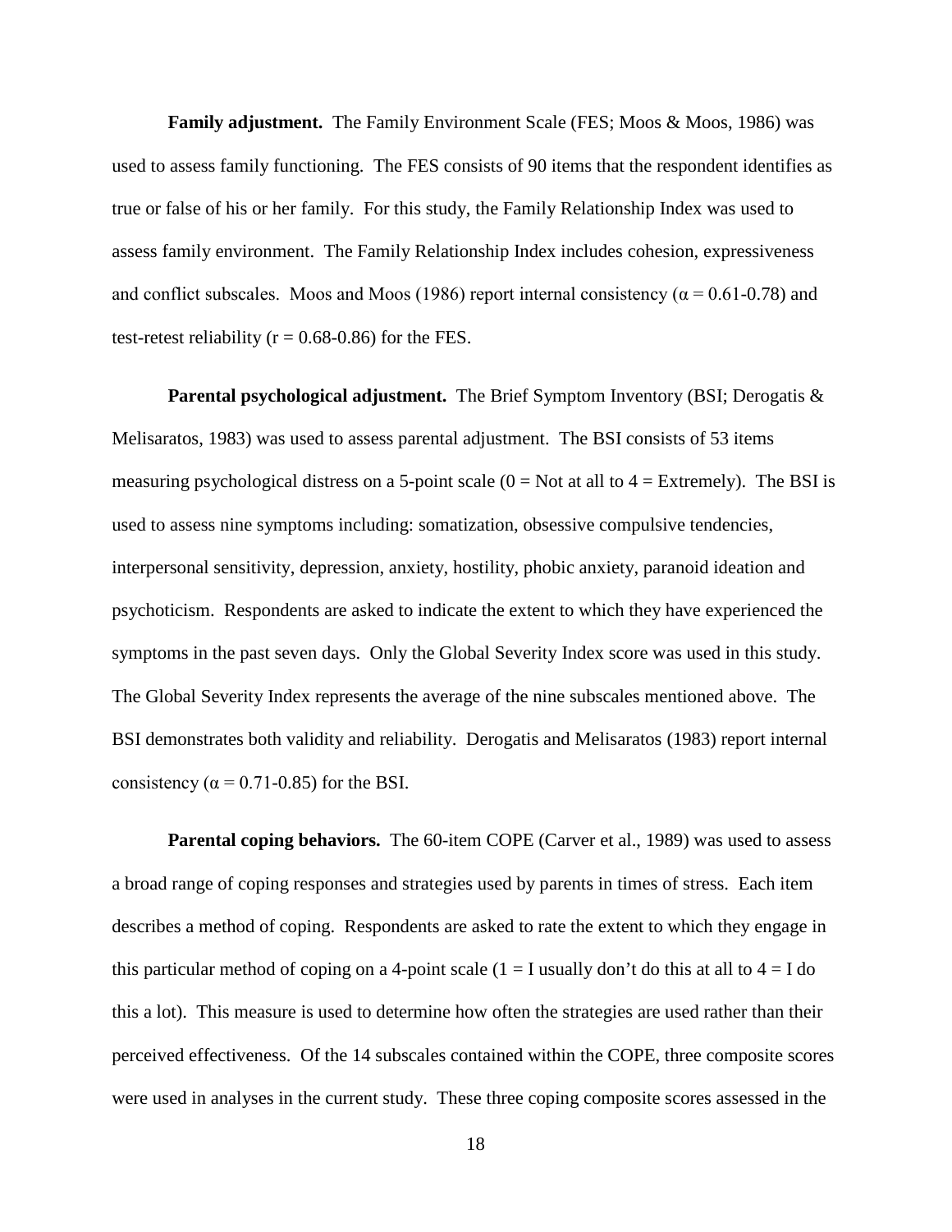**Family adjustment.** The Family Environment Scale (FES; Moos & Moos, 1986) was used to assess family functioning. The FES consists of 90 items that the respondent identifies as true or false of his or her family. For this study, the Family Relationship Index was used to assess family environment. The Family Relationship Index includes cohesion, expressiveness and conflict subscales. Moos and Moos (1986) report internal consistency ($\alpha = 0.61\text{-}0.78$) and test-retest reliability ($r = 0.68\text{-}0.86$) for the FES.

**Parental psychological adjustment.** The Brief Symptom Inventory (BSI; Derogatis & Melisaratos, 1983) was used to assess parental adjustment. The BSI consists of 53 items measuring psychological distress on a 5-point scale (0 = Not at all to 4 = Extremely). The BSI is used to assess nine symptoms including: somatization, obsessive compulsive tendencies, interpersonal sensitivity, depression, anxiety, hostility, phobic anxiety, paranoid ideation and psychoticism. Respondents are asked to indicate the extent to which they have experienced the symptoms in the past seven days. Only the Global Severity Index score was used in this study. The Global Severity Index represents the average of the nine subscales mentioned above. The BSI demonstrates both validity and reliability. Derogatis and Melisaratos (1983) report internal consistency ($\alpha = 0.71\text{-}0.85$) for the BSI.

**Parental coping behaviors.** The 60-item COPE (Carver et al., 1989) was used to assess a broad range of coping responses and strategies used by parents in times of stress. Each item describes a method of coping. Respondents are asked to rate the extent to which they engage in this particular method of coping on a 4-point scale (1 = I usually don't do this at all to 4 = I do this a lot). This measure is used to determine how often the strategies are used rather than their perceived effectiveness. Of the 14 subscales contained within the COPE, three composite scores were used in analyses in the current study. These three coping composite scores assessed in the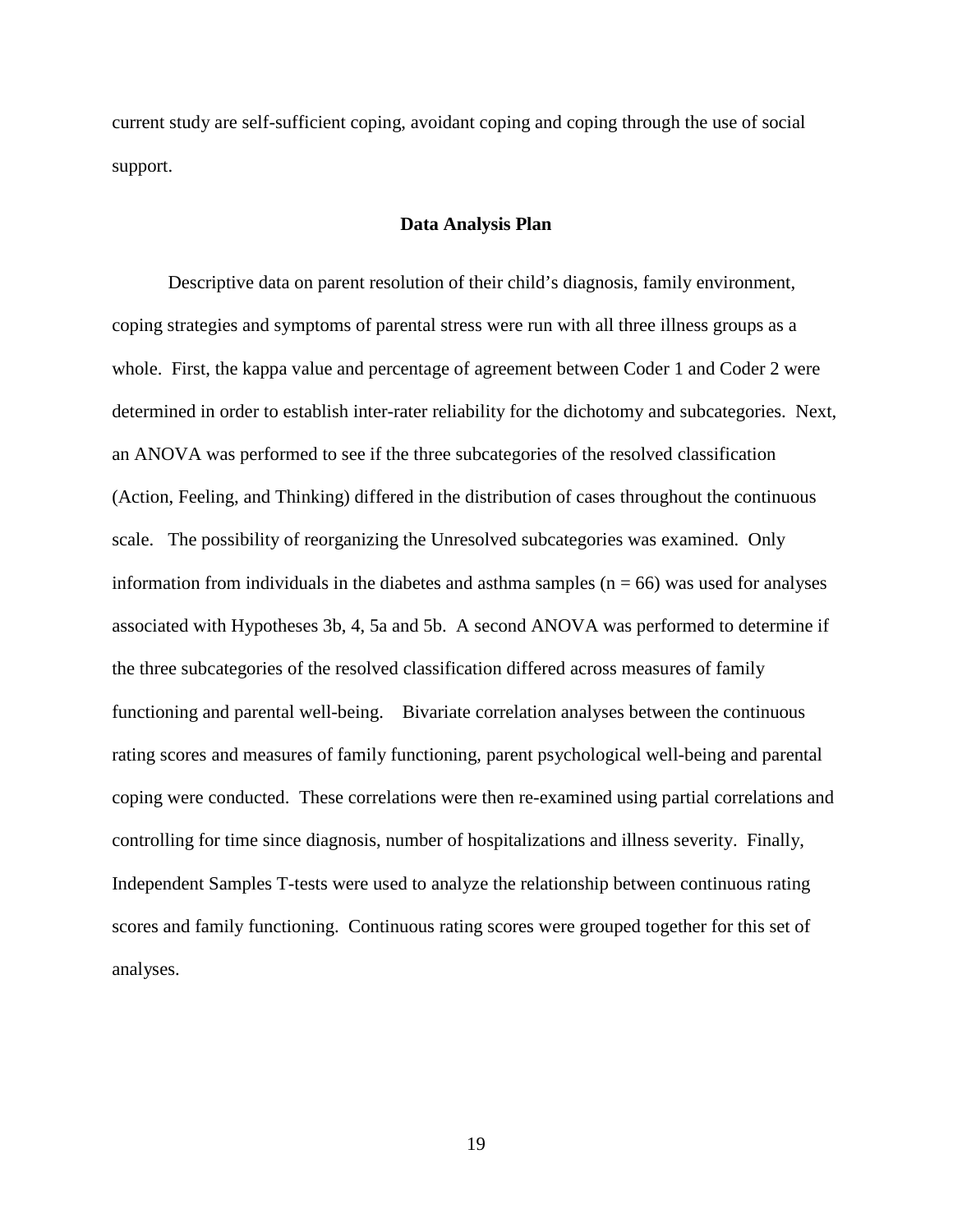current study are self-sufficient coping, avoidant coping and coping through the use of social support.

## Data Analysis Plan

Descriptive data on parent resolution of their child's diagnosis, family environment, coping strategies and symptoms of parental stress were run with all three illness groups as a whole. First, the kappa value and percentage of agreement between Coder 1 and Coder 2 were determined in order to establish inter-rater reliability for the dichotomy and subcategories. Next, an ANOVA was performed to see if the three subcategories of the resolved classification (Action, Feeling, and Thinking) differed in the distribution of cases throughout the continuous scale. The possibility of reorganizing the Unresolved subcategories was examined. Only information from individuals in the diabetes and asthma samples ($n = 66$) was used for analyses associated with Hypotheses 3b, 4, 5a and 5b. A second ANOVA was performed to determine if the three subcategories of the resolved classification differed across measures of family functioning and parental well-being. Bivariate correlation analyses between the continuous rating scores and measures of family functioning, parent psychological well-being and parental coping were conducted. These correlations were then re-examined using partial correlations and controlling for time since diagnosis, number of hospitalizations and illness severity. Finally, Independent Samples T-tests were used to analyze the relationship between continuous rating scores and family functioning. Continuous rating scores were grouped together for this set of analyses.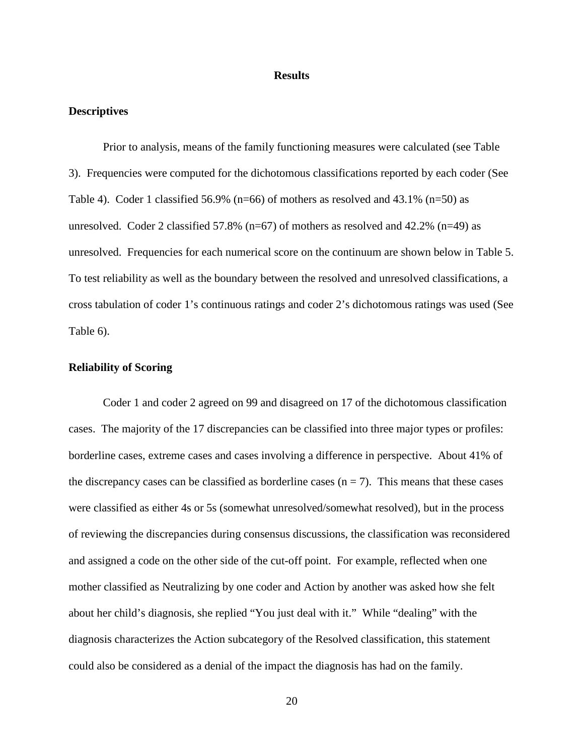# Results

## Descriptives

Prior to analysis, means of the family functioning measures were calculated (see Table 3). Frequencies were computed for the dichotomous classifications reported by each coder (See Table 4). Coder 1 classified 56.9% (n=66) of mothers as resolved and 43.1% (n=50) as unresolved. Coder 2 classified 57.8% (n=67) of mothers as resolved and 42.2% (n=49) as unresolved. Frequencies for each numerical score on the continuum are shown below in Table 5. To test reliability as well as the boundary between the resolved and unresolved classifications, a cross tabulation of coder 1's continuous ratings and coder 2's dichotomous ratings was used (See Table 6).

## Reliability of Scoring

Coder 1 and coder 2 agreed on 99 and disagreed on 17 of the dichotomous classification cases. The majority of the 17 discrepancies can be classified into three major types or profiles: borderline cases, extreme cases and cases involving a difference in perspective. About 41% of the discrepancy cases can be classified as borderline cases (n = 7). This means that these cases were classified as either 4s or 5s (somewhat unresolved/somewhat resolved), but in the process of reviewing the discrepancies during consensus discussions, the classification was reconsidered and assigned a code on the other side of the cut-off point. For example, reflected when one mother classified as Neutralizing by one coder and Action by another was asked how she felt about her child's diagnosis, she replied "You just deal with it." While "dealing" with the diagnosis characterizes the Action subcategory of the Resolved classification, this statement could also be considered as a denial of the impact the diagnosis has had on the family.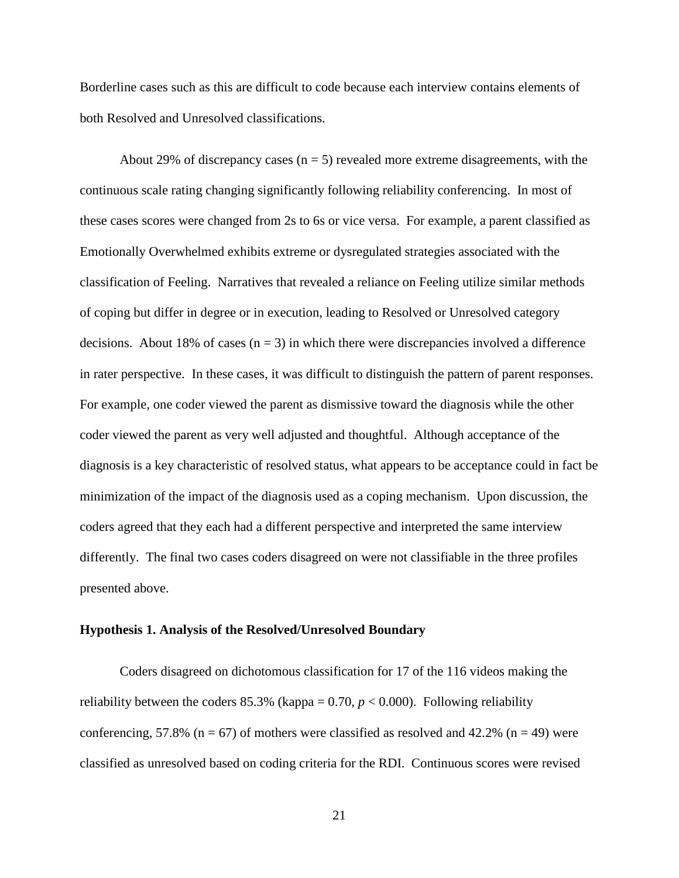Borderline cases such as this are difficult to code because each interview contains elements of both Resolved and Unresolved classifications.

About 29% of discrepancy cases (n = 5) revealed more extreme disagreements, with the continuous scale rating changing significantly following reliability conferencing. In most of these cases scores were changed from 2s to 6s or vice versa. For example, a parent classified as Emotionally Overwhelmed exhibits extreme or dysregulated strategies associated with the classification of Feeling. Narratives that revealed a reliance on Feeling utilize similar methods of coping but differ in degree or in execution, leading to Resolved or Unresolved category decisions. About 18% of cases (n = 3) in which there were discrepancies involved a difference in rater perspective. In these cases, it was difficult to distinguish the pattern of parent responses. For example, one coder viewed the parent as dismissive toward the diagnosis while the other coder viewed the parent as very well adjusted and thoughtful. Although acceptance of the diagnosis is a key characteristic of resolved status, what appears to be acceptance could in fact be minimization of the impact of the diagnosis used as a coping mechanism. Upon discussion, the coders agreed that they each had a different perspective and interpreted the same interview differently. The final two cases coders disagreed on were not classifiable in the three profiles presented above.

**Hypothesis 1. Analysis of the Resolved/Unresolved Boundary**

Coders disagreed on dichotomous classification for 17 of the 116 videos making the reliability between the coders 85.3% (kappa = 0.70, $p < 0.000$). Following reliability conferencing, 57.8% (n = 67) of mothers were classified as resolved and 42.2% (n = 49) were classified as unresolved based on coding criteria for the RDI. Continuous scores were revised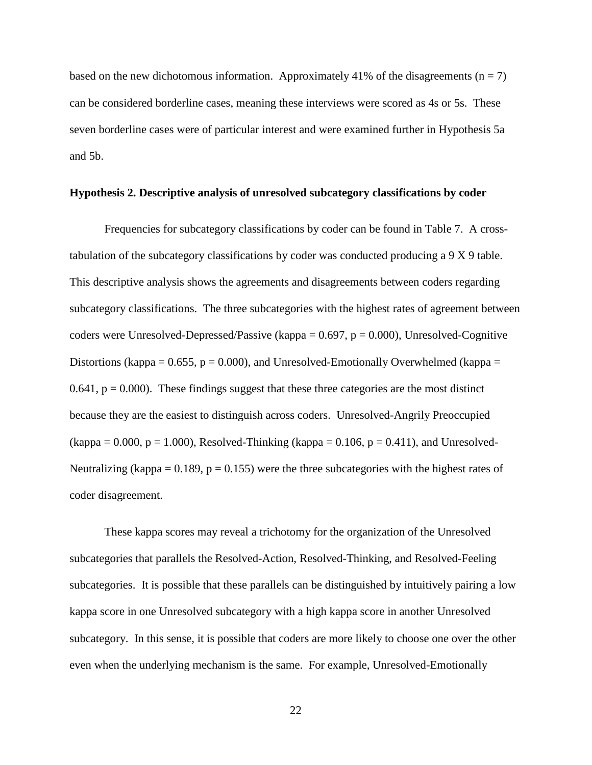based on the new dichotomous information. Approximately 41% of the disagreements ($n = 7$) can be considered borderline cases, meaning these interviews were scored as 4s or 5s. These seven borderline cases were of particular interest and were examined further in Hypothesis 5a and 5b.

**Hypothesis 2. Descriptive analysis of unresolved subcategory classifications by coder**

Frequencies for subcategory classifications by coder can be found in Table 7. A cross-tabulation of the subcategory classifications by coder was conducted producing a 9 X 9 table. This descriptive analysis shows the agreements and disagreements between coders regarding subcategory classifications. The three subcategories with the highest rates of agreement between coders were Unresolved-Depressed/Passive (kappa = 0.697, $p = 0.000$), Unresolved-Cognitive Distortions (kappa = 0.655, $p = 0.000$), and Unresolved-Emotionally Overwhelmed (kappa = 0.641, $p = 0.000$). These findings suggest that these three categories are the most distinct because they are the easiest to distinguish across coders. Unresolved-Angrily Preoccupied (kappa = 0.000, $p = 1.000$), Resolved-Thinking (kappa = 0.106, $p = 0.411$), and Unresolved-Neutralizing (kappa = 0.189, $p = 0.155$) were the three subcategories with the highest rates of coder disagreement.

These kappa scores may reveal a trichotomy for the organization of the Unresolved subcategories that parallels the Resolved-Action, Resolved-Thinking, and Resolved-Feeling subcategories. It is possible that these parallels can be distinguished by intuitively pairing a low kappa score in one Unresolved subcategory with a high kappa score in another Unresolved subcategory. In this sense, it is possible that coders are more likely to choose one over the other even when the underlying mechanism is the same. For example, Unresolved-Emotionally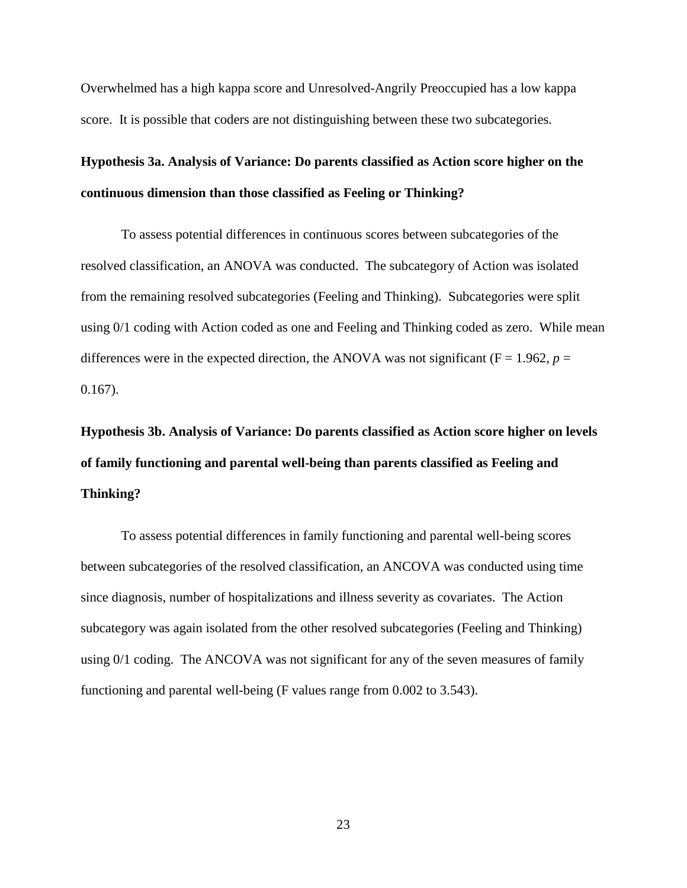Overwhelmed has a high kappa score and Unresolved-Angrily Preoccupied has a low kappa score. It is possible that coders are not distinguishing between these two subcategories.

**Hypothesis 3a. Analysis of Variance: Do parents classified as Action score higher on the continuous dimension than those classified as Feeling or Thinking?**

To assess potential differences in continuous scores between subcategories of the resolved classification, an ANOVA was conducted. The subcategory of Action was isolated from the remaining resolved subcategories (Feeling and Thinking). Subcategories were split using 0/1 coding with Action coded as one and Feeling and Thinking coded as zero. While mean differences were in the expected direction, the ANOVA was not significant ($F = 1.962$, $p = 0.167$).

**Hypothesis 3b. Analysis of Variance: Do parents classified as Action score higher on levels of family functioning and parental well-being than parents classified as Feeling and Thinking?**

To assess potential differences in family functioning and parental well-being scores between subcategories of the resolved classification, an ANCOVA was conducted using time since diagnosis, number of hospitalizations and illness severity as covariates. The Action subcategory was again isolated from the other resolved subcategories (Feeling and Thinking) using 0/1 coding. The ANCOVA was not significant for any of the seven measures of family functioning and parental well-being (F values range from 0.002 to 3.543).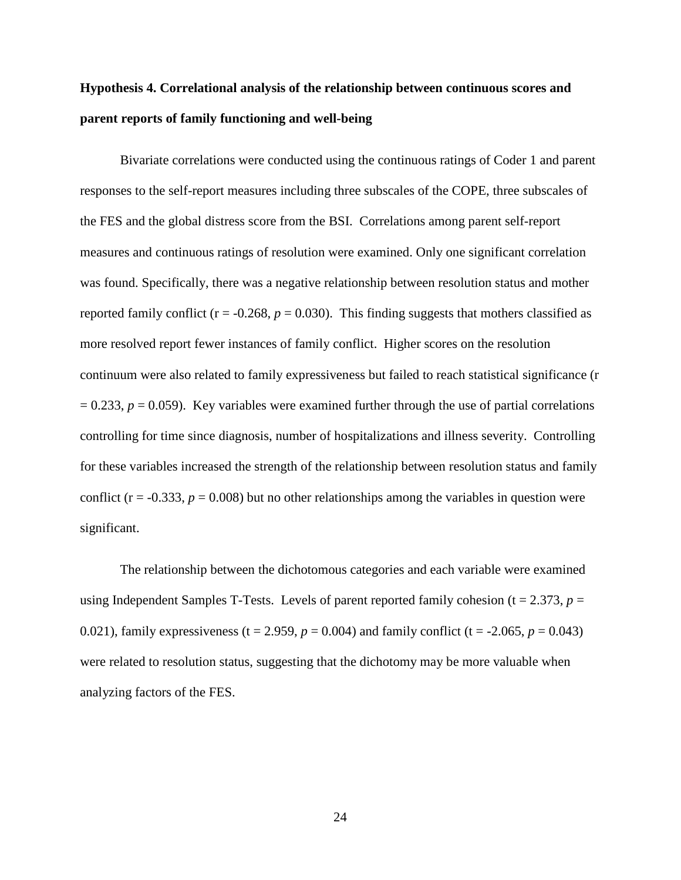**Hypothesis 4. Correlational analysis of the relationship between continuous scores and parent reports of family functioning and well-being**

Bivariate correlations were conducted using the continuous ratings of Coder 1 and parent responses to the self-report measures including three subscales of the COPE, three subscales of the FES and the global distress score from the BSI. Correlations among parent self-report measures and continuous ratings of resolution were examined. Only one significant correlation was found. Specifically, there was a negative relationship between resolution status and mother reported family conflict ($r = -0.268$, $p = 0.030$). This finding suggests that mothers classified as more resolved report fewer instances of family conflict. Higher scores on the resolution continuum were also related to family expressiveness but failed to reach statistical significance ($r = 0.233$, $p = 0.059$). Key variables were examined further through the use of partial correlations controlling for time since diagnosis, number of hospitalizations and illness severity. Controlling for these variables increased the strength of the relationship between resolution status and family conflict ($r = -0.333$, $p = 0.008$) but no other relationships among the variables in question were significant.

The relationship between the dichotomous categories and each variable were examined using Independent Samples T-Tests. Levels of parent reported family cohesion ($t = 2.373$, $p = 0.021$), family expressiveness ($t = 2.959$, $p = 0.004$) and family conflict ($t = -2.065$, $p = 0.043$) were related to resolution status, suggesting that the dichotomy may be more valuable when analyzing factors of the FES.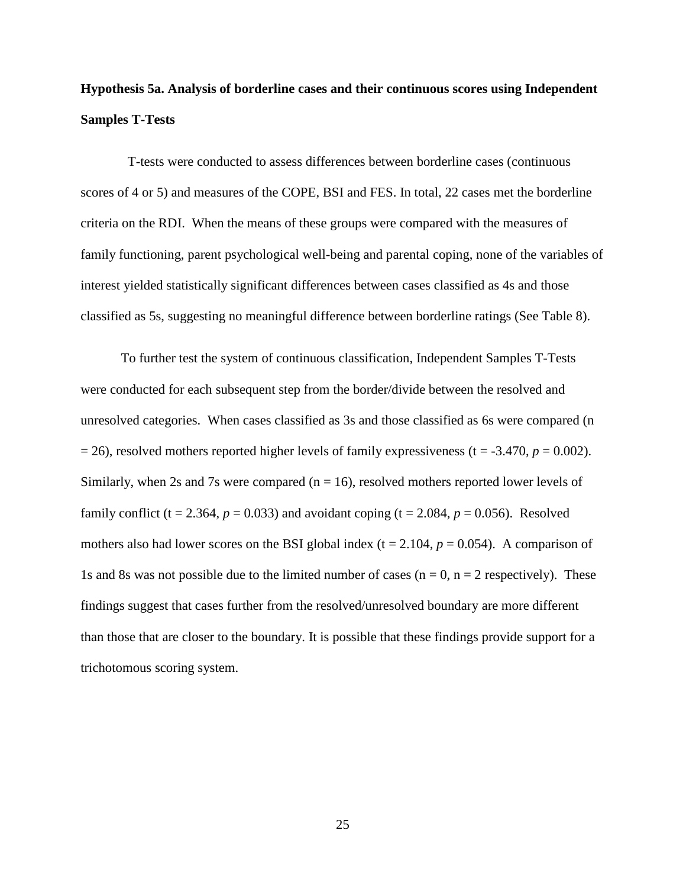**Hypothesis 5a. Analysis of borderline cases and their continuous scores using Independent Samples T-Tests**

T-tests were conducted to assess differences between borderline cases (continuous scores of 4 or 5) and measures of the COPE, BSI and FES. In total, 22 cases met the borderline criteria on the RDI. When the means of these groups were compared with the measures of family functioning, parent psychological well-being and parental coping, none of the variables of interest yielded statistically significant differences between cases classified as 4s and those classified as 5s, suggesting no meaningful difference between borderline ratings (See Table 8).

To further test the system of continuous classification, Independent Samples T-Tests were conducted for each subsequent step from the border/divide between the resolved and unresolved categories. When cases classified as 3s and those classified as 6s were compared ($n = 26$), resolved mothers reported higher levels of family expressiveness ($t = -3.470$, $p = 0.002$). Similarly, when 2s and 7s were compared ($n = 16$), resolved mothers reported lower levels of family conflict ($t = 2.364$, $p = 0.033$) and avoidant coping ($t = 2.084$, $p = 0.056$). Resolved mothers also had lower scores on the BSI global index ($t = 2.104$, $p = 0.054$). A comparison of 1s and 8s was not possible due to the limited number of cases ($n = 0$, $n = 2$ respectively). These findings suggest that cases further from the resolved/unresolved boundary are more different than those that are closer to the boundary. It is possible that these findings provide support for a trichotomous scoring system.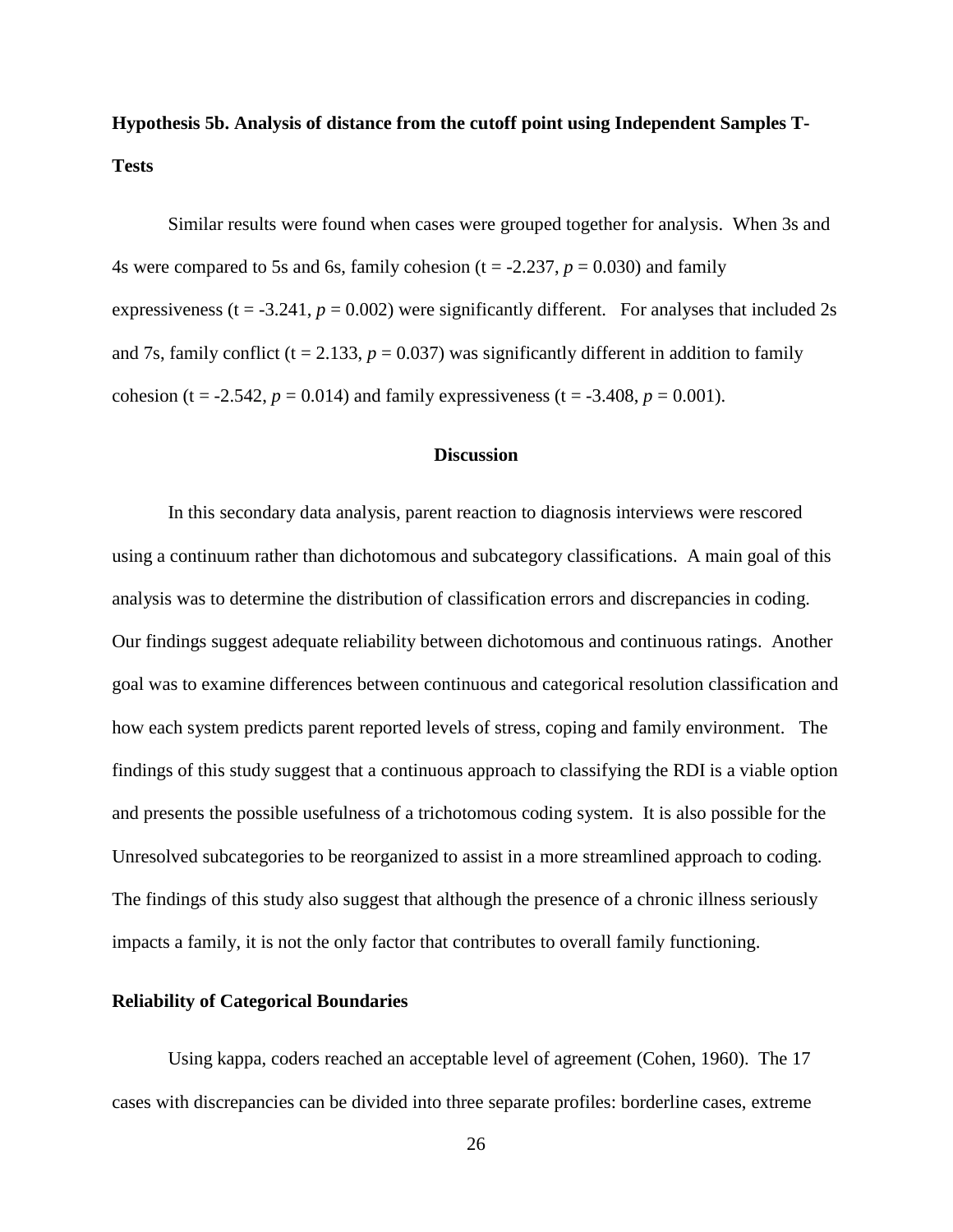**Hypothesis 5b. Analysis of distance from the cutoff point using Independent Samples T-Tests**

Similar results were found when cases were grouped together for analysis. When 3s and 4s were compared to 5s and 6s, family cohesion (t = -2.237, $p = 0.030$) and family expressiveness (t = -3.241, $p = 0.002$) were significantly different. For analyses that included 2s and 7s, family conflict (t = 2.133, $p = 0.037$) was significantly different in addition to family cohesion (t = -2.542, $p = 0.014$) and family expressiveness (t = -3.408, $p = 0.001$).

## Discussion

In this secondary data analysis, parent reaction to diagnosis interviews were rescored using a continuum rather than dichotomous and subcategory classifications. A main goal of this analysis was to determine the distribution of classification errors and discrepancies in coding. Our findings suggest adequate reliability between dichotomous and continuous ratings. Another goal was to examine differences between continuous and categorical resolution classification and how each system predicts parent reported levels of stress, coping and family environment. The findings of this study suggest that a continuous approach to classifying the RDI is a viable option and presents the possible usefulness of a trichotomous coding system. It is also possible for the Unresolved subcategories to be reorganized to assist in a more streamlined approach to coding. The findings of this study also suggest that although the presence of a chronic illness seriously impacts a family, it is not the only factor that contributes to overall family functioning.

**Reliability of Categorical Boundaries**

Using kappa, coders reached an acceptable level of agreement (Cohen, 1960). The 17 cases with discrepancies can be divided into three separate profiles: borderline cases, extreme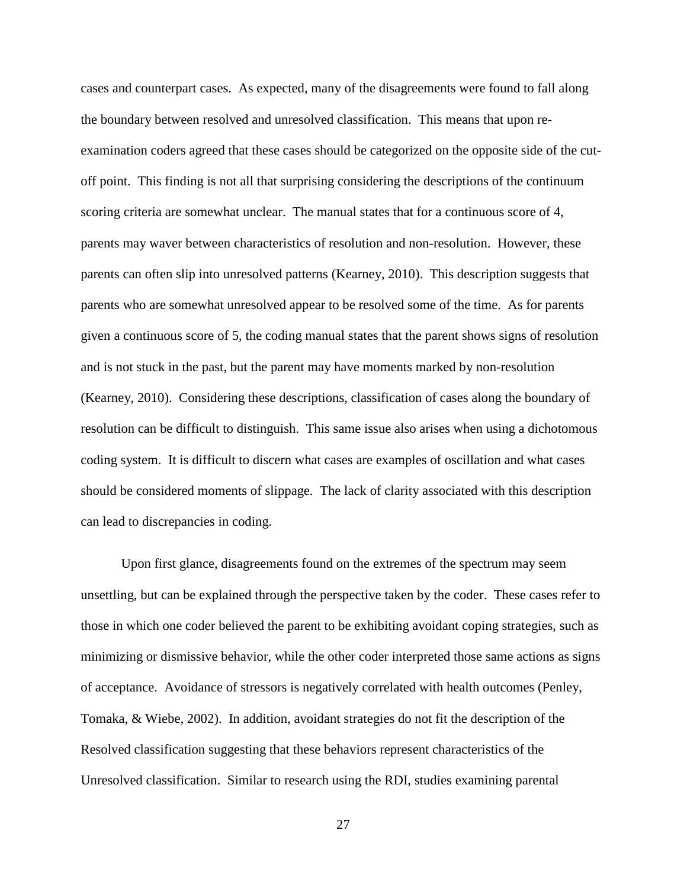cases and counterpart cases. As expected, many of the disagreements were found to fall along the boundary between resolved and unresolved classification. This means that upon re-examination coders agreed that these cases should be categorized on the opposite side of the cut-off point. This finding is not all that surprising considering the descriptions of the continuum scoring criteria are somewhat unclear. The manual states that for a continuous score of 4, parents may waver between characteristics of resolution and non-resolution. However, these parents can often slip into unresolved patterns (Kearney, 2010). This description suggests that parents who are somewhat unresolved appear to be resolved some of the time. As for parents given a continuous score of 5, the coding manual states that the parent shows signs of resolution and is not stuck in the past, but the parent may have moments marked by non-resolution (Kearney, 2010). Considering these descriptions, classification of cases along the boundary of resolution can be difficult to distinguish. This same issue also arises when using a dichotomous coding system. It is difficult to discern what cases are examples of oscillation and what cases should be considered moments of slippage. The lack of clarity associated with this description can lead to discrepancies in coding.

Upon first glance, disagreements found on the extremes of the spectrum may seem unsettling, but can be explained through the perspective taken by the coder. These cases refer to those in which one coder believed the parent to be exhibiting avoidant coping strategies, such as minimizing or dismissive behavior, while the other coder interpreted those same actions as signs of acceptance. Avoidance of stressors is negatively correlated with health outcomes (Penley, Tomaka, & Wiebe, 2002). In addition, avoidant strategies do not fit the description of the Resolved classification suggesting that these behaviors represent characteristics of the Unresolved classification. Similar to research using the RDI, studies examining parental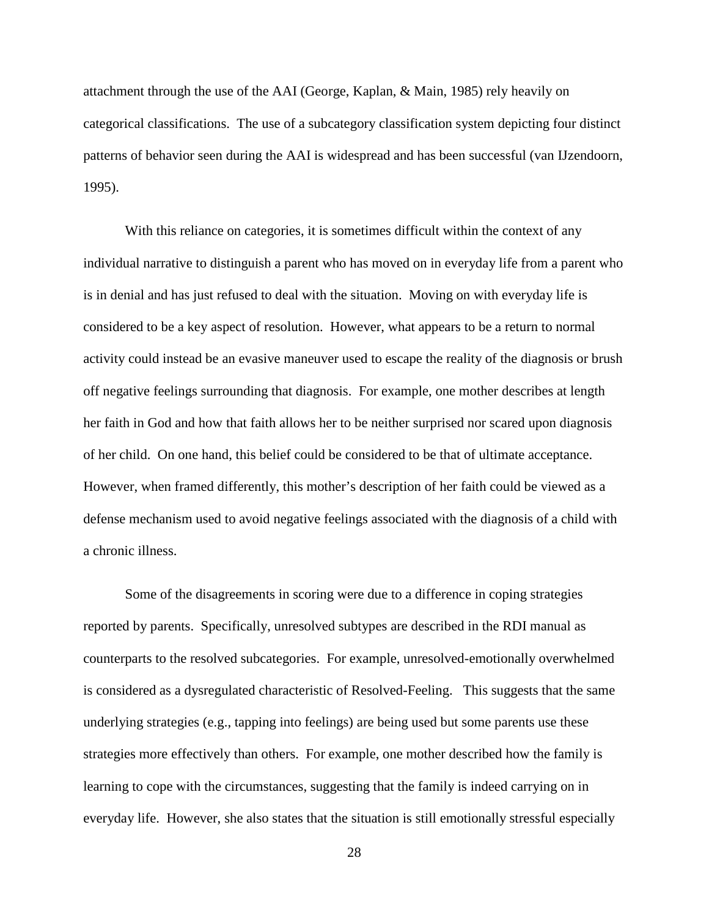attachment through the use of the AAI (George, Kaplan, & Main, 1985) rely heavily on categorical classifications. The use of a subcategory classification system depicting four distinct patterns of behavior seen during the AAI is widespread and has been successful (van IJzendoorn, 1995).

With this reliance on categories, it is sometimes difficult within the context of any individual narrative to distinguish a parent who has moved on in everyday life from a parent who is in denial and has just refused to deal with the situation. Moving on with everyday life is considered to be a key aspect of resolution. However, what appears to be a return to normal activity could instead be an evasive maneuver used to escape the reality of the diagnosis or brush off negative feelings surrounding that diagnosis. For example, one mother describes at length her faith in God and how that faith allows her to be neither surprised nor scared upon diagnosis of her child. On one hand, this belief could be considered to be that of ultimate acceptance. However, when framed differently, this mother's description of her faith could be viewed as a defense mechanism used to avoid negative feelings associated with the diagnosis of a child with a chronic illness.

Some of the disagreements in scoring were due to a difference in coping strategies reported by parents. Specifically, unresolved subtypes are described in the RDI manual as counterparts to the resolved subcategories. For example, unresolved-emotionally overwhelmed is considered as a dysregulated characteristic of Resolved-Feeling. This suggests that the same underlying strategies (e.g., tapping into feelings) are being used but some parents use these strategies more effectively than others. For example, one mother described how the family is learning to cope with the circumstances, suggesting that the family is indeed carrying on in everyday life. However, she also states that the situation is still emotionally stressful especially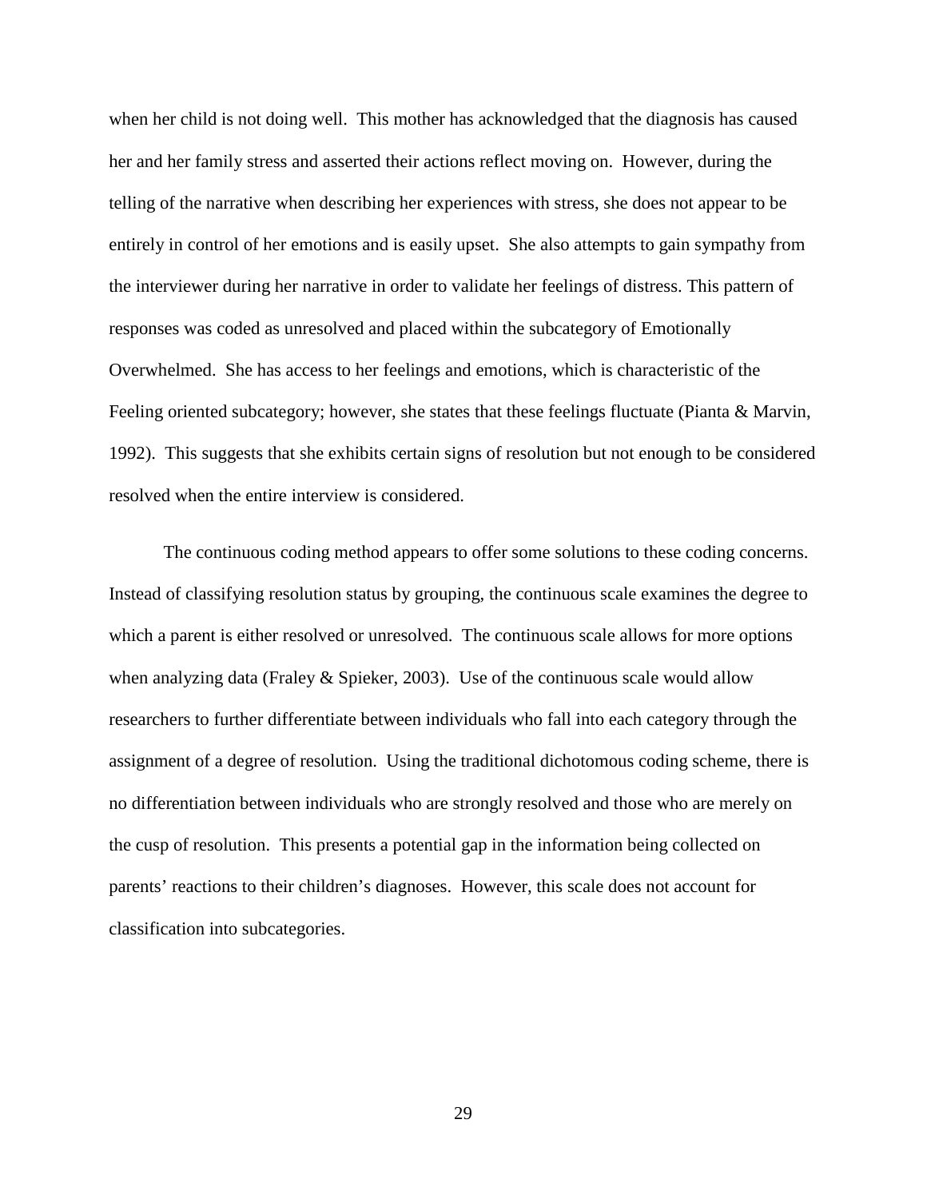when her child is not doing well. This mother has acknowledged that the diagnosis has caused her and her family stress and asserted their actions reflect moving on. However, during the telling of the narrative when describing her experiences with stress, she does not appear to be entirely in control of her emotions and is easily upset. She also attempts to gain sympathy from the interviewer during her narrative in order to validate her feelings of distress. This pattern of responses was coded as unresolved and placed within the subcategory of Emotionally Overwhelmed. She has access to her feelings and emotions, which is characteristic of the Feeling oriented subcategory; however, she states that these feelings fluctuate (Pianta & Marvin, 1992). This suggests that she exhibits certain signs of resolution but not enough to be considered resolved when the entire interview is considered.

The continuous coding method appears to offer some solutions to these coding concerns. Instead of classifying resolution status by grouping, the continuous scale examines the degree to which a parent is either resolved or unresolved. The continuous scale allows for more options when analyzing data (Fraley & Spieker, 2003). Use of the continuous scale would allow researchers to further differentiate between individuals who fall into each category through the assignment of a degree of resolution. Using the traditional dichotomous coding scheme, there is no differentiation between individuals who are strongly resolved and those who are merely on the cusp of resolution. This presents a potential gap in the information being collected on parents' reactions to their children's diagnoses. However, this scale does not account for classification into subcategories.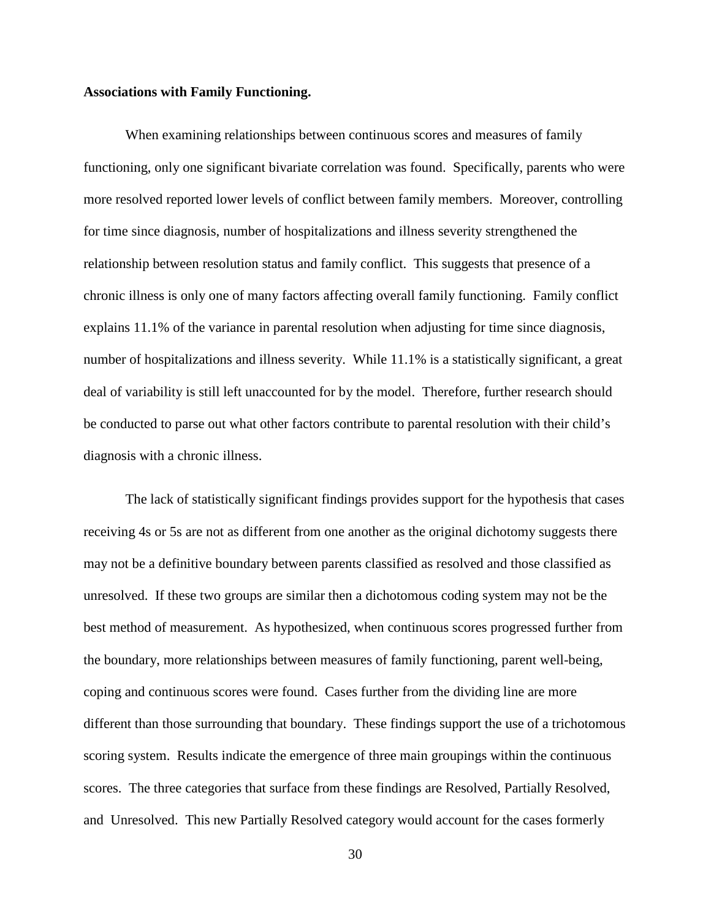**Associations with Family Functioning.**

When examining relationships between continuous scores and measures of family functioning, only one significant bivariate correlation was found. Specifically, parents who were more resolved reported lower levels of conflict between family members. Moreover, controlling for time since diagnosis, number of hospitalizations and illness severity strengthened the relationship between resolution status and family conflict. This suggests that presence of a chronic illness is only one of many factors affecting overall family functioning. Family conflict explains 11.1% of the variance in parental resolution when adjusting for time since diagnosis, number of hospitalizations and illness severity. While 11.1% is a statistically significant, a great deal of variability is still left unaccounted for by the model. Therefore, further research should be conducted to parse out what other factors contribute to parental resolution with their child's diagnosis with a chronic illness.

The lack of statistically significant findings provides support for the hypothesis that cases receiving 4s or 5s are not as different from one another as the original dichotomy suggests there may not be a definitive boundary between parents classified as resolved and those classified as unresolved. If these two groups are similar then a dichotomous coding system may not be the best method of measurement. As hypothesized, when continuous scores progressed further from the boundary, more relationships between measures of family functioning, parent well-being, coping and continuous scores were found. Cases further from the dividing line are more different than those surrounding that boundary. These findings support the use of a trichotomous scoring system. Results indicate the emergence of three main groupings within the continuous scores. The three categories that surface from these findings are Resolved, Partially Resolved, and Unresolved. This new Partially Resolved category would account for the cases formerly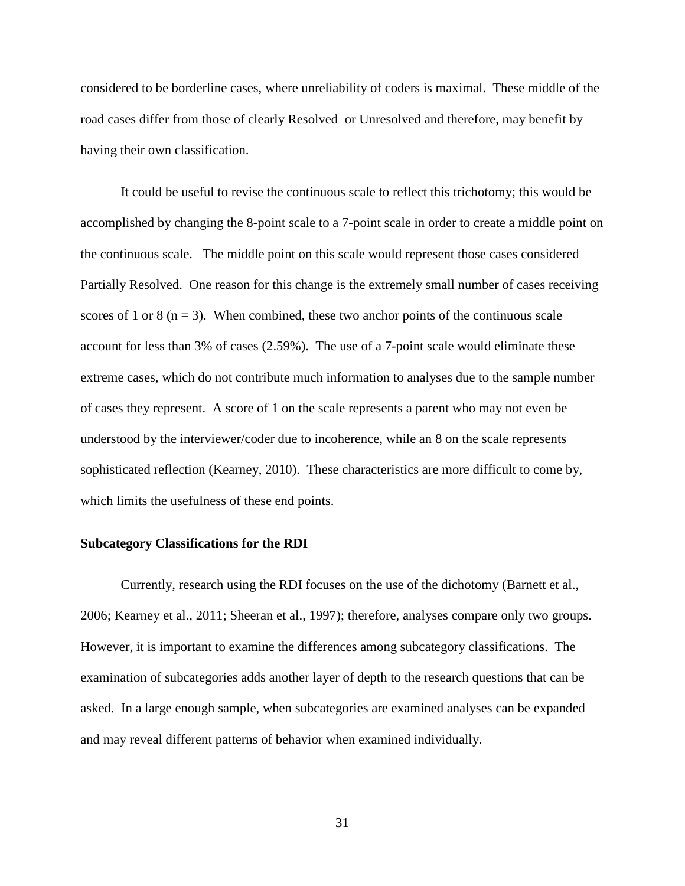considered to be borderline cases, where unreliability of coders is maximal. These middle of the road cases differ from those of clearly Resolved or Unresolved and therefore, may benefit by having their own classification.

It could be useful to revise the continuous scale to reflect this trichotomy; this would be accomplished by changing the 8-point scale to a 7-point scale in order to create a middle point on the continuous scale. The middle point on this scale would represent those cases considered Partially Resolved. One reason for this change is the extremely small number of cases receiving scores of 1 or 8 (n = 3). When combined, these two anchor points of the continuous scale account for less than 3% of cases (2.59%). The use of a 7-point scale would eliminate these extreme cases, which do not contribute much information to analyses due to the sample number of cases they represent. A score of 1 on the scale represents a parent who may not even be understood by the interviewer/coder due to incoherence, while an 8 on the scale represents sophisticated reflection (Kearney, 2010). These characteristics are more difficult to come by, which limits the usefulness of these end points.

**Subcategory Classifications for the RDI**

Currently, research using the RDI focuses on the use of the dichotomy (Barnett et al., 2006; Kearney et al., 2011; Sheeran et al., 1997); therefore, analyses compare only two groups. However, it is important to examine the differences among subcategory classifications. The examination of subcategories adds another layer of depth to the research questions that can be asked. In a large enough sample, when subcategories are examined analyses can be expanded and may reveal different patterns of behavior when examined individually.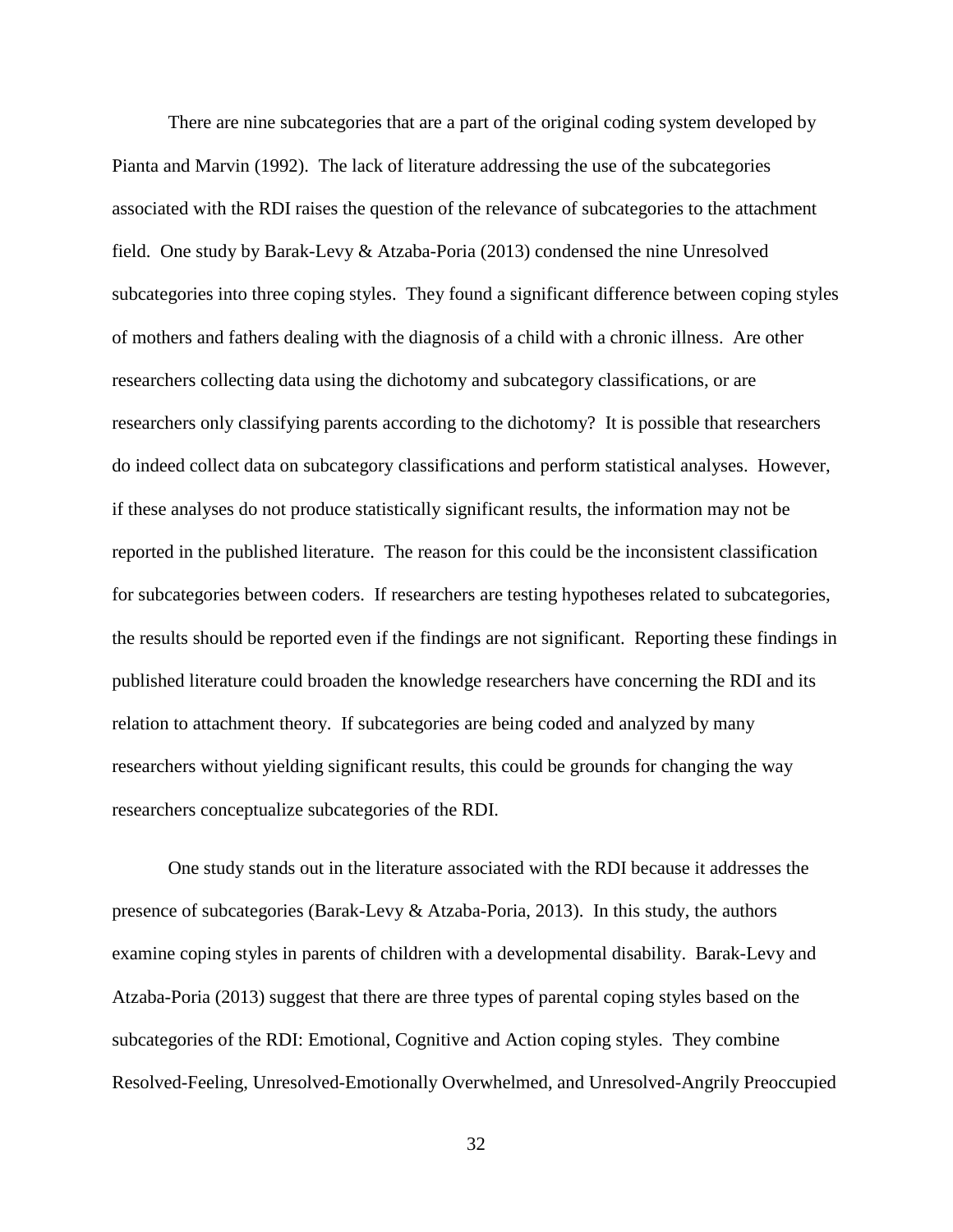There are nine subcategories that are a part of the original coding system developed by Pianta and Marvin (1992). The lack of literature addressing the use of the subcategories associated with the RDI raises the question of the relevance of subcategories to the attachment field. One study by Barak-Levy & Atzaba-Poria (2013) condensed the nine Unresolved subcategories into three coping styles. They found a significant difference between coping styles of mothers and fathers dealing with the diagnosis of a child with a chronic illness. Are other researchers collecting data using the dichotomy and subcategory classifications, or are researchers only classifying parents according to the dichotomy? It is possible that researchers do indeed collect data on subcategory classifications and perform statistical analyses. However, if these analyses do not produce statistically significant results, the information may not be reported in the published literature. The reason for this could be the inconsistent classification for subcategories between coders. If researchers are testing hypotheses related to subcategories, the results should be reported even if the findings are not significant. Reporting these findings in published literature could broaden the knowledge researchers have concerning the RDI and its relation to attachment theory. If subcategories are being coded and analyzed by many researchers without yielding significant results, this could be grounds for changing the way researchers conceptualize subcategories of the RDI.

One study stands out in the literature associated with the RDI because it addresses the presence of subcategories (Barak-Levy & Atzaba-Poria, 2013). In this study, the authors examine coping styles in parents of children with a developmental disability. Barak-Levy and Atzaba-Poria (2013) suggest that there are three types of parental coping styles based on the subcategories of the RDI: Emotional, Cognitive and Action coping styles. They combine Resolved-Feeling, Unresolved-Emotionally Overwhelmed, and Unresolved-Angrily Preoccupied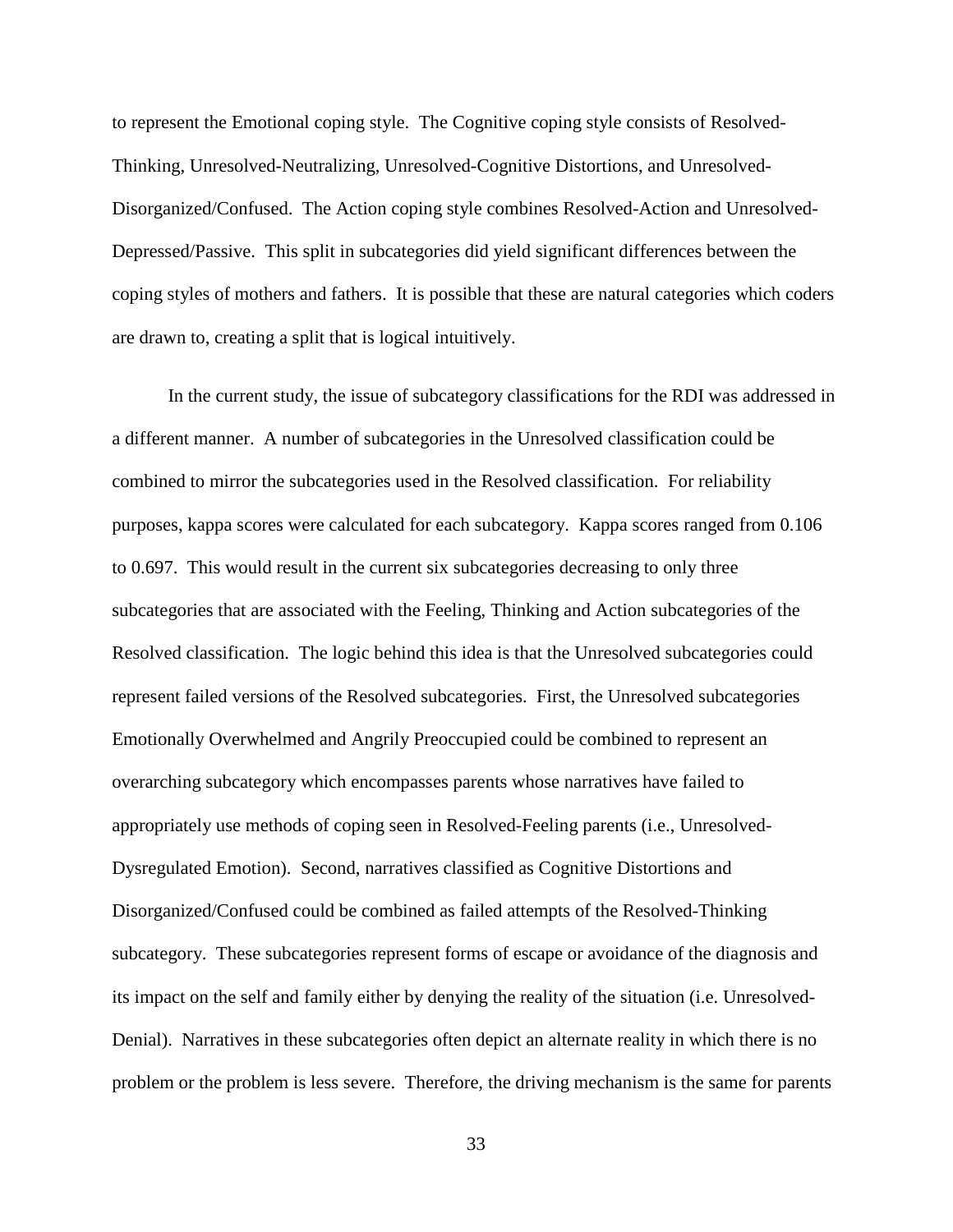to represent the Emotional coping style. The Cognitive coping style consists of Resolved-Thinking, Unresolved-Neutralizing, Unresolved-Cognitive Distortions, and Unresolved-Disorganized/Confused. The Action coping style combines Resolved-Action and Unresolved-Depressed/Passive. This split in subcategories did yield significant differences between the coping styles of mothers and fathers. It is possible that these are natural categories which coders are drawn to, creating a split that is logical intuitively.

In the current study, the issue of subcategory classifications for the RDI was addressed in a different manner. A number of subcategories in the Unresolved classification could be combined to mirror the subcategories used in the Resolved classification. For reliability purposes, kappa scores were calculated for each subcategory. Kappa scores ranged from 0.106 to 0.697. This would result in the current six subcategories decreasing to only three subcategories that are associated with the Feeling, Thinking and Action subcategories of the Resolved classification. The logic behind this idea is that the Unresolved subcategories could represent failed versions of the Resolved subcategories. First, the Unresolved subcategories Emotionally Overwhelmed and Angrily Preoccupied could be combined to represent an overarching subcategory which encompasses parents whose narratives have failed to appropriately use methods of coping seen in Resolved-Feeling parents (i.e., Unresolved-Dysregulated Emotion). Second, narratives classified as Cognitive Distortions and Disorganized/Confused could be combined as failed attempts of the Resolved-Thinking subcategory. These subcategories represent forms of escape or avoidance of the diagnosis and its impact on the self and family either by denying the reality of the situation (i.e. Unresolved-Denial). Narratives in these subcategories often depict an alternate reality in which there is no problem or the problem is less severe. Therefore, the driving mechanism is the same for parents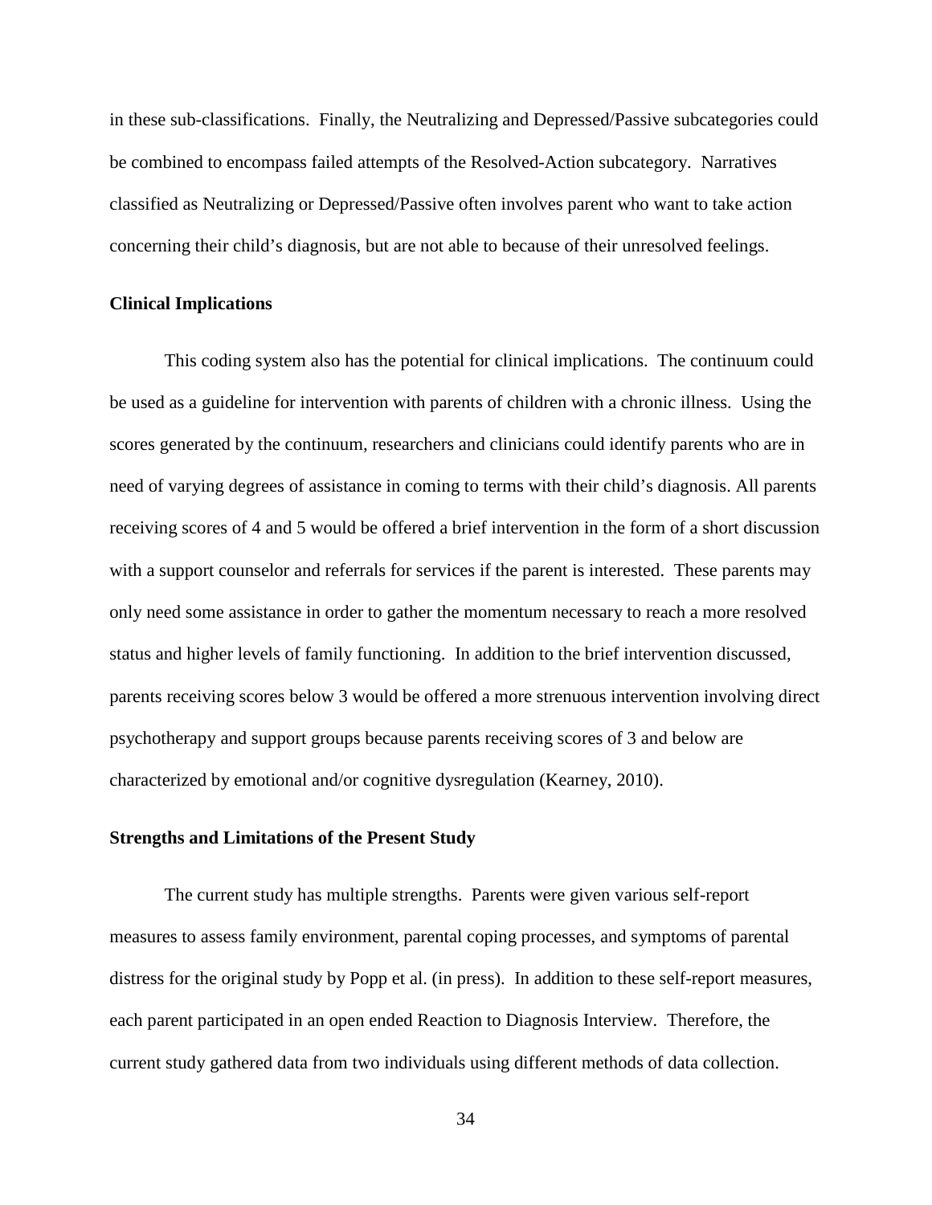in these sub-classifications. Finally, the Neutralizing and Depressed/Passive subcategories could be combined to encompass failed attempts of the Resolved-Action subcategory. Narratives classified as Neutralizing or Depressed/Passive often involves parent who want to take action concerning their child's diagnosis, but are not able to because of their unresolved feelings.

**Clinical Implications**

This coding system also has the potential for clinical implications. The continuum could be used as a guideline for intervention with parents of children with a chronic illness. Using the scores generated by the continuum, researchers and clinicians could identify parents who are in need of varying degrees of assistance in coming to terms with their child's diagnosis. All parents receiving scores of 4 and 5 would be offered a brief intervention in the form of a short discussion with a support counselor and referrals for services if the parent is interested. These parents may only need some assistance in order to gather the momentum necessary to reach a more resolved status and higher levels of family functioning. In addition to the brief intervention discussed, parents receiving scores below 3 would be offered a more strenuous intervention involving direct psychotherapy and support groups because parents receiving scores of 3 and below are characterized by emotional and/or cognitive dysregulation (Kearney, 2010).

**Strengths and Limitations of the Present Study**

The current study has multiple strengths. Parents were given various self-report measures to assess family environment, parental coping processes, and symptoms of parental distress for the original study by Popp et al. (in press). In addition to these self-report measures, each parent participated in an open ended Reaction to Diagnosis Interview. Therefore, the current study gathered data from two individuals using different methods of data collection.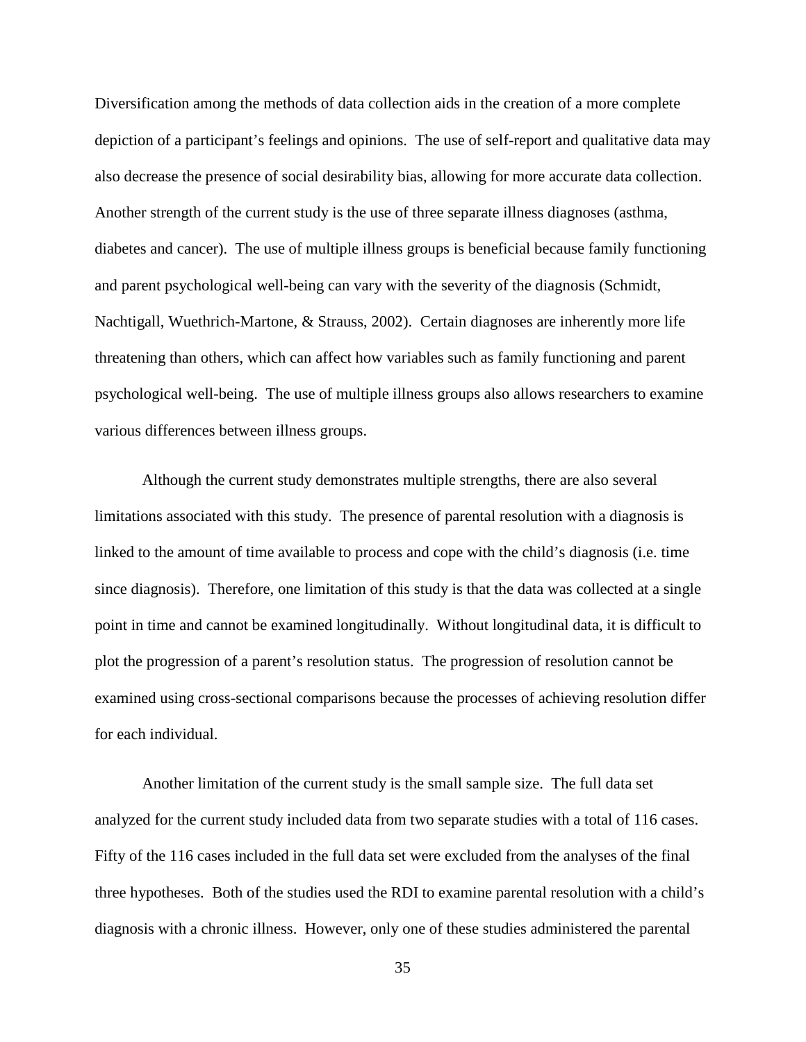Diversification among the methods of data collection aids in the creation of a more complete depiction of a participant's feelings and opinions. The use of self-report and qualitative data may also decrease the presence of social desirability bias, allowing for more accurate data collection. Another strength of the current study is the use of three separate illness diagnoses (asthma, diabetes and cancer). The use of multiple illness groups is beneficial because family functioning and parent psychological well-being can vary with the severity of the diagnosis (Schmidt, Nachtigall, Wuethrich-Martone, & Strauss, 2002). Certain diagnoses are inherently more life threatening than others, which can affect how variables such as family functioning and parent psychological well-being. The use of multiple illness groups also allows researchers to examine various differences between illness groups.

Although the current study demonstrates multiple strengths, there are also several limitations associated with this study. The presence of parental resolution with a diagnosis is linked to the amount of time available to process and cope with the child's diagnosis (i.e. time since diagnosis). Therefore, one limitation of this study is that the data was collected at a single point in time and cannot be examined longitudinally. Without longitudinal data, it is difficult to plot the progression of a parent's resolution status. The progression of resolution cannot be examined using cross-sectional comparisons because the processes of achieving resolution differ for each individual.

Another limitation of the current study is the small sample size. The full data set analyzed for the current study included data from two separate studies with a total of 116 cases. Fifty of the 116 cases included in the full data set were excluded from the analyses of the final three hypotheses. Both of the studies used the RDI to examine parental resolution with a child's diagnosis with a chronic illness. However, only one of these studies administered the parental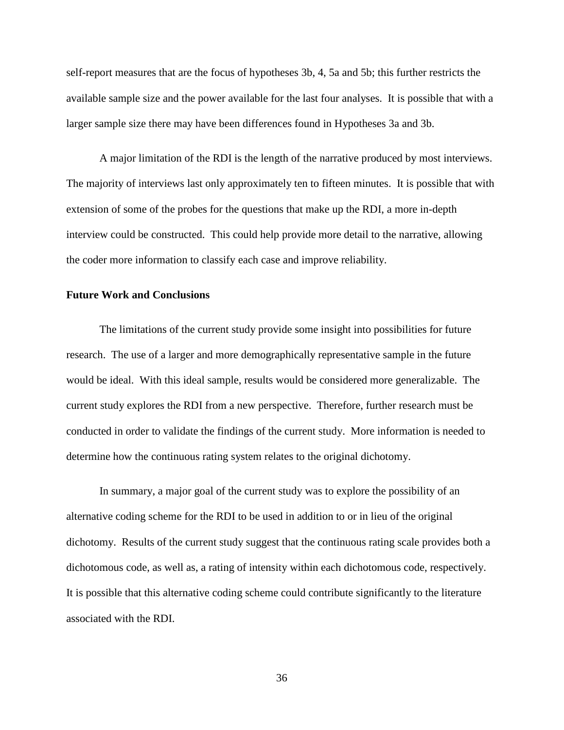self-report measures that are the focus of hypotheses 3b, 4, 5a and 5b; this further restricts the available sample size and the power available for the last four analyses. It is possible that with a larger sample size there may have been differences found in Hypotheses 3a and 3b.

A major limitation of the RDI is the length of the narrative produced by most interviews. The majority of interviews last only approximately ten to fifteen minutes. It is possible that with extension of some of the probes for the questions that make up the RDI, a more in-depth interview could be constructed. This could help provide more detail to the narrative, allowing the coder more information to classify each case and improve reliability.

**Future Work and Conclusions**

The limitations of the current study provide some insight into possibilities for future research. The use of a larger and more demographically representative sample in the future would be ideal. With this ideal sample, results would be considered more generalizable. The current study explores the RDI from a new perspective. Therefore, further research must be conducted in order to validate the findings of the current study. More information is needed to determine how the continuous rating system relates to the original dichotomy.

In summary, a major goal of the current study was to explore the possibility of an alternative coding scheme for the RDI to be used in addition to or in lieu of the original dichotomy. Results of the current study suggest that the continuous rating scale provides both a dichotomous code, as well as, a rating of intensity within each dichotomous code, respectively. It is possible that this alternative coding scheme could contribute significantly to the literature associated with the RDI.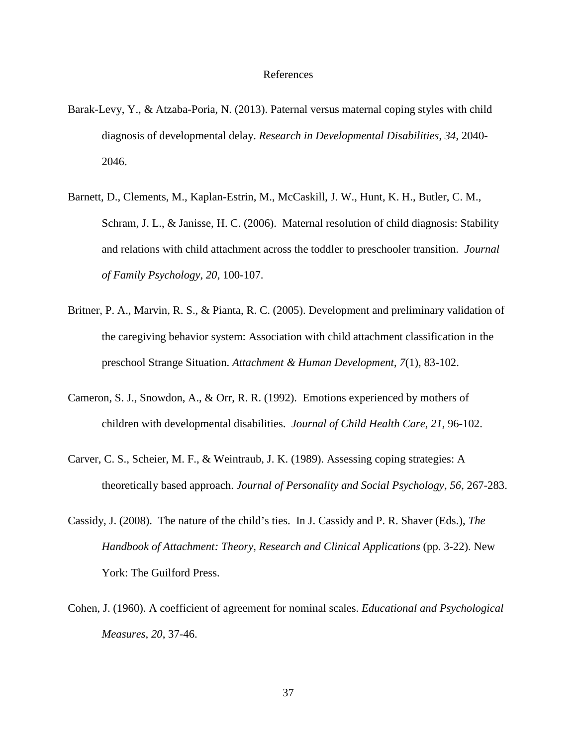# References

Barak-Levy, Y., & Atzaba-Poria, N. (2013). Paternal versus maternal coping styles with child diagnosis of developmental delay. *Research in Developmental Disabilities*, *34*, 2040-2046.

Barnett, D., Clements, M., Kaplan-Estrin, M., McCaskill, J. W., Hunt, K. H., Butler, C. M., Schram, J. L., & Janisse, H. C. (2006). Maternal resolution of child diagnosis: Stability and relations with child attachment across the toddler to preschooler transition. *Journal of Family Psychology*, *20*, 100-107.

Britner, P. A., Marvin, R. S., & Pianta, R. C. (2005). Development and preliminary validation of the caregiving behavior system: Association with child attachment classification in the preschool Strange Situation. *Attachment & Human Development*, *7*(1), 83-102.

Cameron, S. J., Snowdon, A., & Orr, R. R. (1992). Emotions experienced by mothers of children with developmental disabilities. *Journal of Child Health Care*, *21*, 96-102.

Carver, C. S., Scheier, M. F., & Weintraub, J. K. (1989). Assessing coping strategies: A theoretically based approach. *Journal of Personality and Social Psychology*, *56*, 267-283.

Cassidy, J. (2008). The nature of the child's ties. In J. Cassidy and P. R. Shaver (Eds.), *The Handbook of Attachment: Theory, Research and Clinical Applications* (pp. 3-22). New York: The Guilford Press.

Cohen, J. (1960). A coefficient of agreement for nominal scales. *Educational and Psychological Measures*, *20*, 37-46.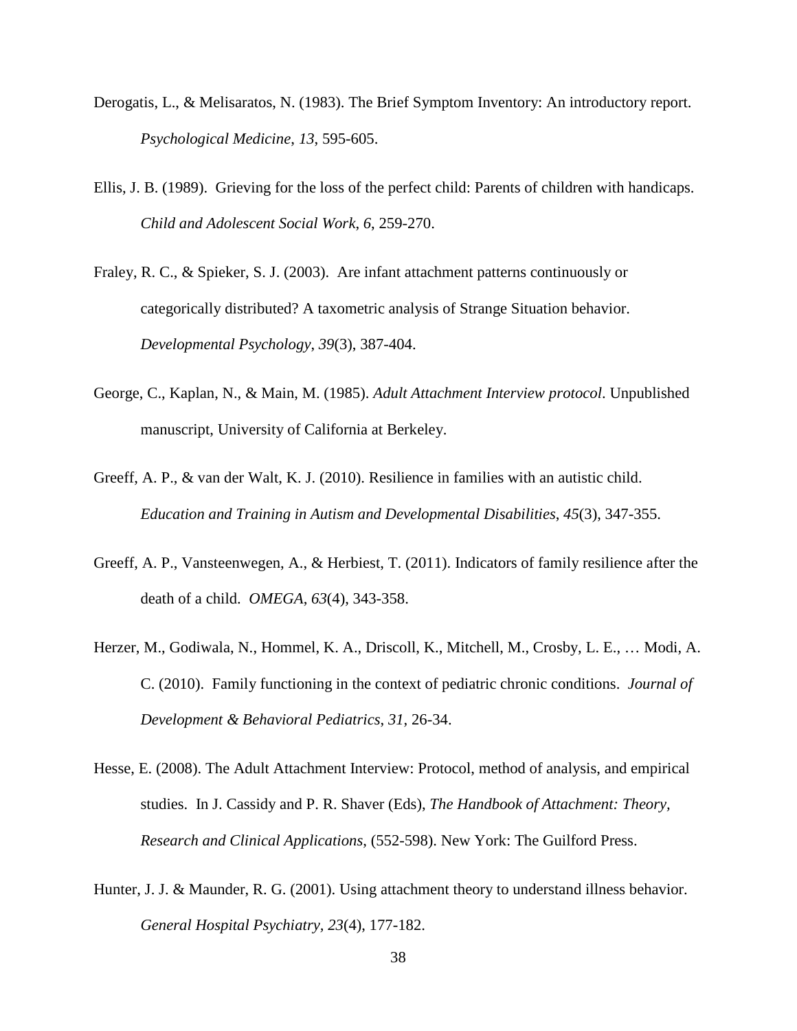Derogatis, L., & Melisaratos, N. (1983). The Brief Symptom Inventory: An introductory report. *Psychological Medicine*, *13*, 595-605.

Ellis, J. B. (1989). Grieving for the loss of the perfect child: Parents of children with handicaps. *Child and Adolescent Social Work*, *6*, 259-270.

Fraley, R. C., & Spieker, S. J. (2003). Are infant attachment patterns continuously or categorically distributed? A taxometric analysis of Strange Situation behavior. *Developmental Psychology*, *39*(3), 387-404.

George, C., Kaplan, N., & Main, M. (1985). *Adult Attachment Interview protocol*. Unpublished manuscript, University of California at Berkeley.

Greeff, A. P., & van der Walt, K. J. (2010). Resilience in families with an autistic child. *Education and Training in Autism and Developmental Disabilities*, *45*(3), 347-355.

Greeff, A. P., Vansteenwegen, A., & Herbiest, T. (2011). Indicators of family resilience after the death of a child. *OMEGA*, *63*(4), 343-358.

Herzer, M., Godiwala, N., Hommel, K. A., Driscoll, K., Mitchell, M., Crosby, L. E., … Modi, A. C. (2010). Family functioning in the context of pediatric chronic conditions. *Journal of Development & Behavioral Pediatrics*, *31*, 26-34.

Hesse, E. (2008). The Adult Attachment Interview: Protocol, method of analysis, and empirical studies. In J. Cassidy and P. R. Shaver (Eds), *The Handbook of Attachment: Theory, Research and Clinical Applications*, (552-598). New York: The Guilford Press.

Hunter, J. J. & Maunder, R. G. (2001). Using attachment theory to understand illness behavior. *General Hospital Psychiatry*, *23*(4), 177-182.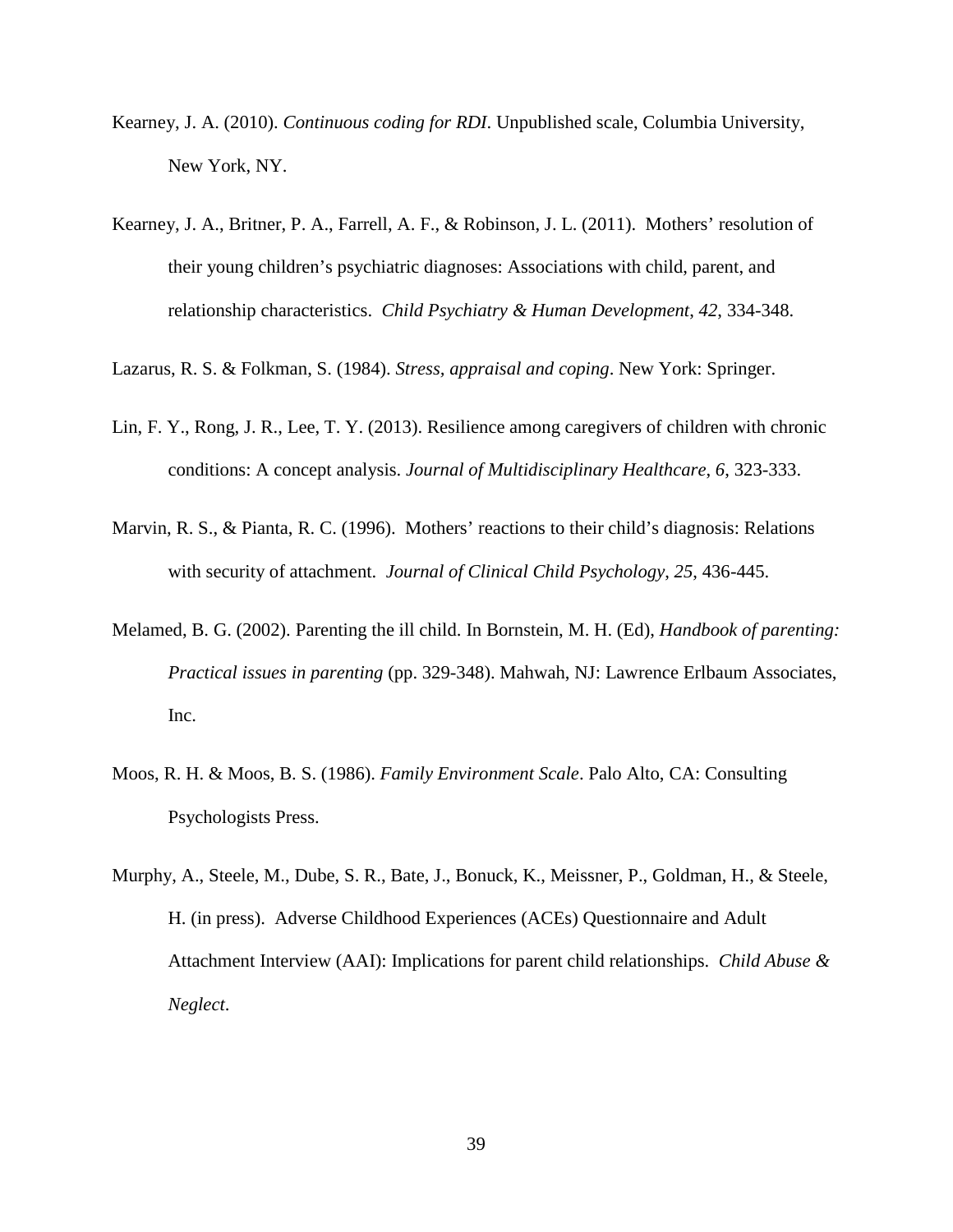Kearney, J. A. (2010). *Continuous coding for RDI*. Unpublished scale, Columbia University, New York, NY.

Kearney, J. A., Britner, P. A., Farrell, A. F., & Robinson, J. L. (2011). Mothers' resolution of their young children's psychiatric diagnoses: Associations with child, parent, and relationship characteristics. *Child Psychiatry & Human Development*, *42*, 334-348.

Lazarus, R. S. & Folkman, S. (1984). *Stress, appraisal and coping*. New York: Springer.

Lin, F. Y., Rong, J. R., Lee, T. Y. (2013). Resilience among caregivers of children with chronic conditions: A concept analysis. *Journal of Multidisciplinary Healthcare*, *6*, 323-333.

Marvin, R. S., & Pianta, R. C. (1996). Mothers' reactions to their child's diagnosis: Relations with security of attachment. *Journal of Clinical Child Psychology*, *25*, 436-445.

Melamed, B. G. (2002). Parenting the ill child. In Bornstein, M. H. (Ed), *Handbook of parenting: Practical issues in parenting* (pp. 329-348). Mahwah, NJ: Lawrence Erlbaum Associates, Inc.

Moos, R. H. & Moos, B. S. (1986). *Family Environment Scale*. Palo Alto, CA: Consulting Psychologists Press.

Murphy, A., Steele, M., Dube, S. R., Bate, J., Bonuck, K., Meissner, P., Goldman, H., & Steele, H. (in press). Adverse Childhood Experiences (ACEs) Questionnaire and Adult Attachment Interview (AAI): Implications for parent child relationships. *Child Abuse & Neglect*.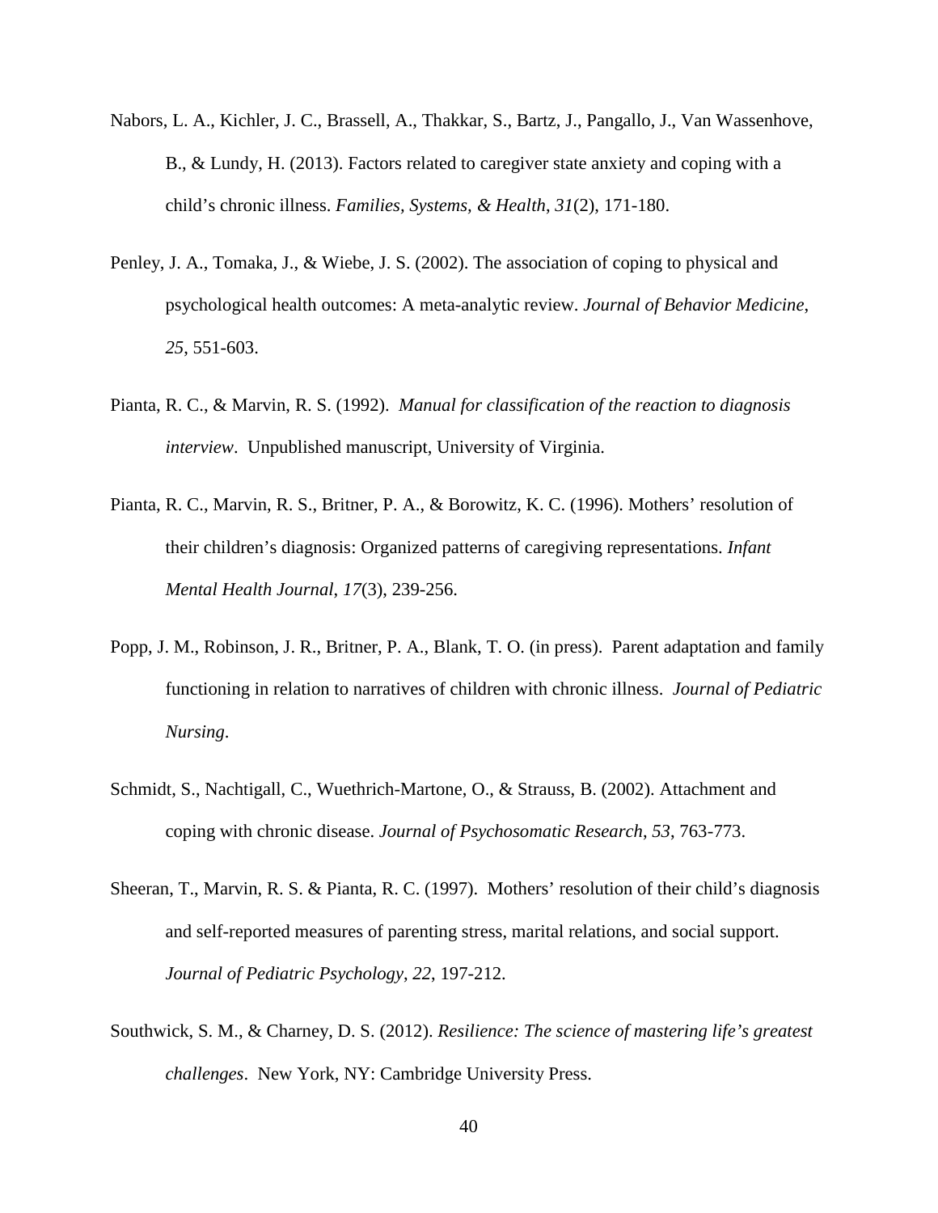Nabors, L. A., Kichler, J. C., Brassell, A., Thakkar, S., Bartz, J., Pangallo, J., Van Wassenhove, B., & Lundy, H. (2013). Factors related to caregiver state anxiety and coping with a child's chronic illness. *Families, Systems, & Health*, *31*(2), 171-180.

Penley, J. A., Tomaka, J., & Wiebe, J. S. (2002). The association of coping to physical and psychological health outcomes: A meta-analytic review. *Journal of Behavior Medicine*, *25*, 551-603.

Pianta, R. C., & Marvin, R. S. (1992). *Manual for classification of the reaction to diagnosis interview*. Unpublished manuscript, University of Virginia.

Pianta, R. C., Marvin, R. S., Britner, P. A., & Borowitz, K. C. (1996). Mothers' resolution of their children's diagnosis: Organized patterns of caregiving representations. *Infant Mental Health Journal*, *17*(3), 239-256.

Popp, J. M., Robinson, J. R., Britner, P. A., Blank, T. O. (in press). Parent adaptation and family functioning in relation to narratives of children with chronic illness. *Journal of Pediatric Nursing*.

Schmidt, S., Nachtigall, C., Wuethrich-Martone, O., & Strauss, B. (2002). Attachment and coping with chronic disease. *Journal of Psychosomatic Research*, *53*, 763-773.

Sheeran, T., Marvin, R. S. & Pianta, R. C. (1997). Mothers' resolution of their child's diagnosis and self-reported measures of parenting stress, marital relations, and social support. *Journal of Pediatric Psychology*, *22*, 197-212.

Southwick, S. M., & Charney, D. S. (2012). *Resilience: The science of mastering life's greatest challenges*. New York, NY: Cambridge University Press.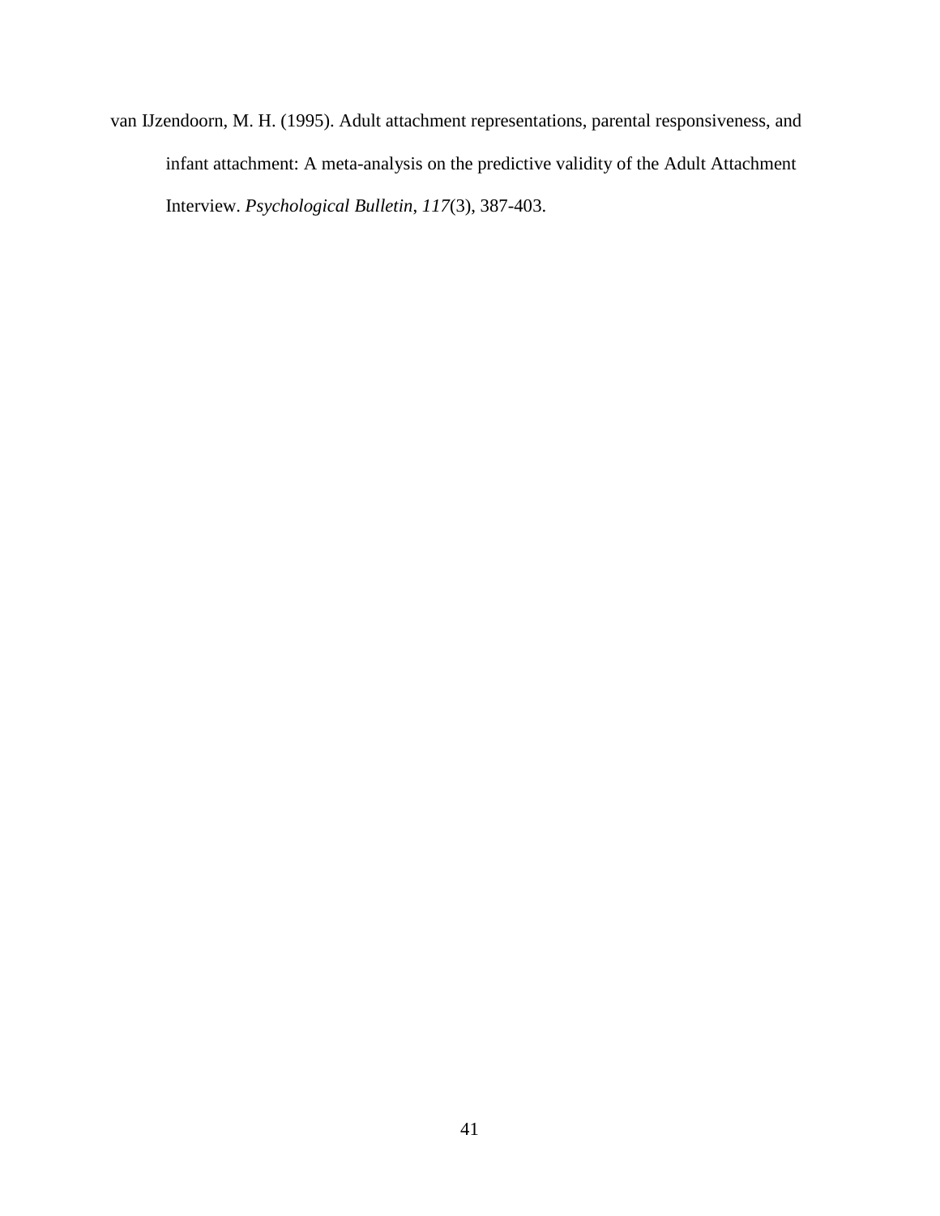van IJzendoorn, M. H. (1995). Adult attachment representations, parental responsiveness, and infant attachment: A meta-analysis on the predictive validity of the Adult Attachment Interview. *Psychological Bulletin*, *117*(3), 387-403.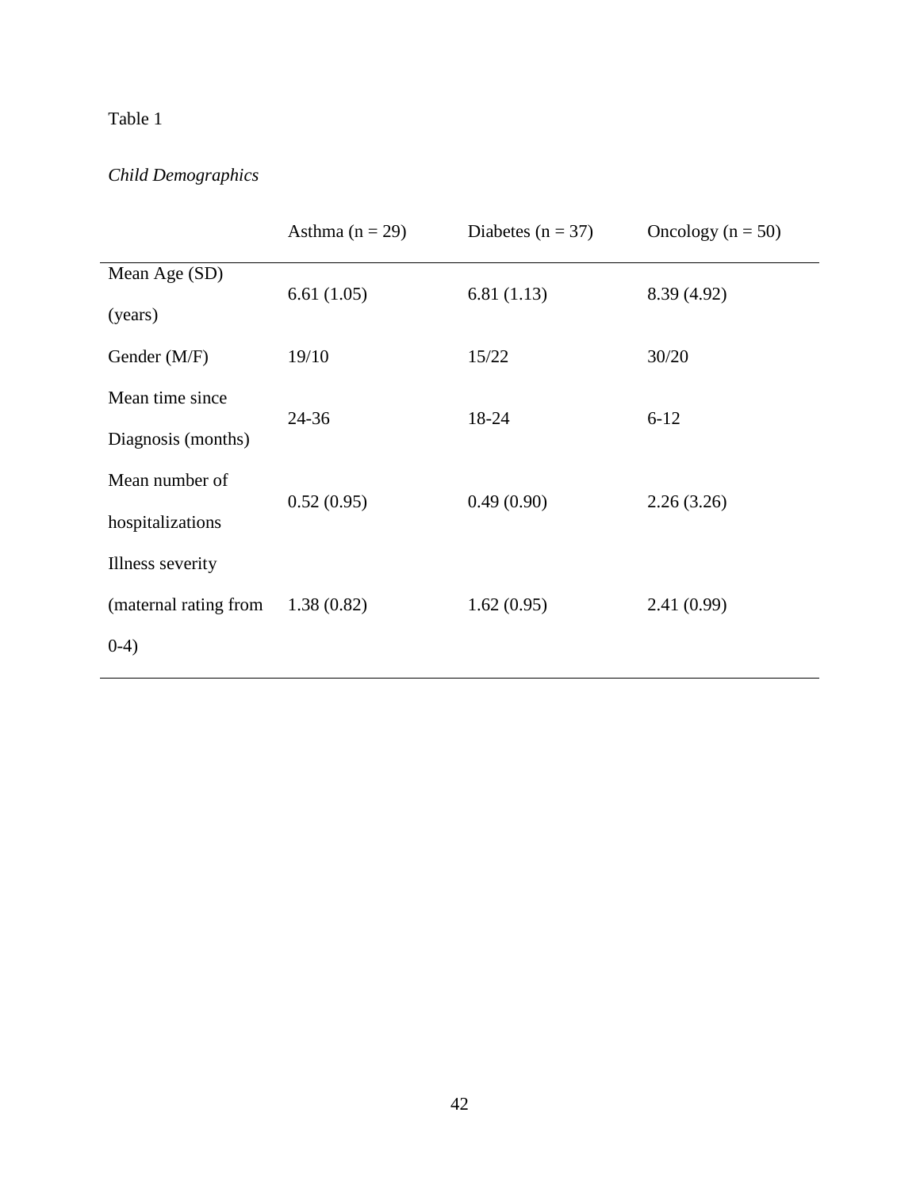Table 1

*Child Demographics*

| | Asthma (n = 29) | Diabetes (n = 37) | Oncology (n = 50) |
|---|---|---|---|
| Mean Age (SD) (years) | 6.61 (1.05) | 6.81 (1.13) | 8.39 (4.92) |
| Gender (M/F) | 19/10 | 15/22 | 30/20 |
| Mean time since Diagnosis (months) | 24-36 | 18-24 | 6-12 |
| Mean number of hospitalizations | 0.52 (0.95) | 0.49 (0.90) | 2.26 (3.26) |
| Illness severity (maternal rating from 0-4) | 1.38 (0.82) | 1.62 (0.95) | 2.41 (0.99) |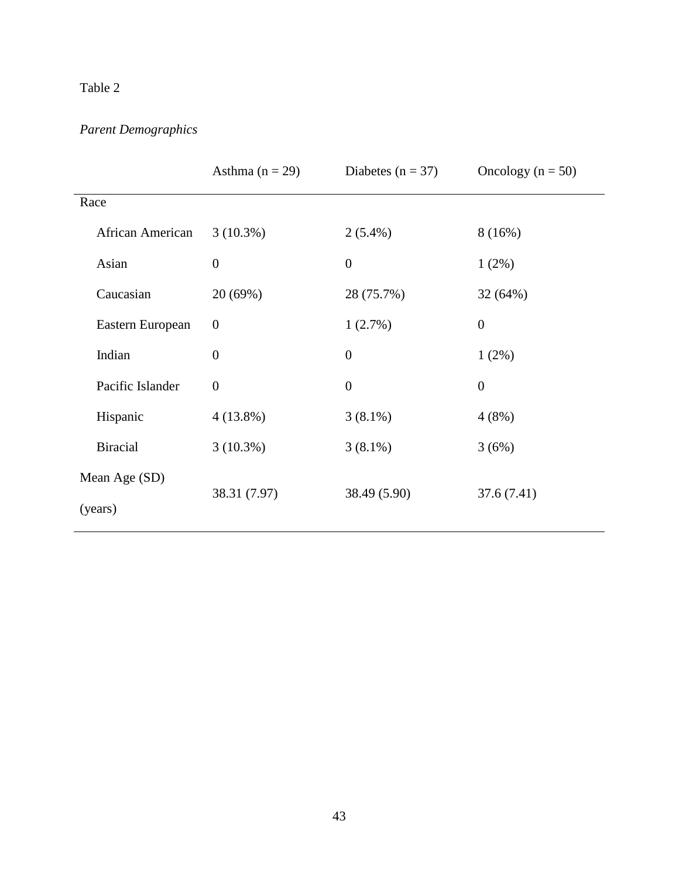Table 2

*Parent Demographics*

| | Asthma (n = 29) | Diabetes (n = 37) | Oncology (n = 50) |
|---|---|---|---|
| Race | | | |
| African American | 3 (10.3%) | 2 (5.4%) | 8 (16%) |
| Asian | 0 | 0 | 1 (2%) |
| Caucasian | 20 (69%) | 28 (75.7%) | 32 (64%) |
| Eastern European | 0 | 1 (2.7%) | 0 |
| Indian | 0 | 0 | 1 (2%) |
| Pacific Islander | 0 | 0 | 0 |
| Hispanic | 4 (13.8%) | 3 (8.1%) | 4 (8%) |
| Biracial | 3 (10.3%) | 3 (8.1%) | 3 (6%) |
| Mean Age (SD) (years) | 38.31 (7.97) | 38.49 (5.90) | 37.6 (7.41) |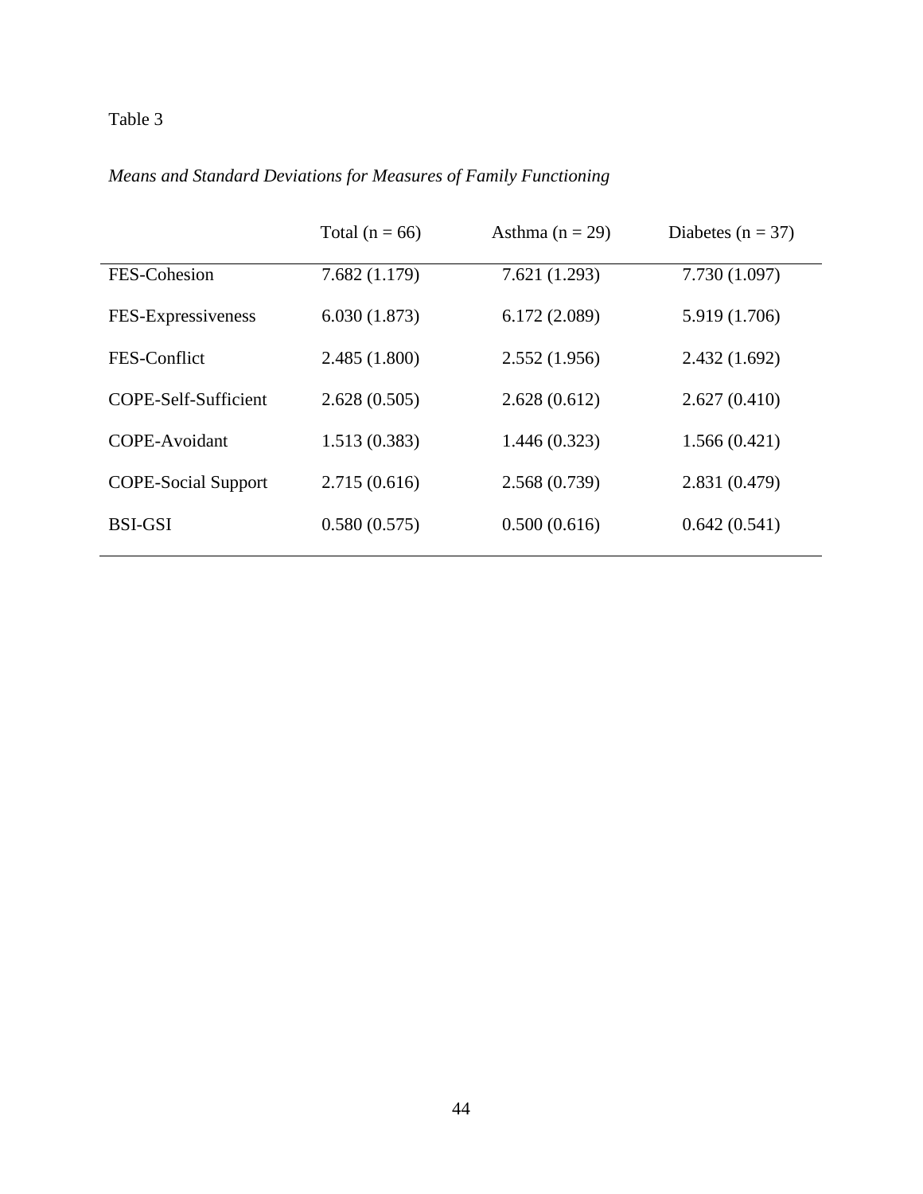Table 3

*Means and Standard Deviations for Measures of Family Functioning*

| | Total (n = 66) | Asthma (n = 29) | Diabetes (n = 37) |
|---|---|---|---|
| FES-Cohesion | 7.682 (1.179) | 7.621 (1.293) | 7.730 (1.097) |
| FES-Expressiveness | 6.030 (1.873) | 6.172 (2.089) | 5.919 (1.706) |
| FES-Conflict | 2.485 (1.800) | 2.552 (1.956) | 2.432 (1.692) |
| COPE-Self-Sufficient | 2.628 (0.505) | 2.628 (0.612) | 2.627 (0.410) |
| COPE-Avoidant | 1.513 (0.383) | 1.446 (0.323) | 1.566 (0.421) |
| COPE-Social Support | 2.715 (0.616) | 2.568 (0.739) | 2.831 (0.479) |
| BSI-GSI | 0.580 (0.575) | 0.500 (0.616) | 0.642 (0.541) |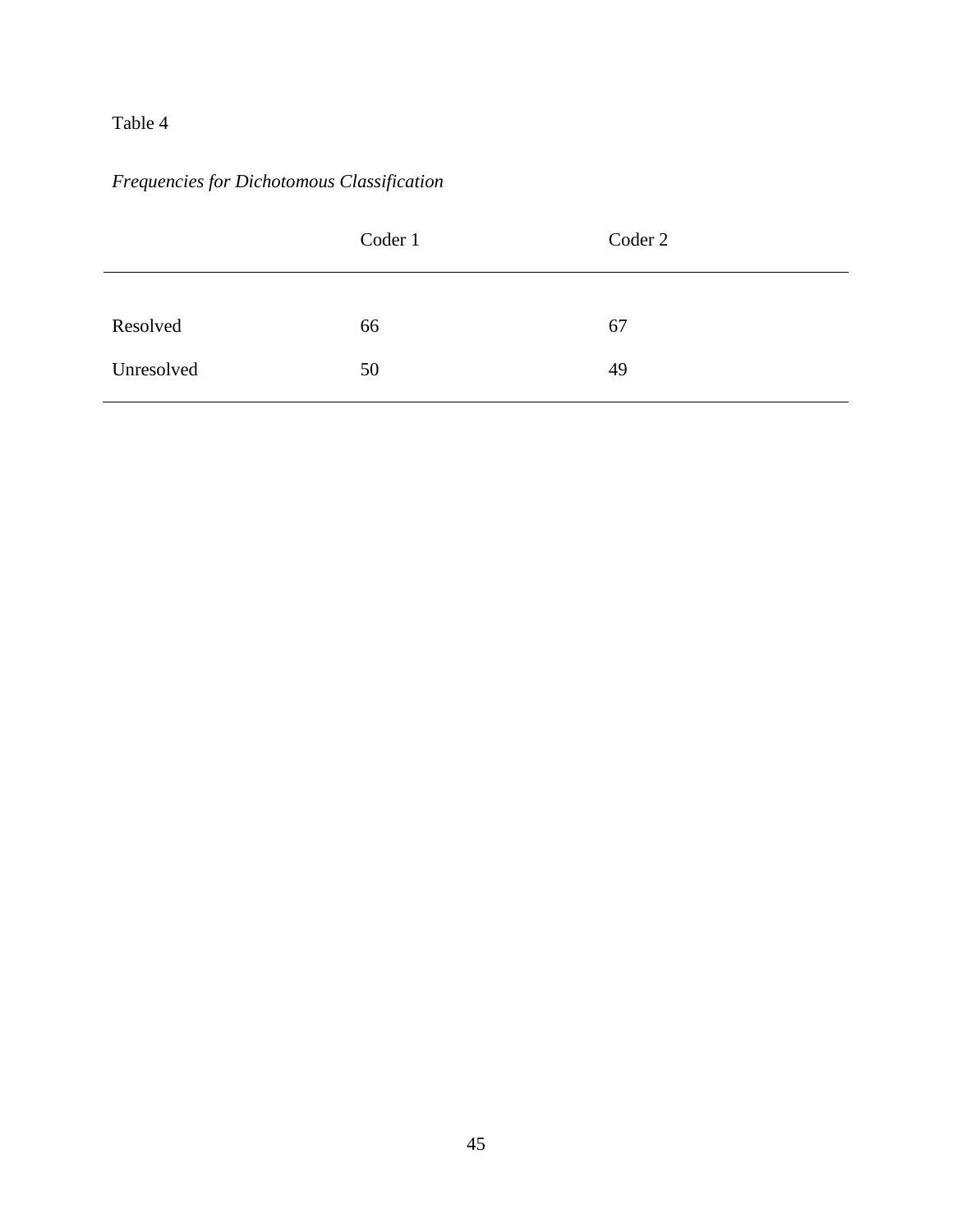Table 4

*Frequencies for Dichotomous Classification*

| | Coder 1 | Coder 2 |
|---|---|---|
| Resolved | 66 | 67 |
| Unresolved | 50 | 49 |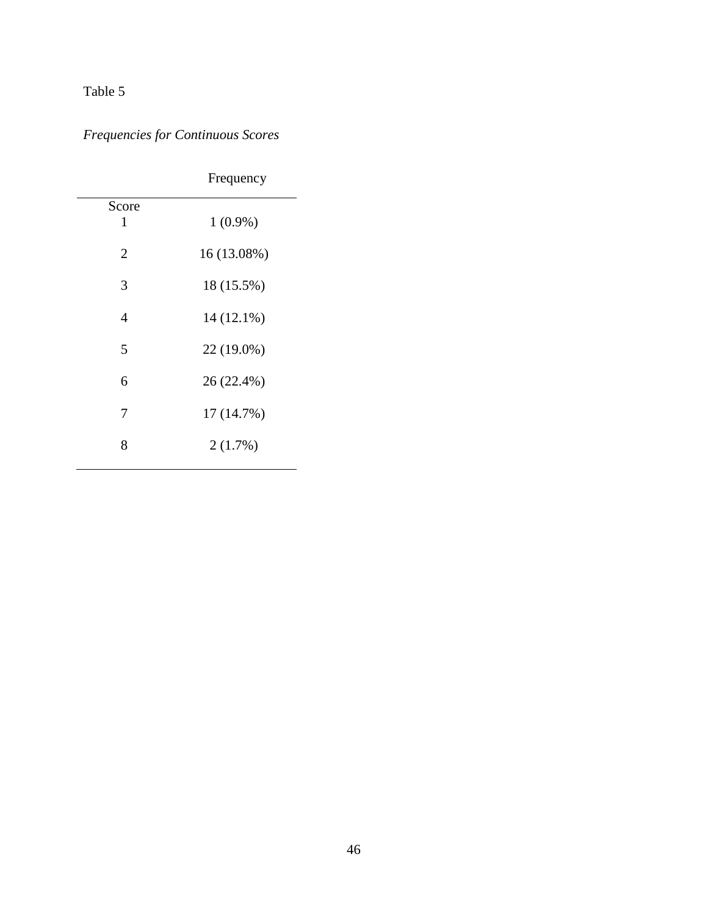Table 5

*Frequencies for Continuous Scores*

| Score | Frequency |
|---|---|
| 1 | 1 (0.9%) |
| 2 | 16 (13.08%) |
| 3 | 18 (15.5%) |
| 4 | 14 (12.1%) |
| 5 | 22 (19.0%) |
| 6 | 26 (22.4%) |
| 7 | 17 (14.7%) |
| 8 | 2 (1.7%) |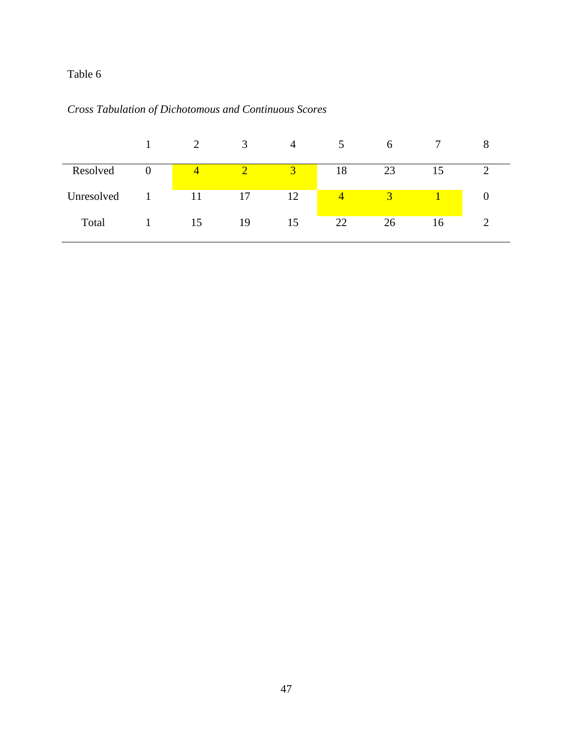Table 6

*Cross Tabulation of Dichotomous and Continuous Scores*

| | 1 | 2 | 3 | 4 | 5 | 6 | 7 | 8 |
|---|---|---|---|---|---|---|---|---|
| Resolved | 0 | 4 | 2 | 3 | 18 | 23 | 15 | 2 |
| Unresolved | 1 | 11 | 17 | 12 | 4 | 3 | 1 | 0 |
| Total | 1 | 15 | 19 | 15 | 22 | 26 | 16 | 2 |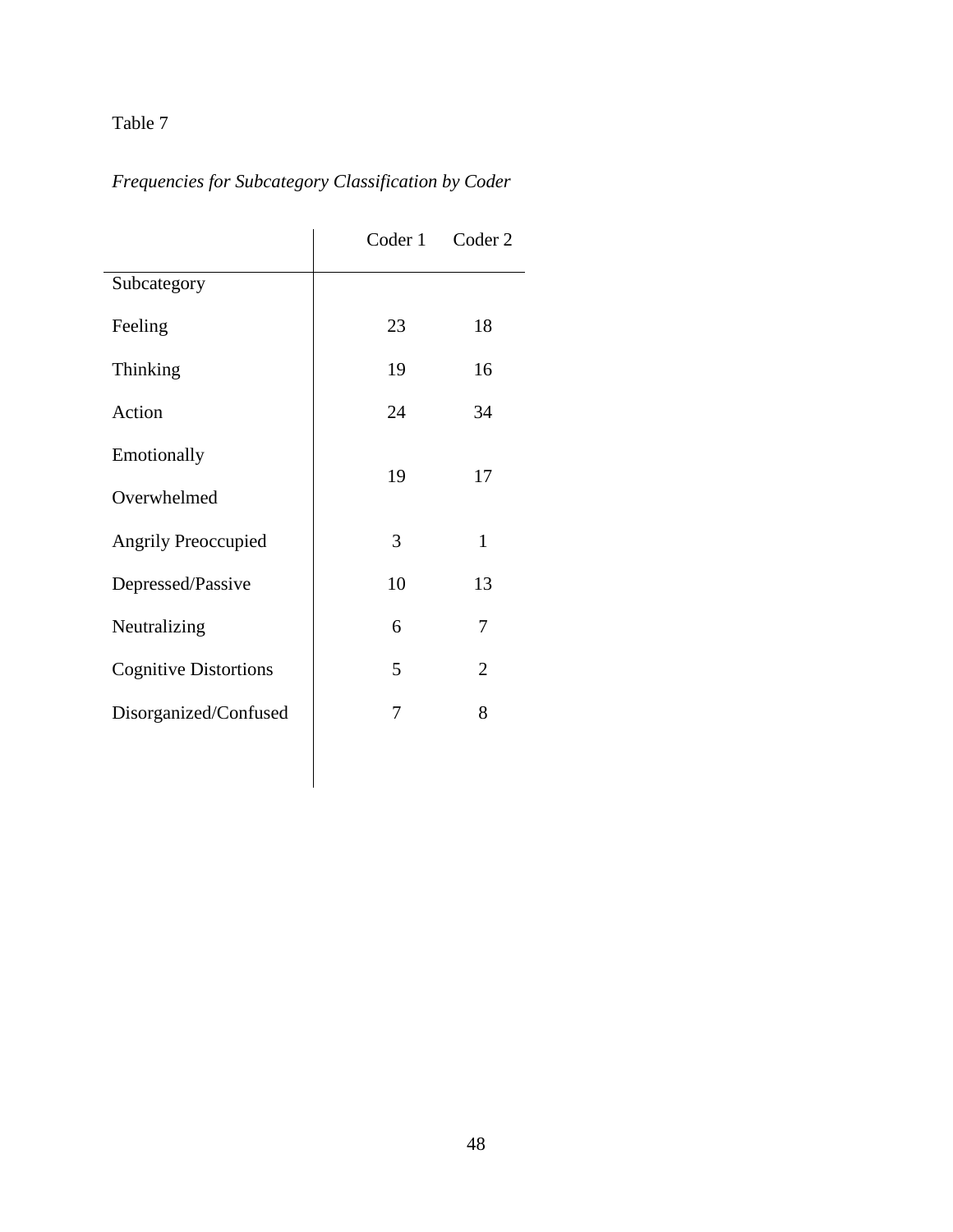Table 7

*Frequencies for Subcategory Classification by Coder*

| | Coder 1 | Coder 2 |
|---|---|---|
| Subcategory | | |
| Feeling | 23 | 18 |
| Thinking | 19 | 16 |
| Action | 24 | 34 |
| Emotionally Overwhelmed | 19 | 17 |
| Angrily Preoccupied | 3 | 1 |
| Depressed/Passive | 10 | 13 |
| Neutralizing | 6 | 7 |
| Cognitive Distortions | 5 | 2 |
| Disorganized/Confused | 7 | 8 |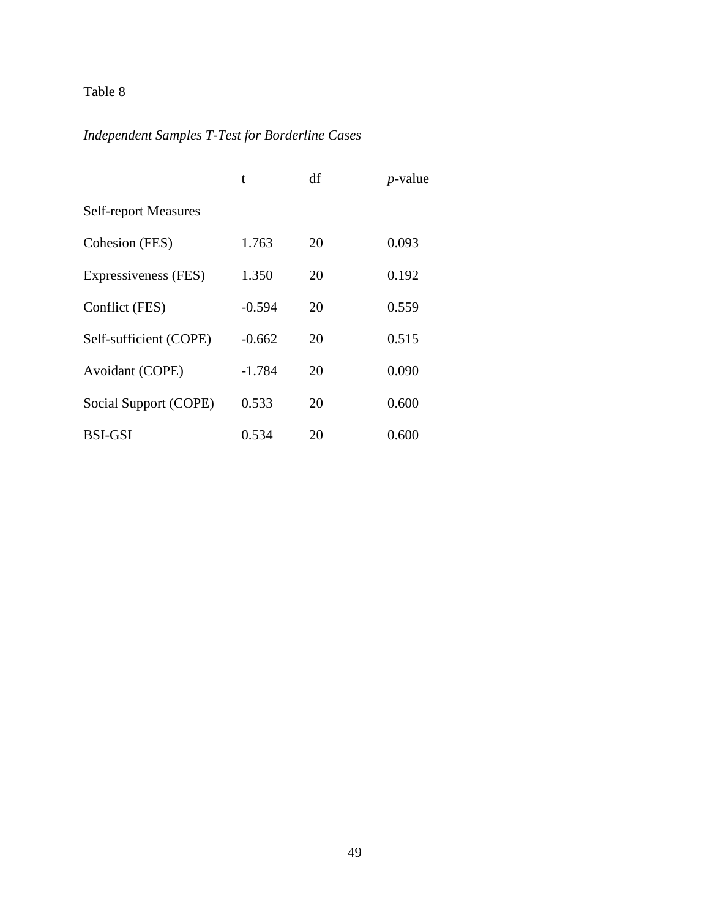Table 8

*Independent Samples T-Test for Borderline Cases*

| | t | df | *p*-value |
|---|---|---|---|
| Self-report Measures | | | |
| Cohesion (FES) | 1.763 | 20 | 0.093 |
| Expressiveness (FES) | 1.350 | 20 | 0.192 |
| Conflict (FES) | -0.594 | 20 | 0.559 |
| Self-sufficient (COPE) | -0.662 | 20 | 0.515 |
| Avoidant (COPE) | -1.784 | 20 | 0.090 |
| Social Support (COPE) | 0.533 | 20 | 0.600 |
| BSI-GSI | 0.534 | 20 | 0.600 |